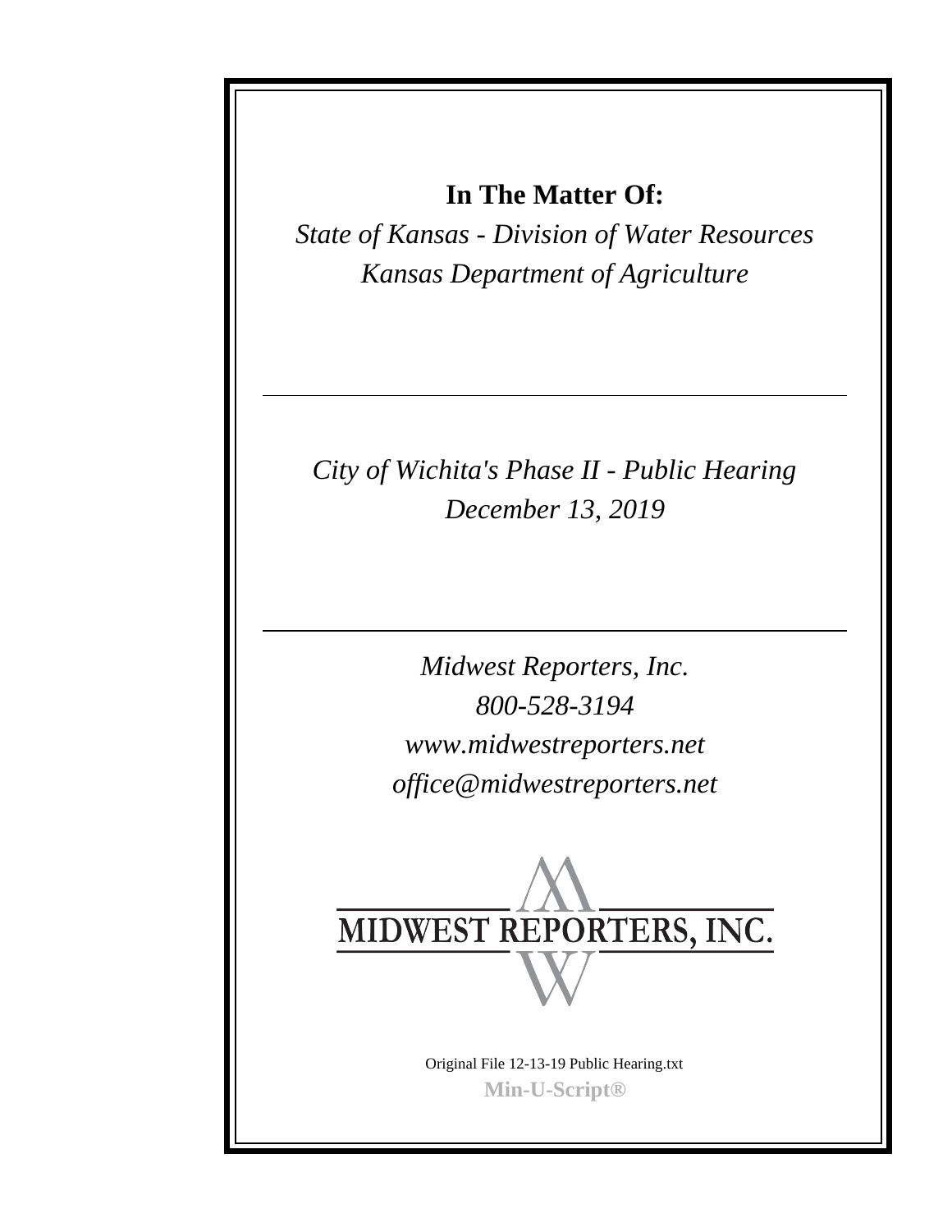**In The Matter Of:**

*State of Kansas - Division of Water Resources*
*Kansas Department of Agriculture*

---

*City of Wichita's Phase II - Public Hearing*
*December 13, 2019*

---

*Midwest Reporters, Inc.*
*800-528-3194*
*www.midwestreporters.net*
*office@midwestreporters.net*

MIDWEST REPORTERS, INC.

Original File 12-13-19 Public Hearing.txt
**Min-U-Script®**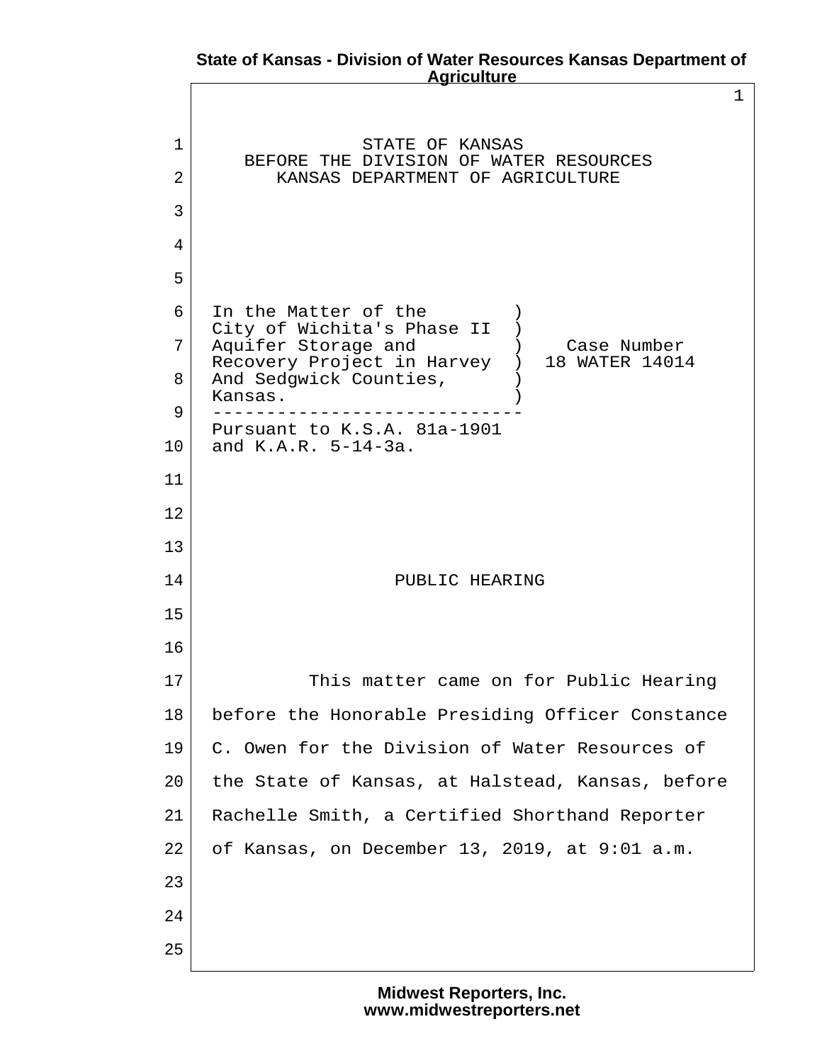STATE OF KANSAS
BEFORE THE DIVISION OF WATER RESOURCES
KANSAS DEPARTMENT OF AGRICULTURE

In the Matter of the City of Wichita's Phase II Aquifer Storage and Recovery Project in Harvey And Sedgwick Counties, Kansas.

Case Number 18 WATER 14014

Pursuant to K.S.A. 81a-1901 and K.A.R. 5-14-3a.

PUBLIC HEARING

This matter came on for Public Hearing before the Honorable Presiding Officer Constance C. Owen for the Division of Water Resources of the State of Kansas, at Halstead, Kansas, before Rachelle Smith, a Certified Shorthand Reporter of Kansas, on December 13, 2019, at 9:01 a.m.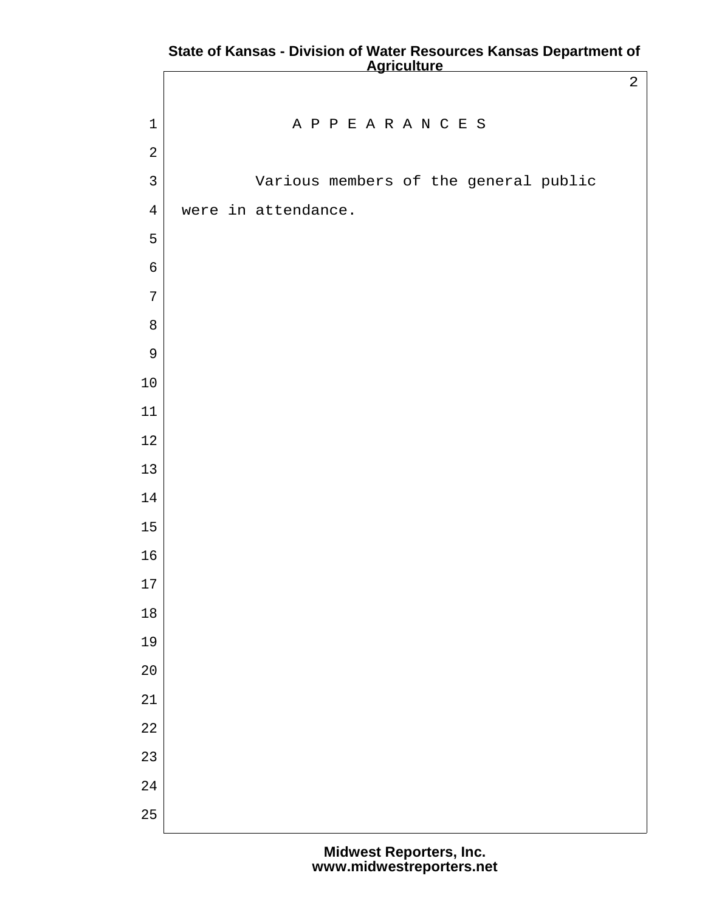# A P P E A R A N C E S

Various members of the general public were in attendance.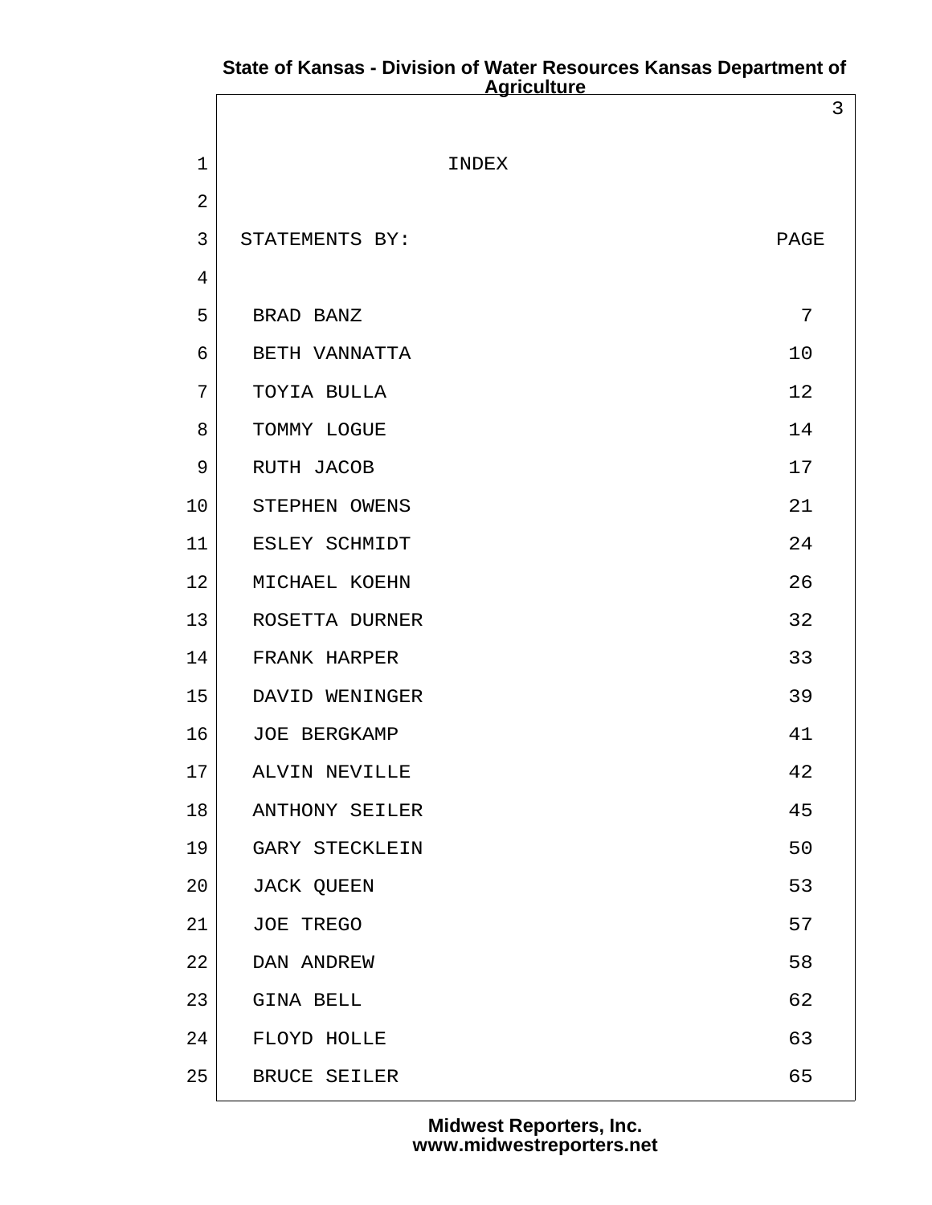# INDEX

| STATEMENTS BY: | PAGE |
|---|---|
| BRAD BANZ | 7 |
| BETH VANNATTA | 10 |
| TOYIA BULLA | 12 |
| TOMMY LOGUE | 14 |
| RUTH JACOB | 17 |
| STEPHEN OWENS | 21 |
| ESLEY SCHMIDT | 24 |
| MICHAEL KOEHN | 26 |
| ROSETTA DURNER | 32 |
| FRANK HARPER | 33 |
| DAVID WENINGER | 39 |
| JOE BERGKAMP | 41 |
| ALVIN NEVILLE | 42 |
| ANTHONY SEILER | 45 |
| GARY STECKLEIN | 50 |
| JACK QUEEN | 53 |
| JOE TREGO | 57 |
| DAN ANDREW | 58 |
| GINA BELL | 62 |
| FLOYD HOLLE | 63 |
| BRUCE SEILER | 65 |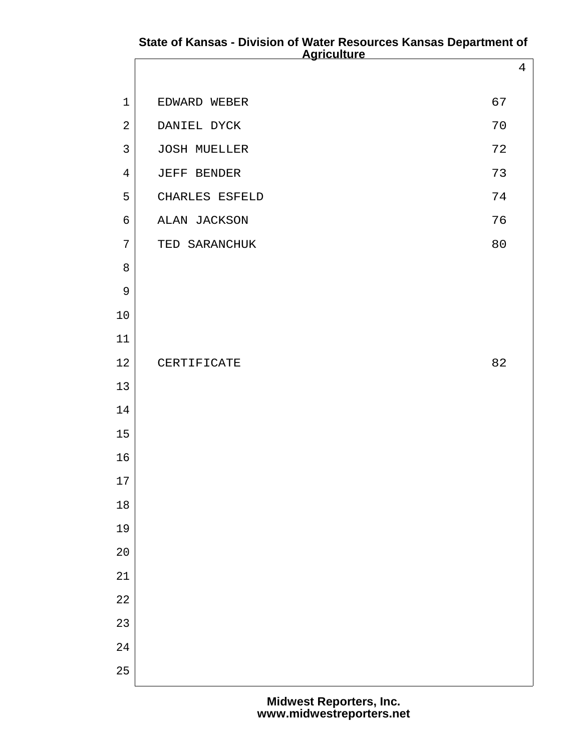| Name | Page |
| --- | --- |
| EDWARD WEBER | 67 |
| DANIEL DYCK | 70 |
| JOSH MUELLER | 72 |
| JEFF BENDER | 73 |
| CHARLES ESFELD | 74 |
| ALAN JACKSON | 76 |
| TED SARANCHUK | 80 |
| CERTIFICATE | 82 |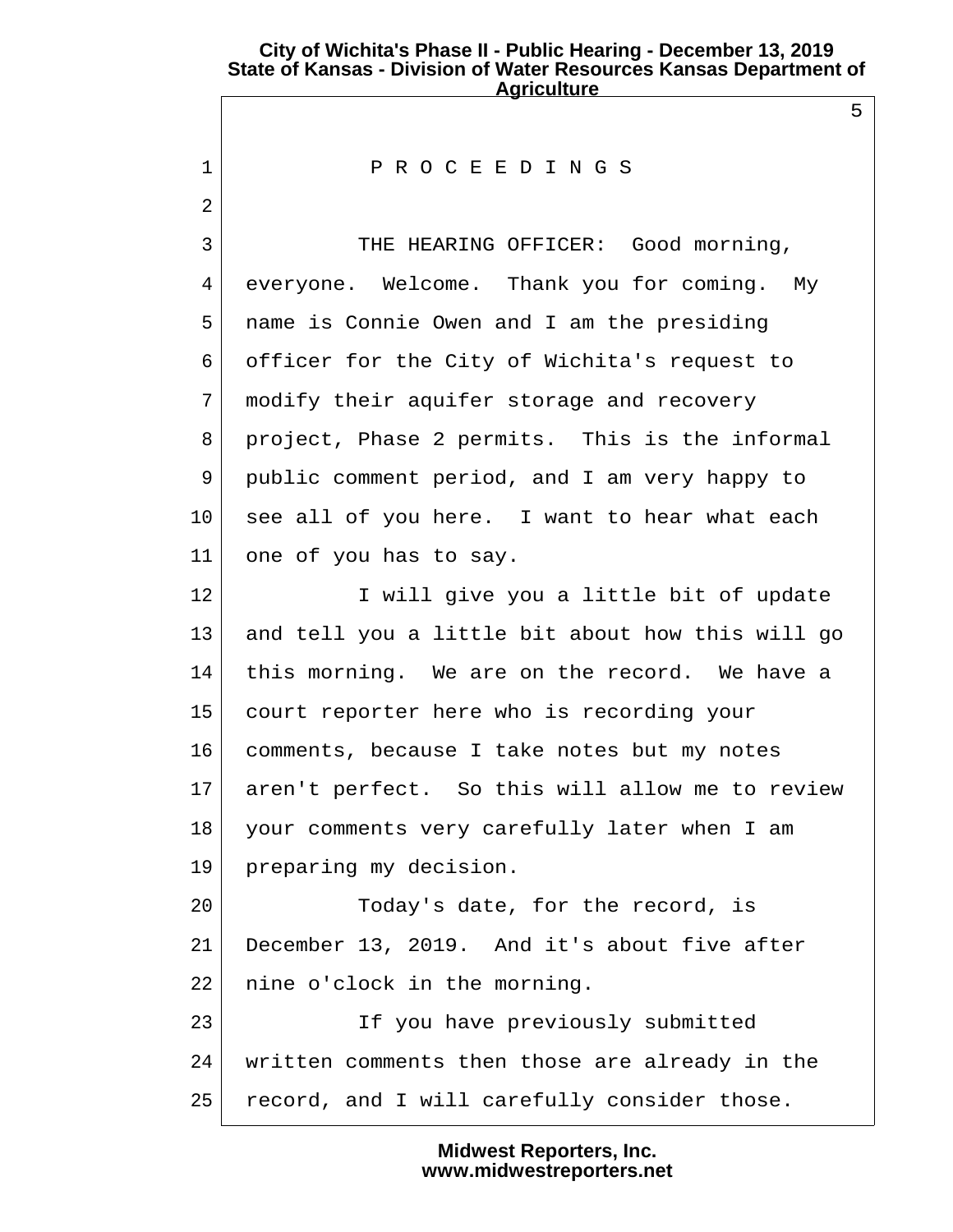P R O C E E D I N G S

THE HEARING OFFICER: Good morning, everyone. Welcome. Thank you for coming. My name is Connie Owen and I am the presiding officer for the City of Wichita's request to modify their aquifer storage and recovery project, Phase 2 permits. This is the informal public comment period, and I am very happy to see all of you here. I want to hear what each one of you has to say.

I will give you a little bit of update and tell you a little bit about how this will go this morning. We are on the record. We have a court reporter here who is recording your comments, because I take notes but my notes aren't perfect. So this will allow me to review your comments very carefully later when I am preparing my decision.

Today's date, for the record, is December 13, 2019. And it's about five after nine o'clock in the morning.

If you have previously submitted written comments then those are already in the record, and I will carefully consider those.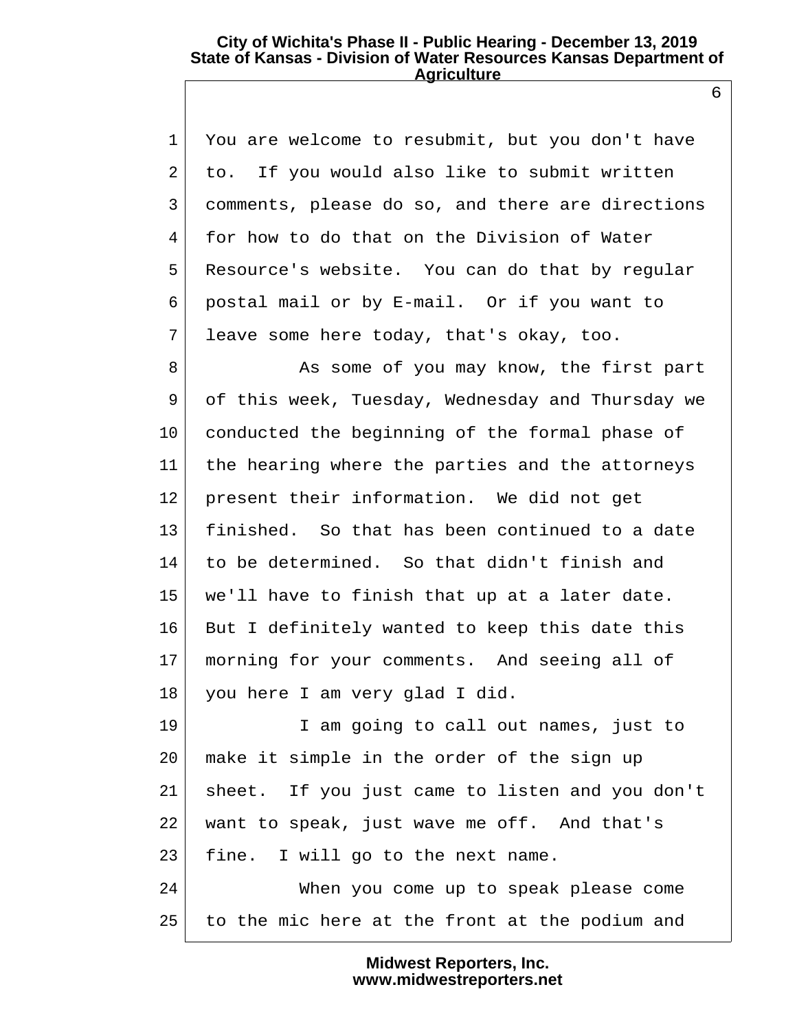You are welcome to resubmit, but you don't have to. If you would also like to submit written comments, please do so, and there are directions for how to do that on the Division of Water Resource's website. You can do that by regular postal mail or by E-mail. Or if you want to leave some here today, that's okay, too.

As some of you may know, the first part of this week, Tuesday, Wednesday and Thursday we conducted the beginning of the formal phase of the hearing where the parties and the attorneys present their information. We did not get finished. So that has been continued to a date to be determined. So that didn't finish and we'll have to finish that up at a later date. But I definitely wanted to keep this date this morning for your comments. And seeing all of you here I am very glad I did.

I am going to call out names, just to make it simple in the order of the sign up sheet. If you just came to listen and you don't want to speak, just wave me off. And that's fine. I will go to the next name.

When you come up to speak please come to the mic here at the front at the podium and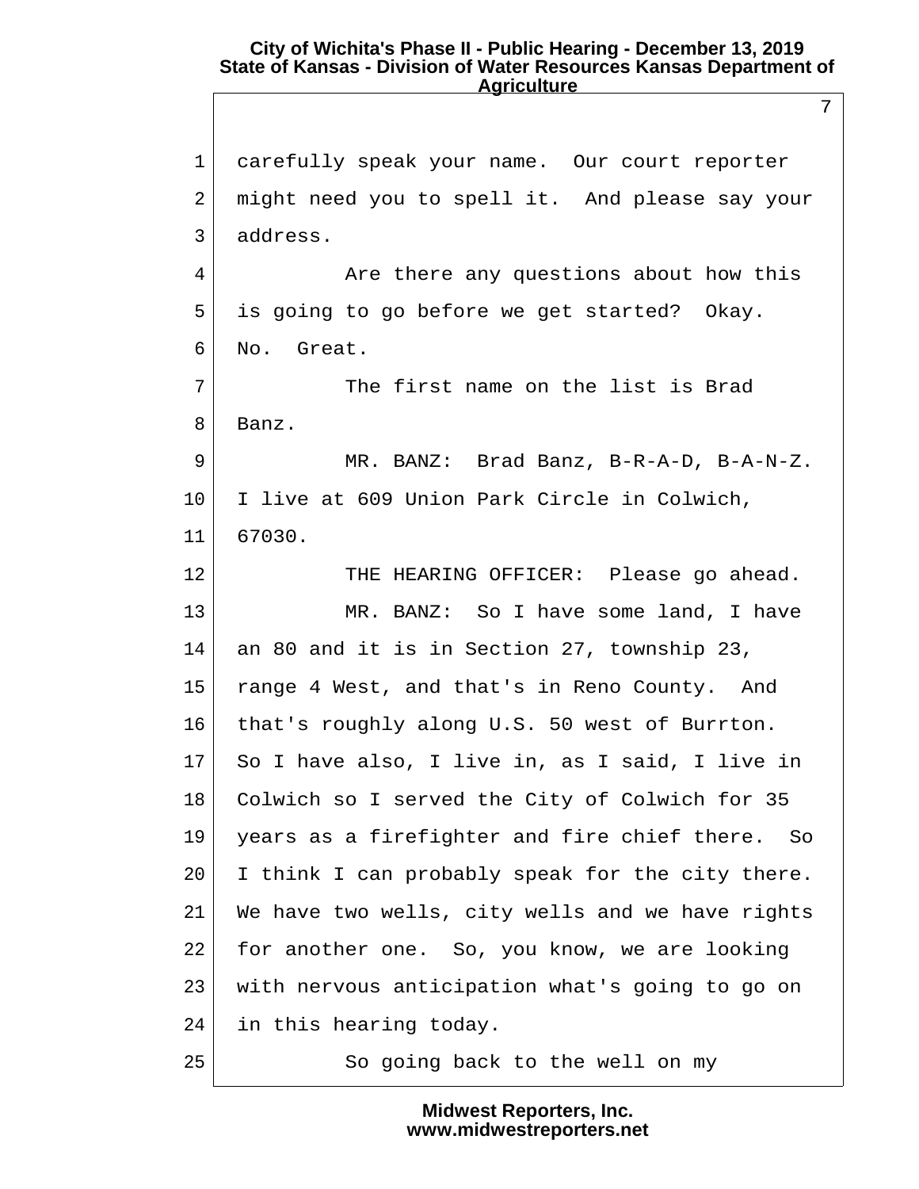carefully speak your name. Our court reporter might need you to spell it. And please say your address.

Are there any questions about how this is going to go before we get started? Okay. No. Great.

The first name on the list is Brad Banz.

MR. BANZ: Brad Banz, B-R-A-D, B-A-N-Z. I live at 609 Union Park Circle in Colwich, 67030.

THE HEARING OFFICER: Please go ahead.

MR. BANZ: So I have some land, I have an 80 and it is in Section 27, township 23, range 4 West, and that's in Reno County. And that's roughly along U.S. 50 west of Burrton. So I have also, I live in, as I said, I live in Colwich so I served the City of Colwich for 35 years as a firefighter and fire chief there. So I think I can probably speak for the city there. We have two wells, city wells and we have rights for another one. So, you know, we are looking with nervous anticipation what's going to go on in this hearing today.

So going back to the well on my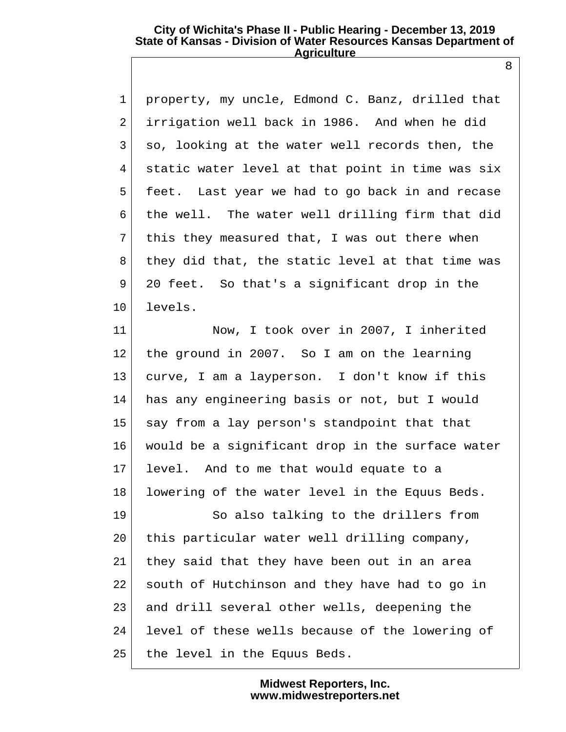property, my uncle, Edmond C. Banz, drilled that irrigation well back in 1986. And when he did so, looking at the water well records then, the static water level at that point in time was six feet. Last year we had to go back in and recase the well. The water well drilling firm that did this they measured that, I was out there when they did that, the static level at that time was 20 feet. So that's a significant drop in the levels.

Now, I took over in 2007, I inherited the ground in 2007. So I am on the learning curve, I am a layperson. I don't know if this has any engineering basis or not, but I would say from a lay person's standpoint that that would be a significant drop in the surface water level. And to me that would equate to a lowering of the water level in the Equus Beds.

So also talking to the drillers from this particular water well drilling company, they said that they have been out in an area south of Hutchinson and they have had to go in and drill several other wells, deepening the level of these wells because of the lowering of the level in the Equus Beds.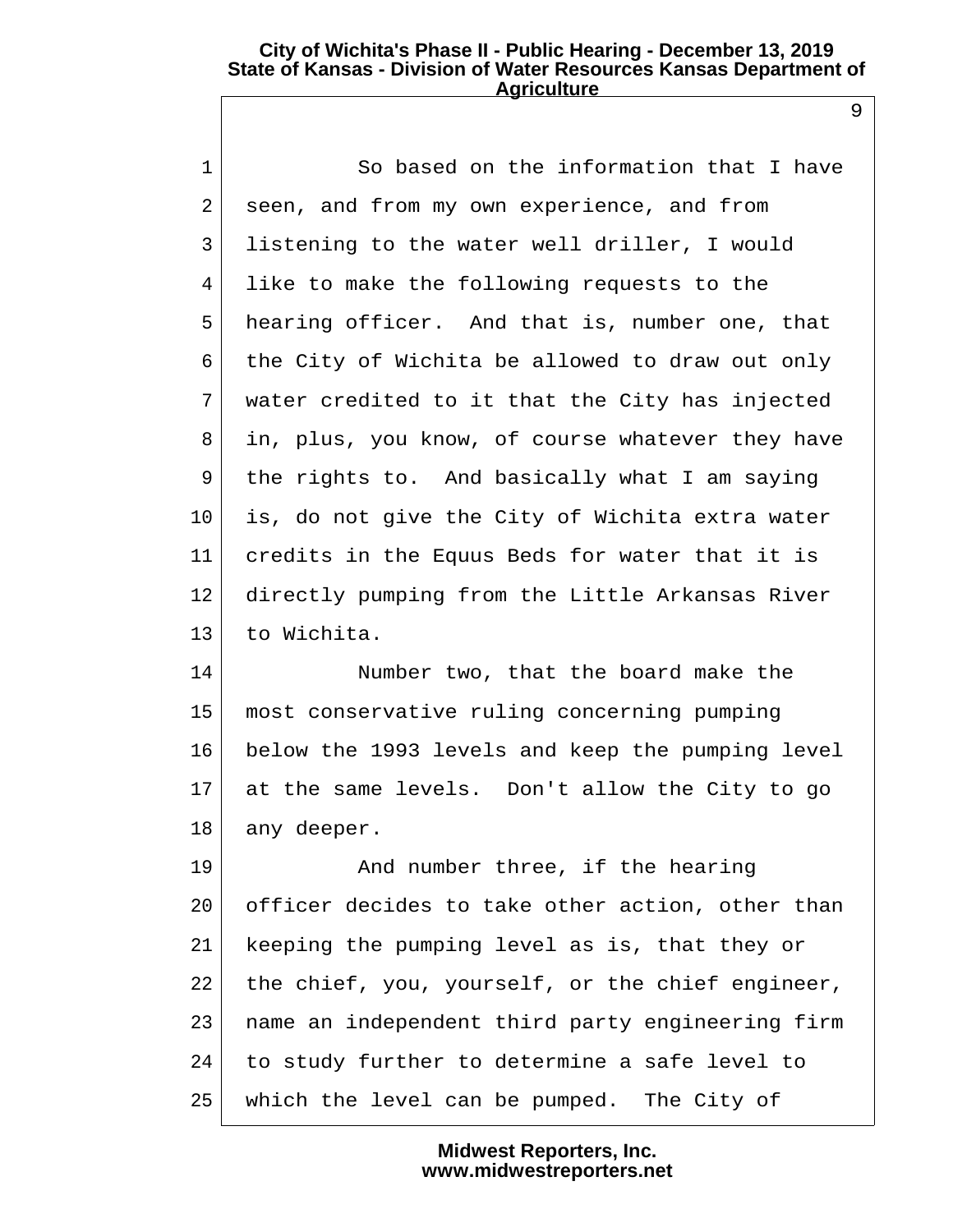So based on the information that I have seen, and from my own experience, and from listening to the water well driller, I would like to make the following requests to the hearing officer. And that is, number one, that the City of Wichita be allowed to draw out only water credited to it that the City has injected in, plus, you know, of course whatever they have the rights to. And basically what I am saying is, do not give the City of Wichita extra water credits in the Equus Beds for water that it is directly pumping from the Little Arkansas River to Wichita.

Number two, that the board make the most conservative ruling concerning pumping below the 1993 levels and keep the pumping level at the same levels. Don't allow the City to go any deeper.

And number three, if the hearing officer decides to take other action, other than keeping the pumping level as is, that they or the chief, you, yourself, or the chief engineer, name an independent third party engineering firm to study further to determine a safe level to which the level can be pumped. The City of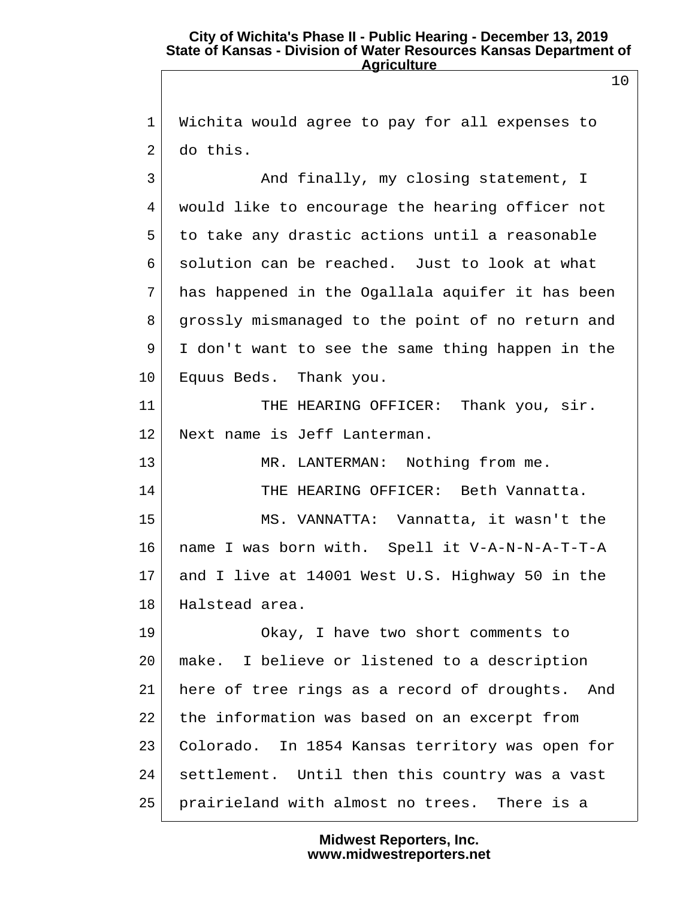Wichita would agree to pay for all expenses to do this.

And finally, my closing statement, I would like to encourage the hearing officer not to take any drastic actions until a reasonable solution can be reached. Just to look at what has happened in the Ogallala aquifer it has been grossly mismanaged to the point of no return and I don't want to see the same thing happen in the Equus Beds. Thank you.

THE HEARING OFFICER: Thank you, sir. Next name is Jeff Lanterman.

MR. LANTERMAN: Nothing from me.

THE HEARING OFFICER: Beth Vannatta.

MS. VANNATTA: Vannatta, it wasn't the name I was born with. Spell it V-A-N-N-A-T-T-A and I live at 14001 West U.S. Highway 50 in the Halstead area.

Okay, I have two short comments to make. I believe or listened to a description here of tree rings as a record of droughts. And the information was based on an excerpt from Colorado. In 1854 Kansas territory was open for settlement. Until then this country was a vast prairieland with almost no trees. There is a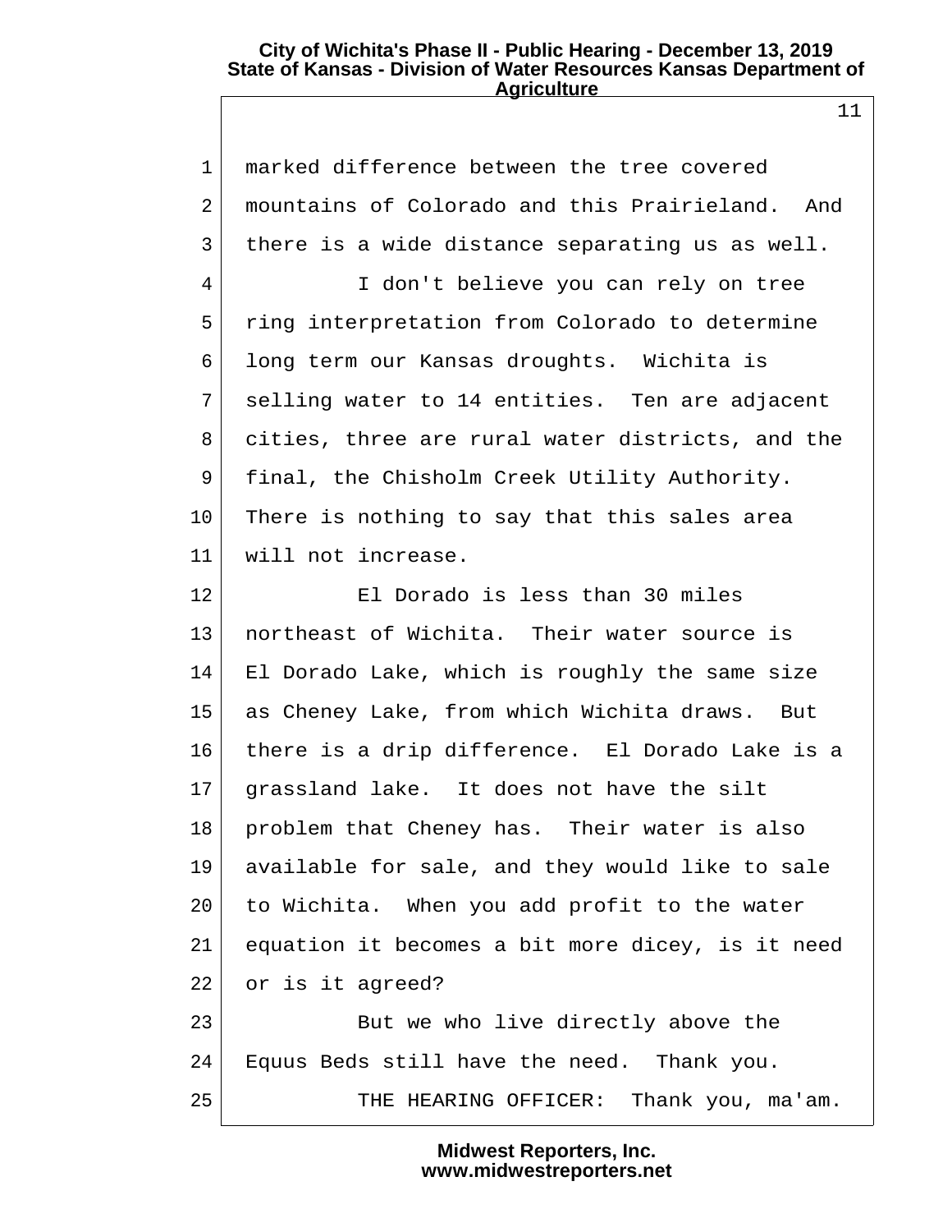marked difference between the tree covered mountains of Colorado and this Prairieland. And there is a wide distance separating us as well.

I don't believe you can rely on tree ring interpretation from Colorado to determine long term our Kansas droughts. Wichita is selling water to 14 entities. Ten are adjacent cities, three are rural water districts, and the final, the Chisholm Creek Utility Authority. There is nothing to say that this sales area will not increase.

El Dorado is less than 30 miles northeast of Wichita. Their water source is El Dorado Lake, which is roughly the same size as Cheney Lake, from which Wichita draws. But there is a drip difference. El Dorado Lake is a grassland lake. It does not have the silt problem that Cheney has. Their water is also available for sale, and they would like to sale to Wichita. When you add profit to the water equation it becomes a bit more dicey, is it need or is it agreed?

But we who live directly above the Equus Beds still have the need. Thank you.

THE HEARING OFFICER: Thank you, ma'am.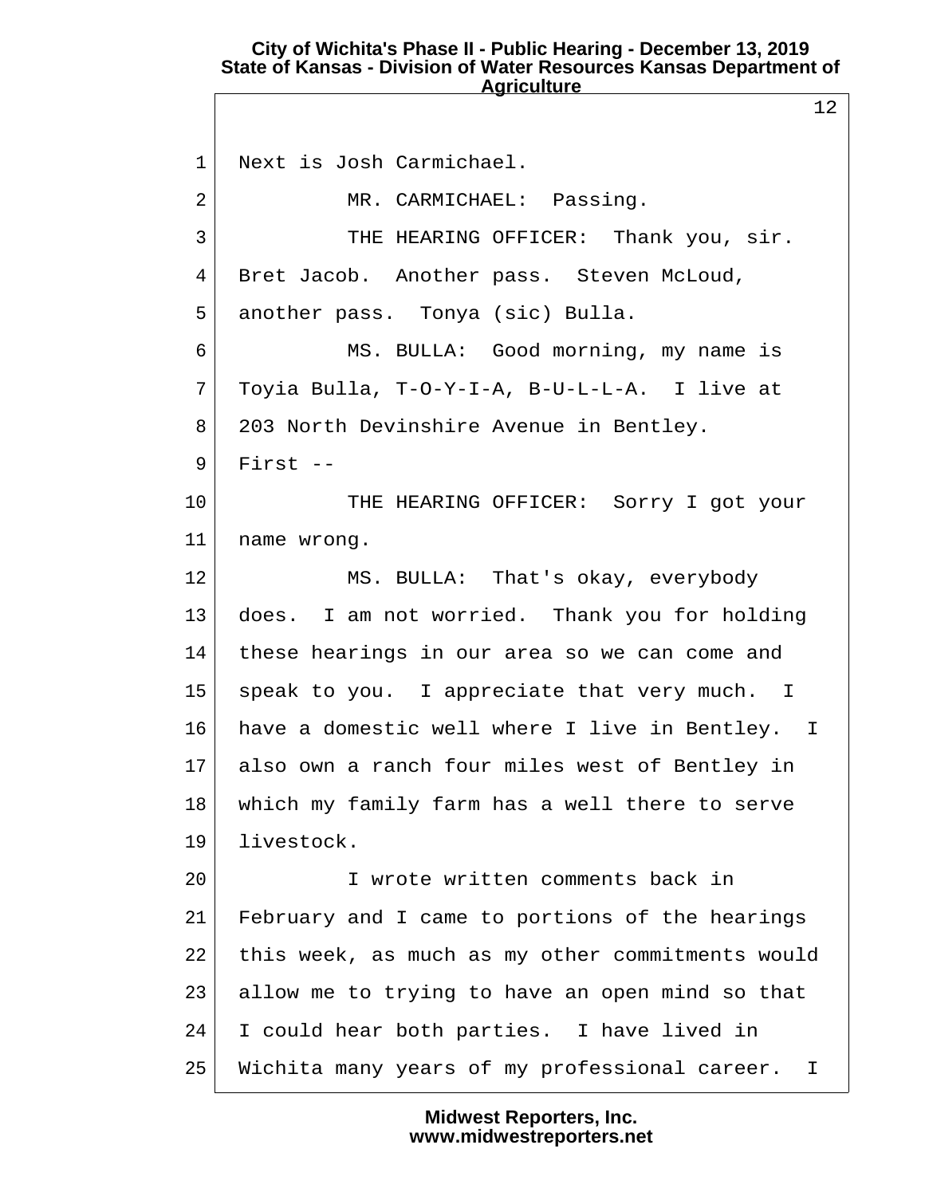Next is Josh Carmichael.

MR. CARMICHAEL: Passing.

THE HEARING OFFICER: Thank you, sir. Bret Jacob. Another pass. Steven McLoud, another pass. Tonya (sic) Bulla.

MS. BULLA: Good morning, my name is Toyia Bulla, T-O-Y-I-A, B-U-L-L-A. I live at 203 North Devinshire Avenue in Bentley. First --

THE HEARING OFFICER: Sorry I got your name wrong.

MS. BULLA: That's okay, everybody does. I am not worried. Thank you for holding these hearings in our area so we can come and speak to you. I appreciate that very much. I have a domestic well where I live in Bentley. I also own a ranch four miles west of Bentley in which my family farm has a well there to serve livestock.

I wrote written comments back in February and I came to portions of the hearings this week, as much as my other commitments would allow me to trying to have an open mind so that I could hear both parties. I have lived in Wichita many years of my professional career. I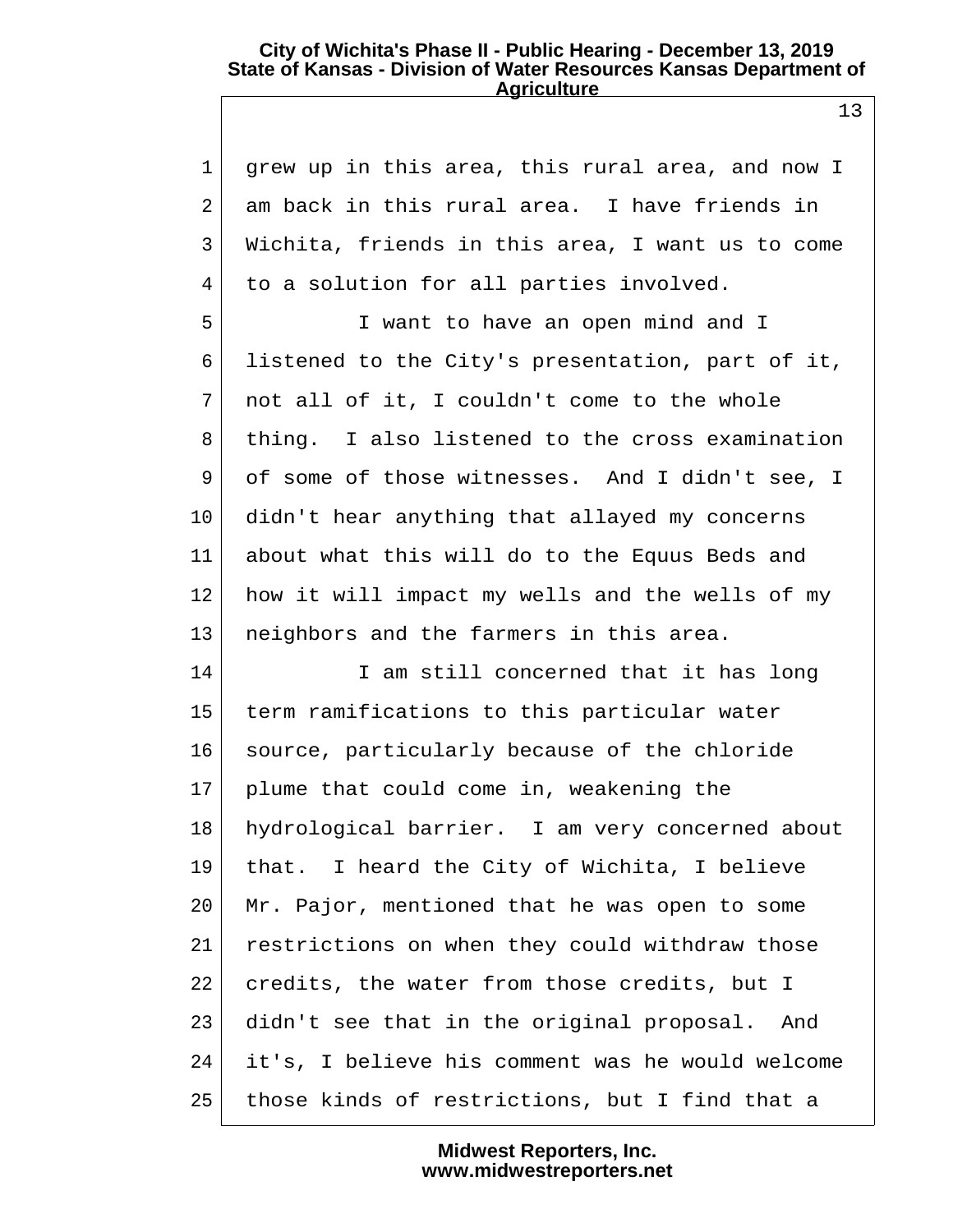grew up in this area, this rural area, and now I am back in this rural area. I have friends in Wichita, friends in this area, I want us to come to a solution for all parties involved.

I want to have an open mind and I listened to the City's presentation, part of it, not all of it, I couldn't come to the whole thing. I also listened to the cross examination of some of those witnesses. And I didn't see, I didn't hear anything that allayed my concerns about what this will do to the Equus Beds and how it will impact my wells and the wells of my neighbors and the farmers in this area.

I am still concerned that it has long term ramifications to this particular water source, particularly because of the chloride plume that could come in, weakening the hydrological barrier. I am very concerned about that. I heard the City of Wichita, I believe Mr. Pajor, mentioned that he was open to some restrictions on when they could withdraw those credits, the water from those credits, but I didn't see that in the original proposal. And it's, I believe his comment was he would welcome those kinds of restrictions, but I find that a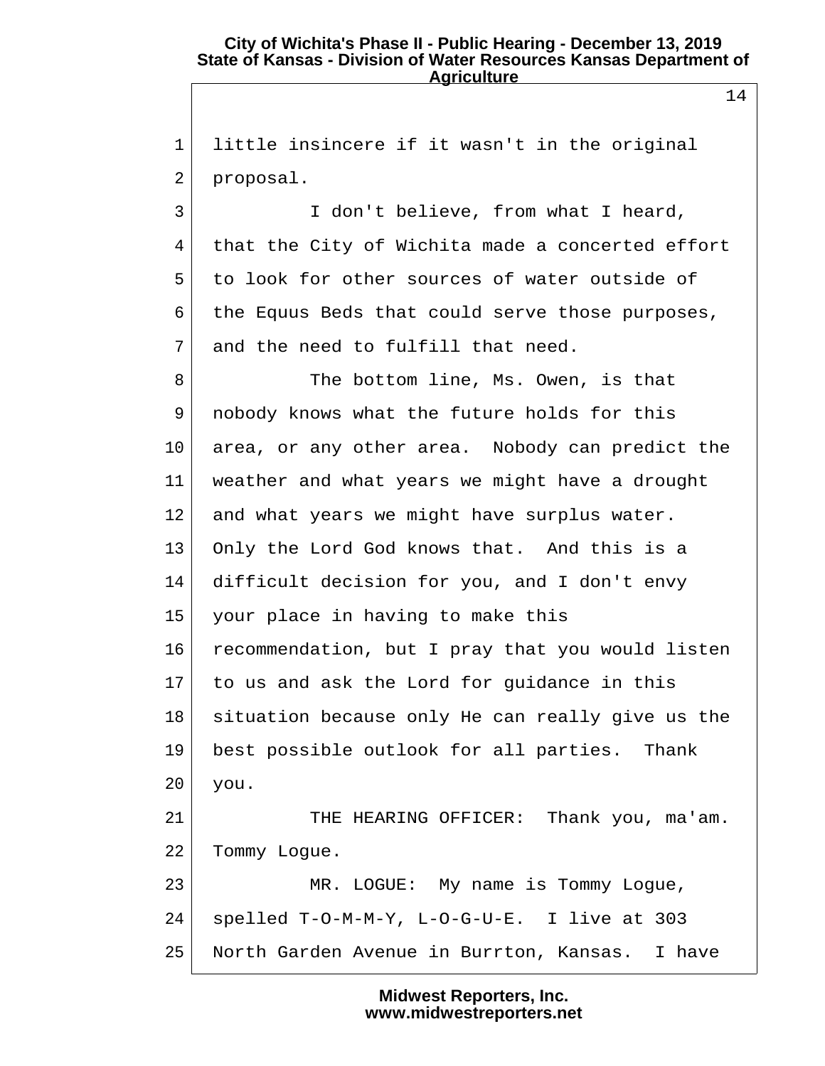little insincere if it wasn't in the original proposal.

I don't believe, from what I heard, that the City of Wichita made a concerted effort to look for other sources of water outside of the Equus Beds that could serve those purposes, and the need to fulfill that need.

The bottom line, Ms. Owen, is that nobody knows what the future holds for this area, or any other area. Nobody can predict the weather and what years we might have a drought and what years we might have surplus water. Only the Lord God knows that. And this is a difficult decision for you, and I don't envy your place in having to make this recommendation, but I pray that you would listen to us and ask the Lord for guidance in this situation because only He can really give us the best possible outlook for all parties. Thank you.

THE HEARING OFFICER: Thank you, ma'am. Tommy Logue.

MR. LOGUE: My name is Tommy Logue, spelled T-O-M-M-Y, L-O-G-U-E. I live at 303 North Garden Avenue in Burrton, Kansas. I have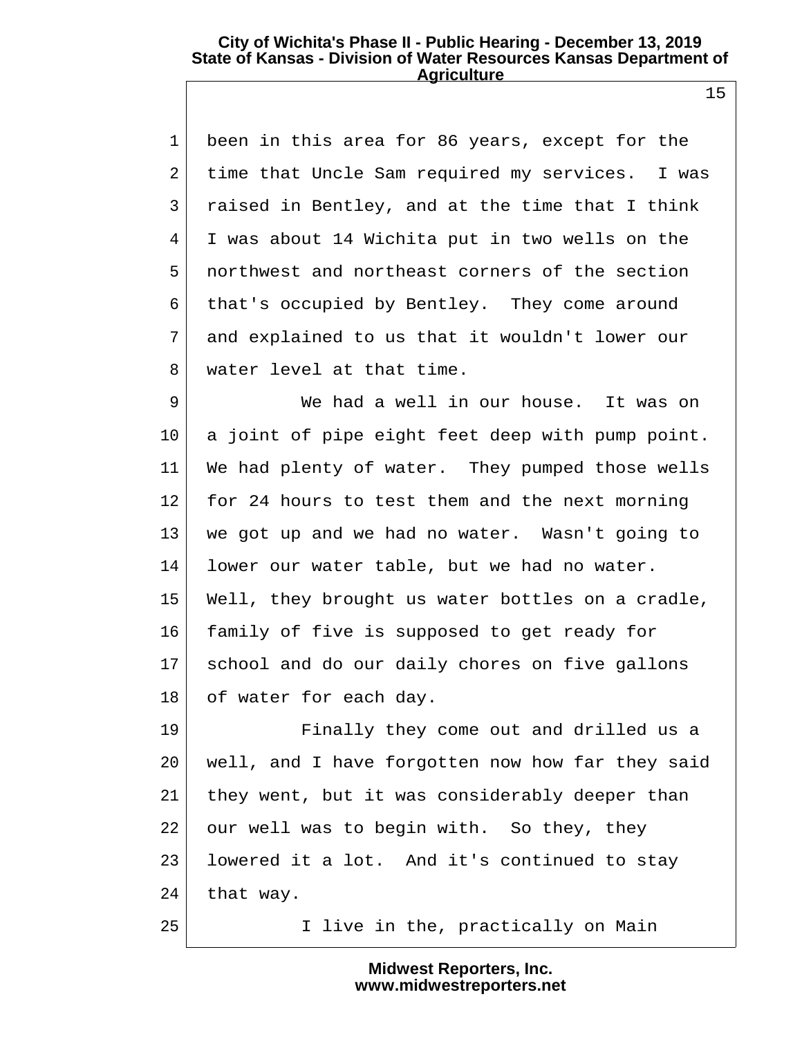been in this area for 86 years, except for the time that Uncle Sam required my services. I was raised in Bentley, and at the time that I think I was about 14 Wichita put in two wells on the northwest and northeast corners of the section that's occupied by Bentley. They come around and explained to us that it wouldn't lower our water level at that time.

We had a well in our house. It was on a joint of pipe eight feet deep with pump point. We had plenty of water. They pumped those wells for 24 hours to test them and the next morning we got up and we had no water. Wasn't going to lower our water table, but we had no water. Well, they brought us water bottles on a cradle, family of five is supposed to get ready for school and do our daily chores on five gallons of water for each day.

Finally they come out and drilled us a well, and I have forgotten now how far they said they went, but it was considerably deeper than our well was to begin with. So they, they lowered it a lot. And it's continued to stay that way.

I live in the, practically on Main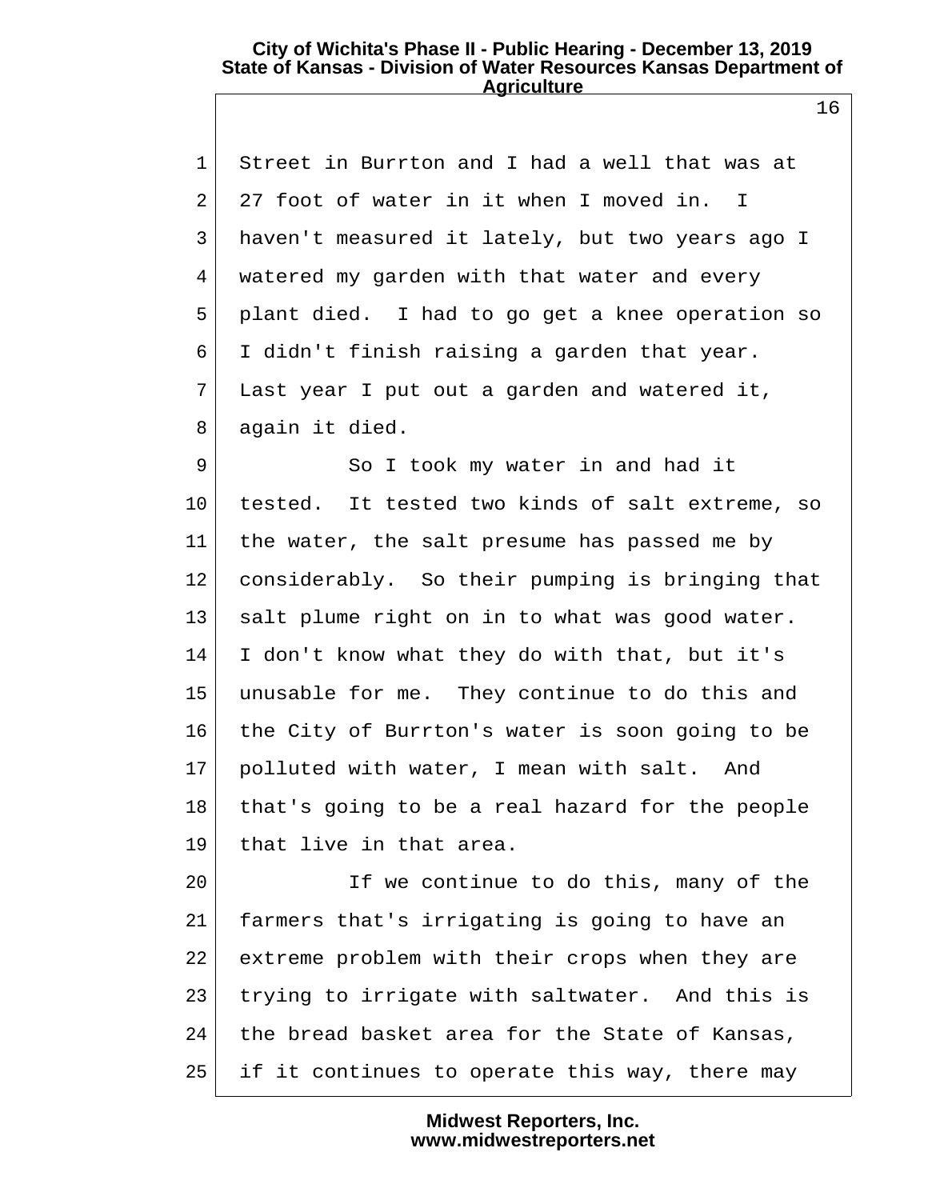Street in Burrton and I had a well that was at 27 foot of water in it when I moved in. I haven't measured it lately, but two years ago I watered my garden with that water and every plant died. I had to go get a knee operation so I didn't finish raising a garden that year. Last year I put out a garden and watered it, again it died.

So I took my water in and had it tested. It tested two kinds of salt extreme, so the water, the salt presume has passed me by considerably. So their pumping is bringing that salt plume right on in to what was good water. I don't know what they do with that, but it's unusable for me. They continue to do this and the City of Burrton's water is soon going to be polluted with water, I mean with salt. And that's going to be a real hazard for the people that live in that area.

If we continue to do this, many of the farmers that's irrigating is going to have an extreme problem with their crops when they are trying to irrigate with saltwater. And this is the bread basket area for the State of Kansas, if it continues to operate this way, there may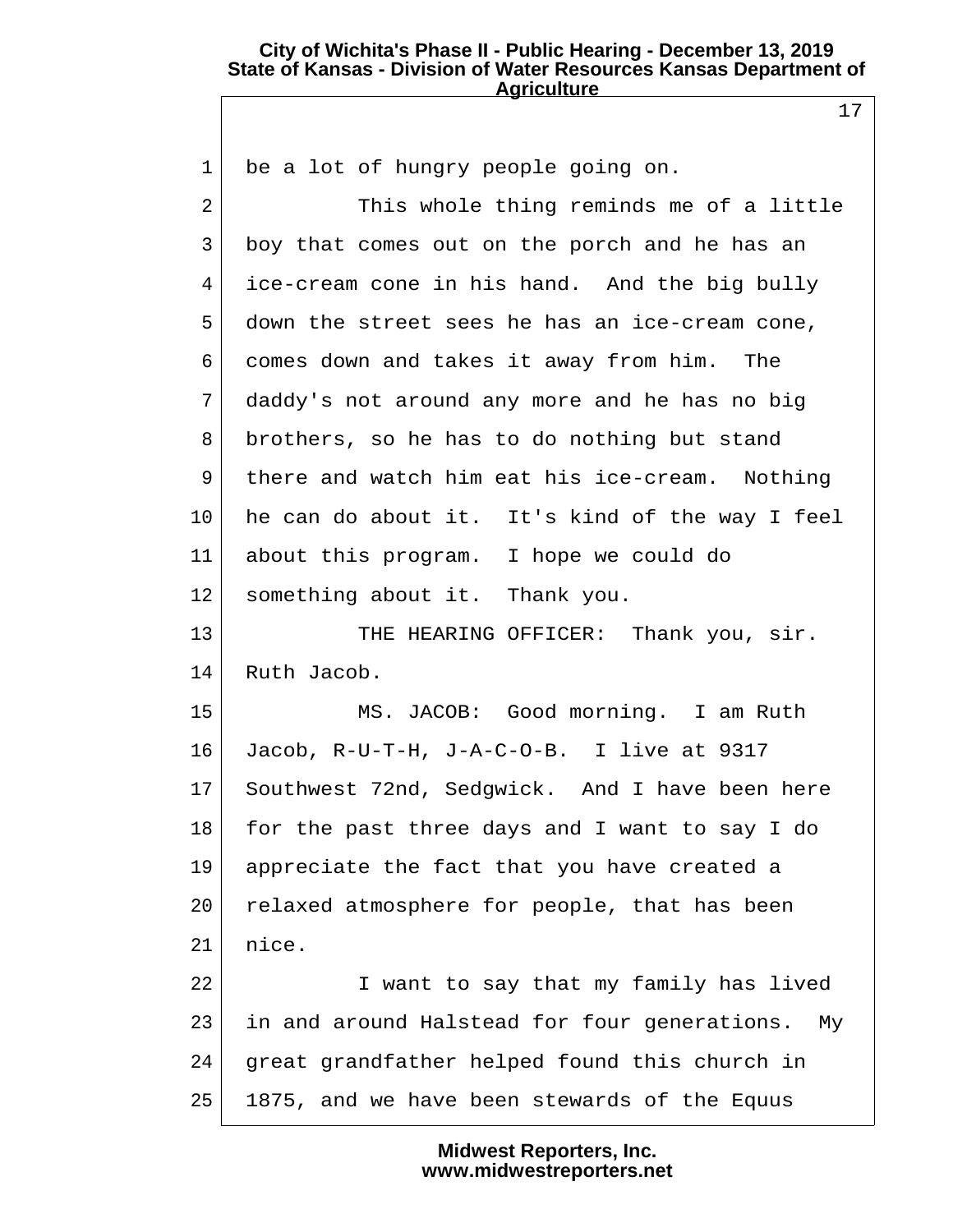be a lot of hungry people going on.

This whole thing reminds me of a little boy that comes out on the porch and he has an ice-cream cone in his hand. And the big bully down the street sees he has an ice-cream cone, comes down and takes it away from him. The daddy's not around any more and he has no big brothers, so he has to do nothing but stand there and watch him eat his ice-cream. Nothing he can do about it. It's kind of the way I feel about this program. I hope we could do something about it. Thank you.

THE HEARING OFFICER: Thank you, sir. Ruth Jacob.

MS. JACOB: Good morning. I am Ruth Jacob, R-U-T-H, J-A-C-O-B. I live at 9317 Southwest 72nd, Sedgwick. And I have been here for the past three days and I want to say I do appreciate the fact that you have created a relaxed atmosphere for people, that has been nice.

I want to say that my family has lived in and around Halstead for four generations. My great grandfather helped found this church in 1875, and we have been stewards of the Equus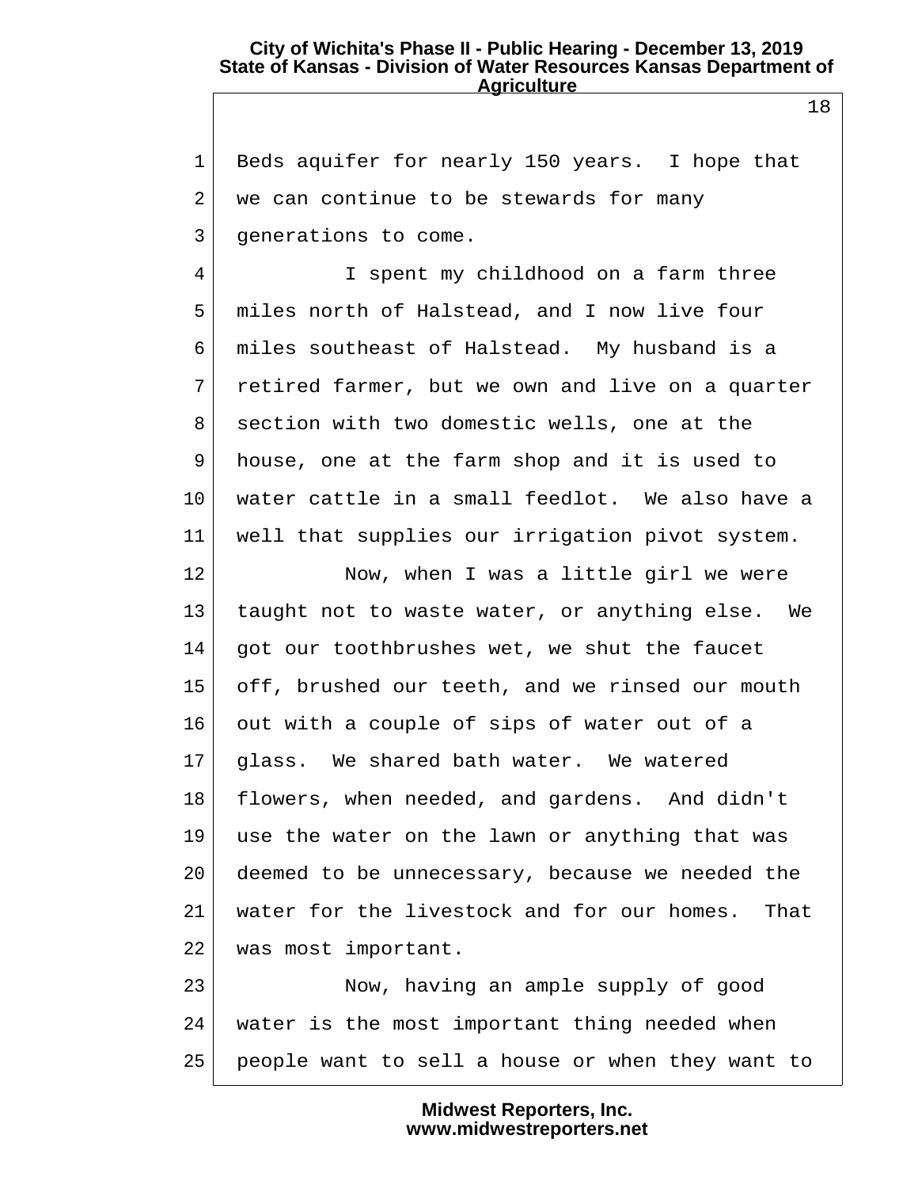Beds aquifer for nearly 150 years. I hope that we can continue to be stewards for many generations to come.

I spent my childhood on a farm three miles north of Halstead, and I now live four miles southeast of Halstead. My husband is a retired farmer, but we own and live on a quarter section with two domestic wells, one at the house, one at the farm shop and it is used to water cattle in a small feedlot. We also have a well that supplies our irrigation pivot system.

Now, when I was a little girl we were taught not to waste water, or anything else. We got our toothbrushes wet, we shut the faucet off, brushed our teeth, and we rinsed our mouth out with a couple of sips of water out of a glass. We shared bath water. We watered flowers, when needed, and gardens. And didn't use the water on the lawn or anything that was deemed to be unnecessary, because we needed the water for the livestock and for our homes. That was most important.

Now, having an ample supply of good water is the most important thing needed when people want to sell a house or when they want to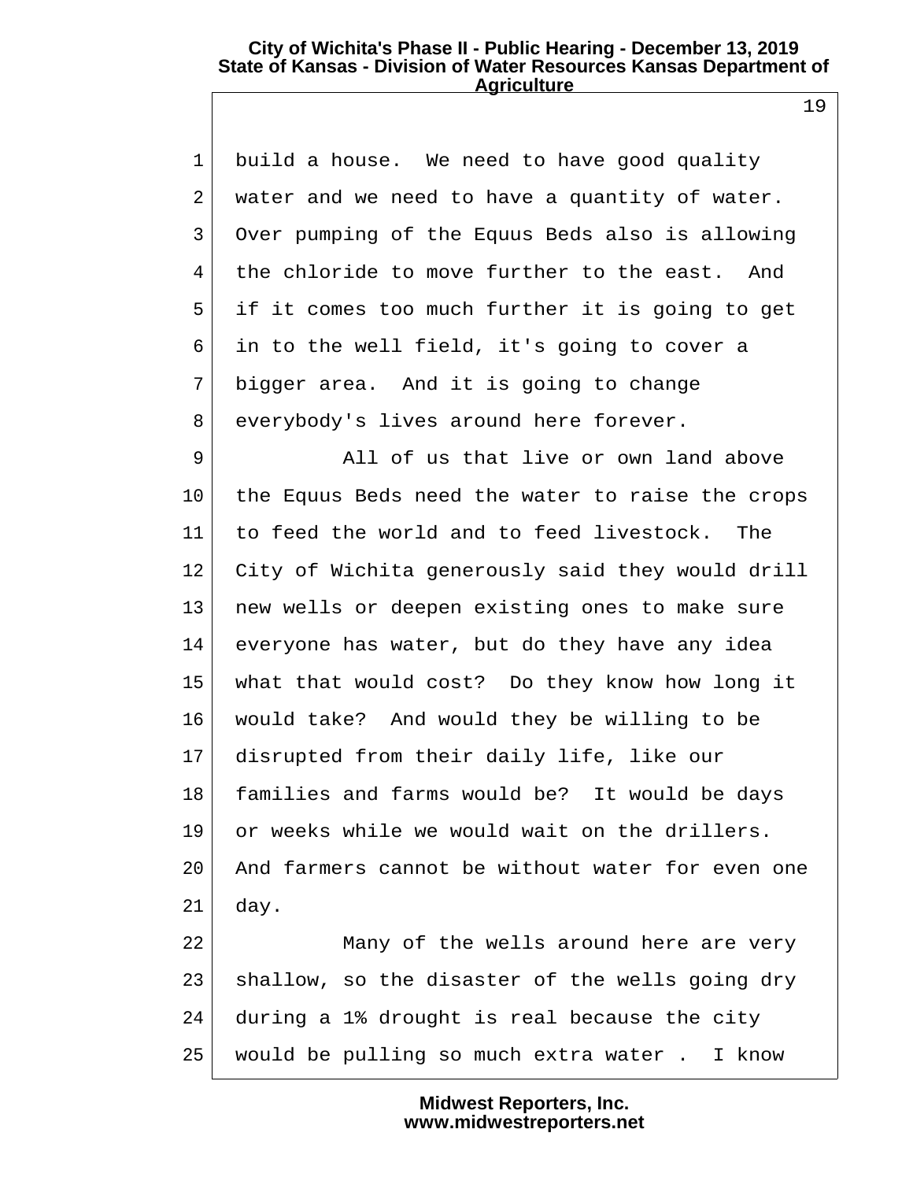build a house. We need to have good quality water and we need to have a quantity of water. Over pumping of the Equus Beds also is allowing the chloride to move further to the east. And if it comes too much further it is going to get in to the well field, it's going to cover a bigger area. And it is going to change everybody's lives around here forever.

All of us that live or own land above the Equus Beds need the water to raise the crops to feed the world and to feed livestock. The City of Wichita generously said they would drill new wells or deepen existing ones to make sure everyone has water, but do they have any idea what that would cost? Do they know how long it would take? And would they be willing to be disrupted from their daily life, like our families and farms would be? It would be days or weeks while we would wait on the drillers. And farmers cannot be without water for even one day.

Many of the wells around here are very shallow, so the disaster of the wells going dry during a 1% drought is real because the city would be pulling so much extra water . I know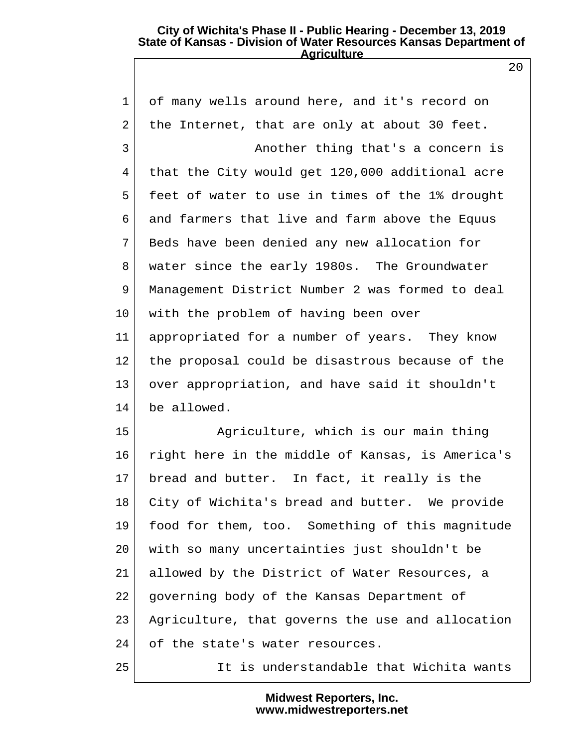of many wells around here, and it's record on the Internet, that are only at about 30 feet.

Another thing that's a concern is that the City would get 120,000 additional acre feet of water to use in times of the 1% drought and farmers that live and farm above the Equus Beds have been denied any new allocation for water since the early 1980s. The Groundwater Management District Number 2 was formed to deal with the problem of having been over appropriated for a number of years. They know the proposal could be disastrous because of the over appropriation, and have said it shouldn't be allowed.

Agriculture, which is our main thing right here in the middle of Kansas, is America's bread and butter. In fact, it really is the City of Wichita's bread and butter. We provide food for them, too. Something of this magnitude with so many uncertainties just shouldn't be allowed by the District of Water Resources, a governing body of the Kansas Department of Agriculture, that governs the use and allocation of the state's water resources.

It is understandable that Wichita wants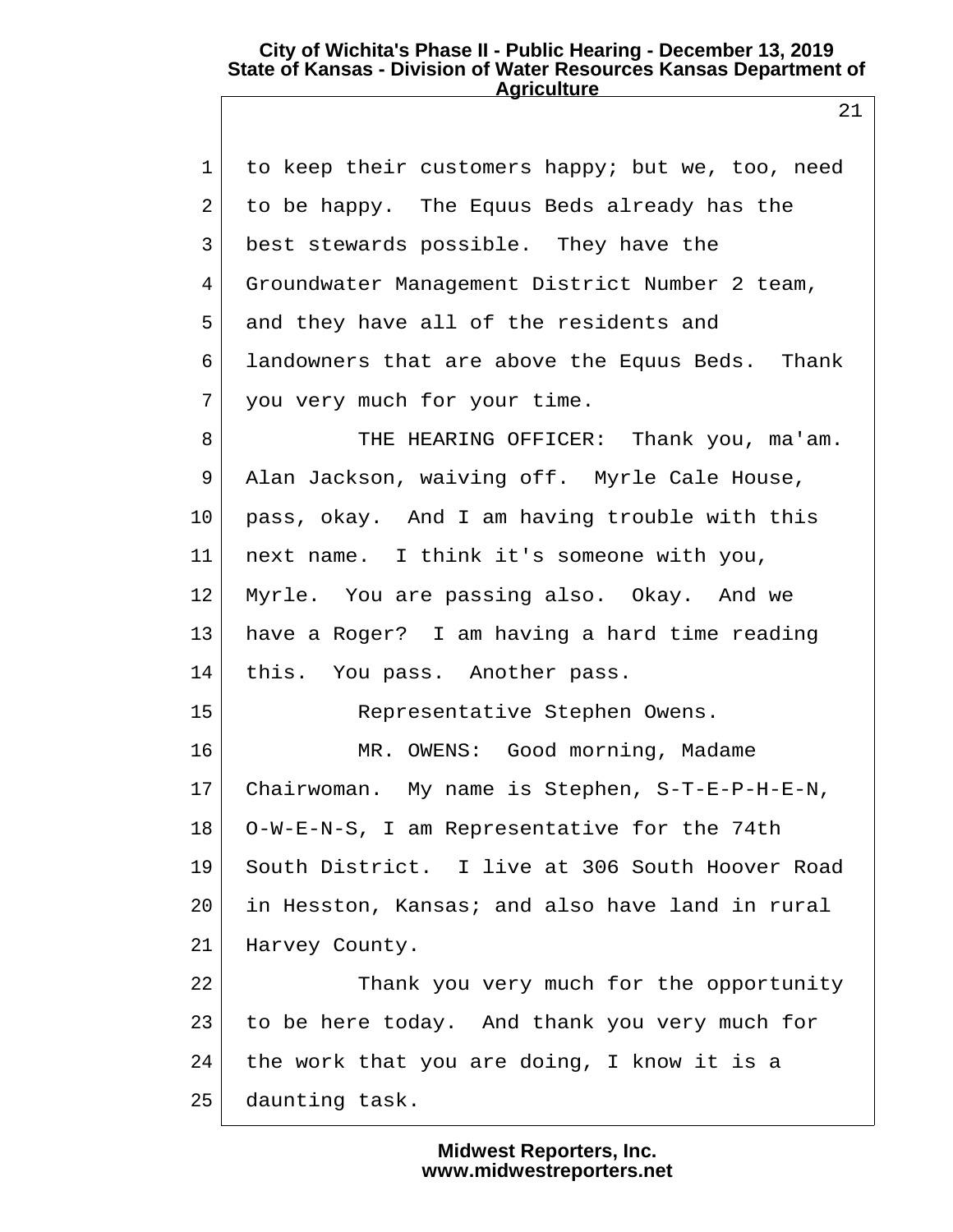to keep their customers happy; but we, too, need to be happy. The Equus Beds already has the best stewards possible. They have the Groundwater Management District Number 2 team, and they have all of the residents and landowners that are above the Equus Beds. Thank you very much for your time.

THE HEARING OFFICER: Thank you, ma'am. Alan Jackson, waiving off. Myrle Cale House, pass, okay. And I am having trouble with this next name. I think it's someone with you, Myrle. You are passing also. Okay. And we have a Roger? I am having a hard time reading this. You pass. Another pass.

Representative Stephen Owens.

MR. OWENS: Good morning, Madame Chairwoman. My name is Stephen, S-T-E-P-H-E-N, O-W-E-N-S, I am Representative for the 74th South District. I live at 306 South Hoover Road in Hesston, Kansas; and also have land in rural Harvey County.

Thank you very much for the opportunity to be here today. And thank you very much for the work that you are doing, I know it is a daunting task.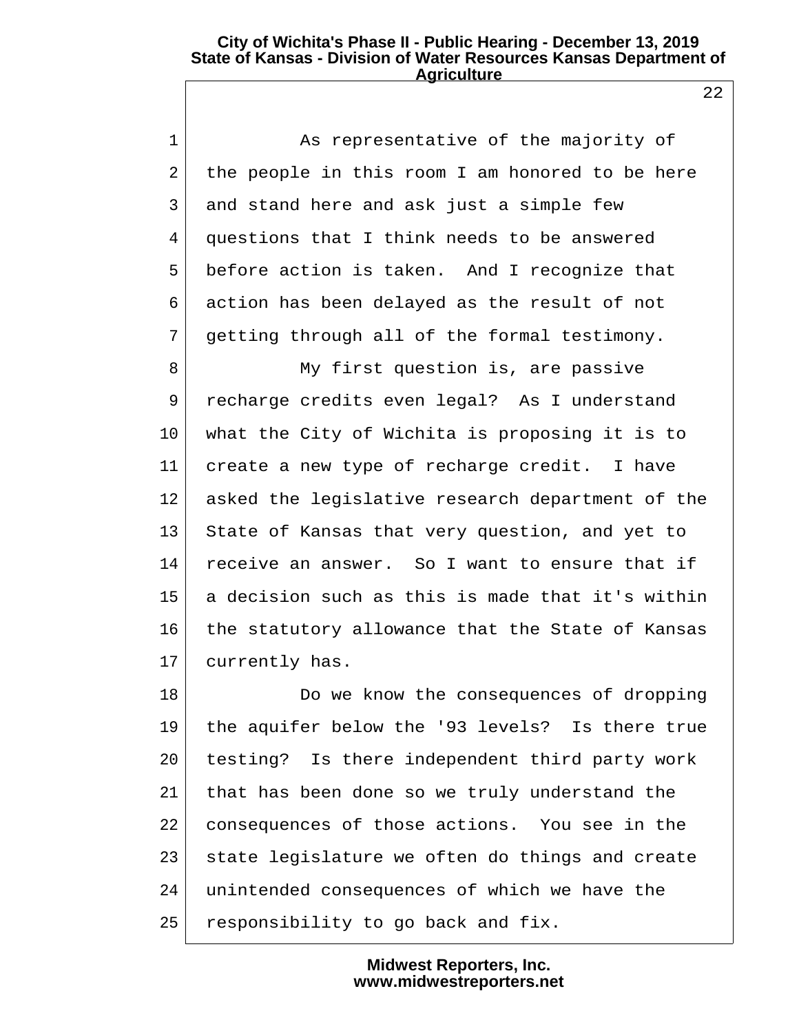As representative of the majority of the people in this room I am honored to be here and stand here and ask just a simple few questions that I think needs to be answered before action is taken. And I recognize that action has been delayed as the result of not getting through all of the formal testimony.

My first question is, are passive recharge credits even legal? As I understand what the City of Wichita is proposing it is to create a new type of recharge credit. I have asked the legislative research department of the State of Kansas that very question, and yet to receive an answer. So I want to ensure that if a decision such as this is made that it's within the statutory allowance that the State of Kansas currently has.

Do we know the consequences of dropping the aquifer below the '93 levels? Is there true testing? Is there independent third party work that has been done so we truly understand the consequences of those actions. You see in the state legislature we often do things and create unintended consequences of which we have the responsibility to go back and fix.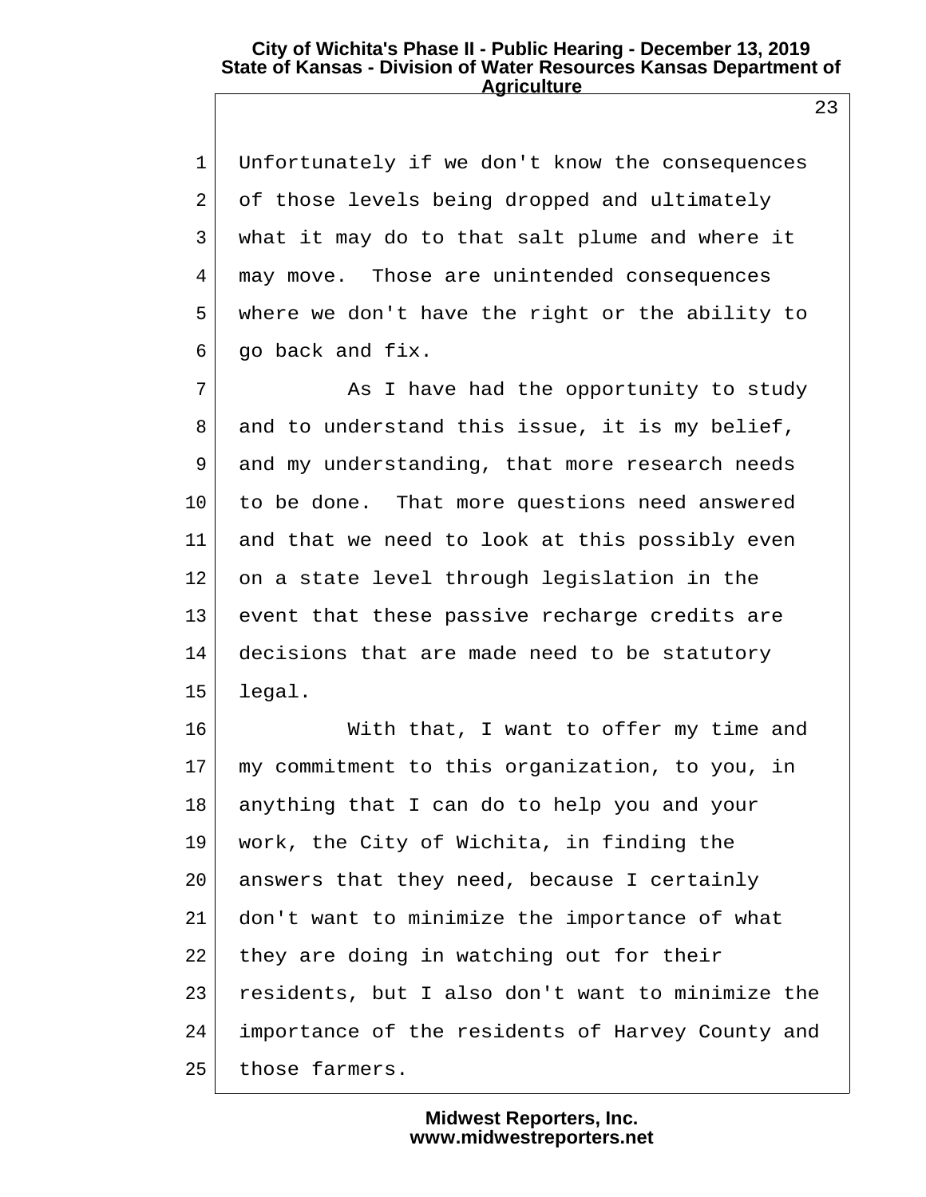Unfortunately if we don't know the consequences of those levels being dropped and ultimately what it may do to that salt plume and where it may move. Those are unintended consequences where we don't have the right or the ability to go back and fix.

As I have had the opportunity to study and to understand this issue, it is my belief, and my understanding, that more research needs to be done. That more questions need answered and that we need to look at this possibly even on a state level through legislation in the event that these passive recharge credits are decisions that are made need to be statutory legal.

With that, I want to offer my time and my commitment to this organization, to you, in anything that I can do to help you and your work, the City of Wichita, in finding the answers that they need, because I certainly don't want to minimize the importance of what they are doing in watching out for their residents, but I also don't want to minimize the importance of the residents of Harvey County and those farmers.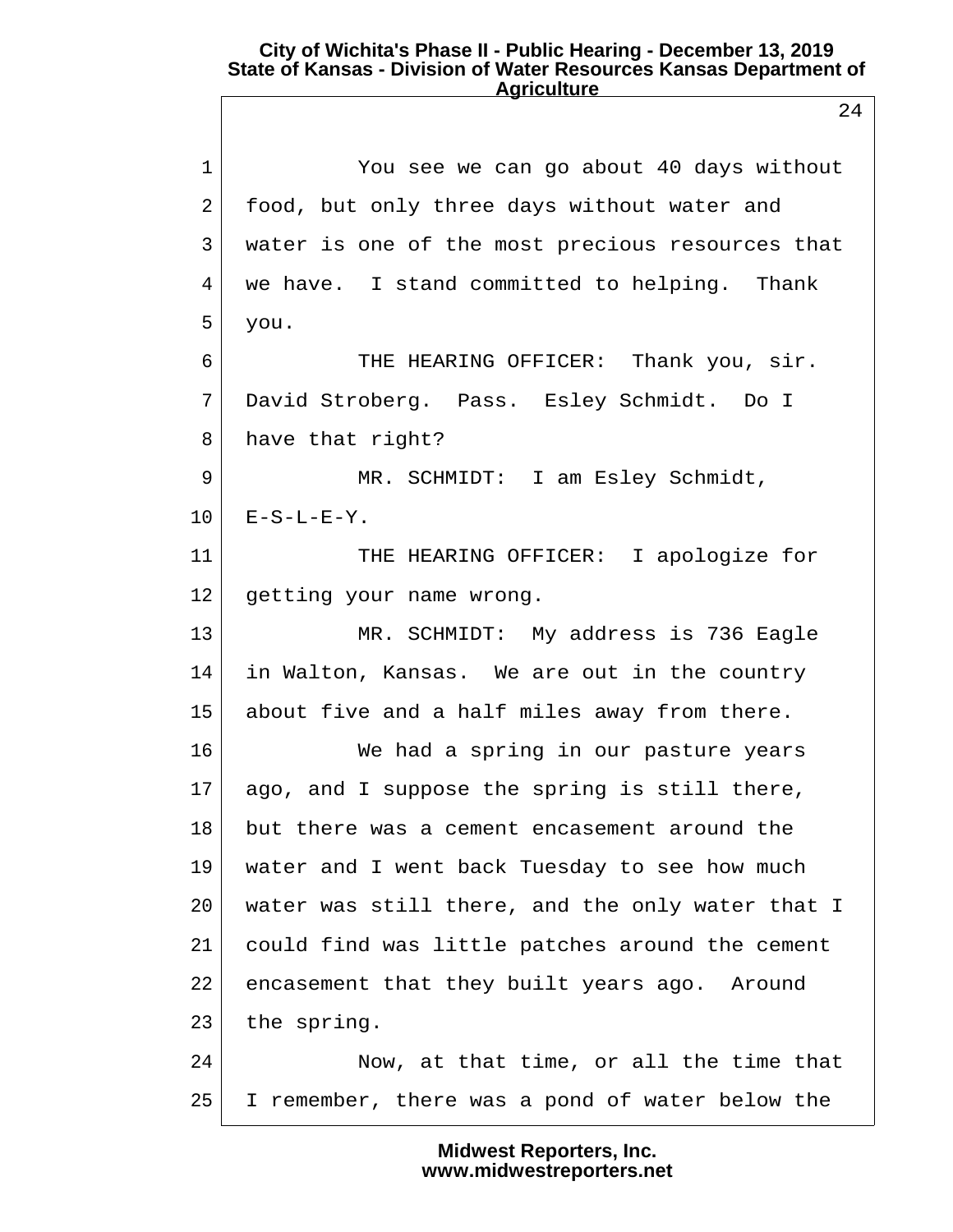You see we can go about 40 days without food, but only three days without water and water is one of the most precious resources that we have. I stand committed to helping. Thank you.

THE HEARING OFFICER: Thank you, sir. David Stroberg. Pass. Esley Schmidt. Do I have that right?

MR. SCHMIDT: I am Esley Schmidt, E-S-L-E-Y.

THE HEARING OFFICER: I apologize for getting your name wrong.

MR. SCHMIDT: My address is 736 Eagle in Walton, Kansas. We are out in the country about five and a half miles away from there.

We had a spring in our pasture years ago, and I suppose the spring is still there, but there was a cement encasement around the water and I went back Tuesday to see how much water was still there, and the only water that I could find was little patches around the cement encasement that they built years ago. Around the spring.

Now, at that time, or all the time that I remember, there was a pond of water below the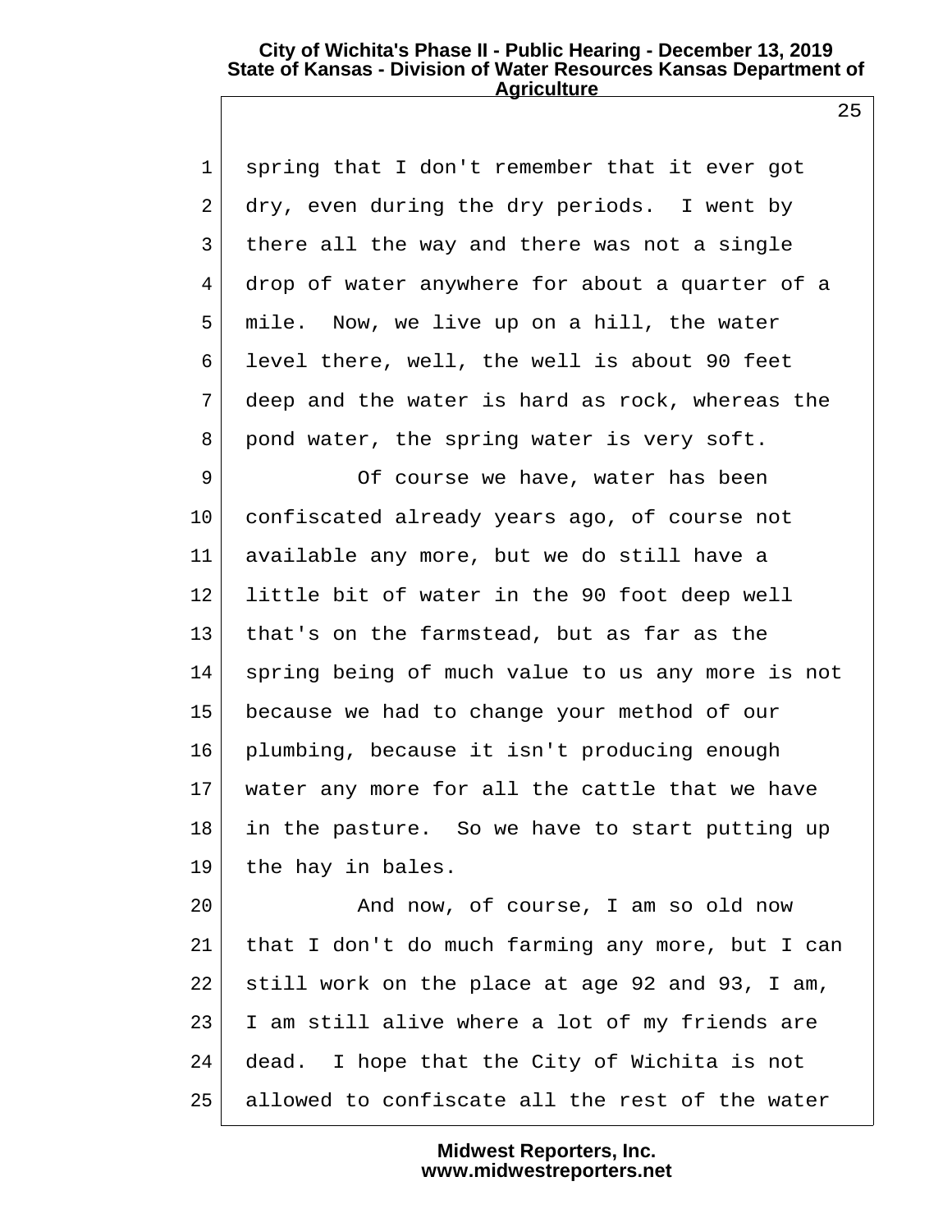spring that I don't remember that it ever got dry, even during the dry periods. I went by there all the way and there was not a single drop of water anywhere for about a quarter of a mile. Now, we live up on a hill, the water level there, well, the well is about 90 feet deep and the water is hard as rock, whereas the pond water, the spring water is very soft.

Of course we have, water has been confiscated already years ago, of course not available any more, but we do still have a little bit of water in the 90 foot deep well that's on the farmstead, but as far as the spring being of much value to us any more is not because we had to change your method of our plumbing, because it isn't producing enough water any more for all the cattle that we have in the pasture. So we have to start putting up the hay in bales.

And now, of course, I am so old now that I don't do much farming any more, but I can still work on the place at age 92 and 93, I am, I am still alive where a lot of my friends are dead. I hope that the City of Wichita is not allowed to confiscate all the rest of the water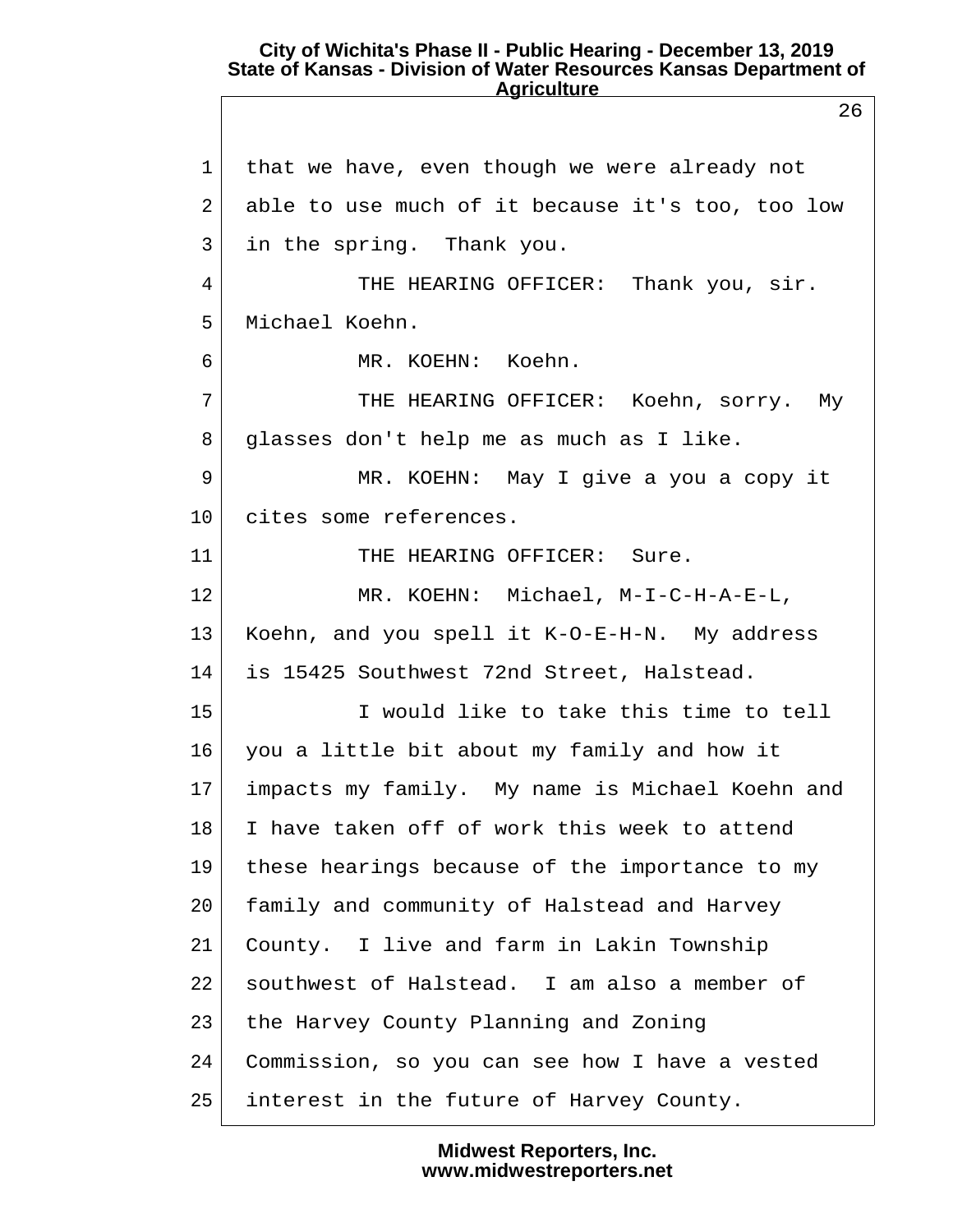that we have, even though we were already not able to use much of it because it's too, too low in the spring. Thank you.

THE HEARING OFFICER: Thank you, sir. Michael Koehn.

MR. KOEHN: Koehn.

THE HEARING OFFICER: Koehn, sorry. My glasses don't help me as much as I like.

MR. KOEHN: May I give a you a copy it cites some references.

THE HEARING OFFICER: Sure.

MR. KOEHN: Michael, M-I-C-H-A-E-L, Koehn, and you spell it K-O-E-H-N. My address is 15425 Southwest 72nd Street, Halstead.

I would like to take this time to tell you a little bit about my family and how it impacts my family. My name is Michael Koehn and I have taken off of work this week to attend these hearings because of the importance to my family and community of Halstead and Harvey County. I live and farm in Lakin Township southwest of Halstead. I am also a member of the Harvey County Planning and Zoning Commission, so you can see how I have a vested interest in the future of Harvey County.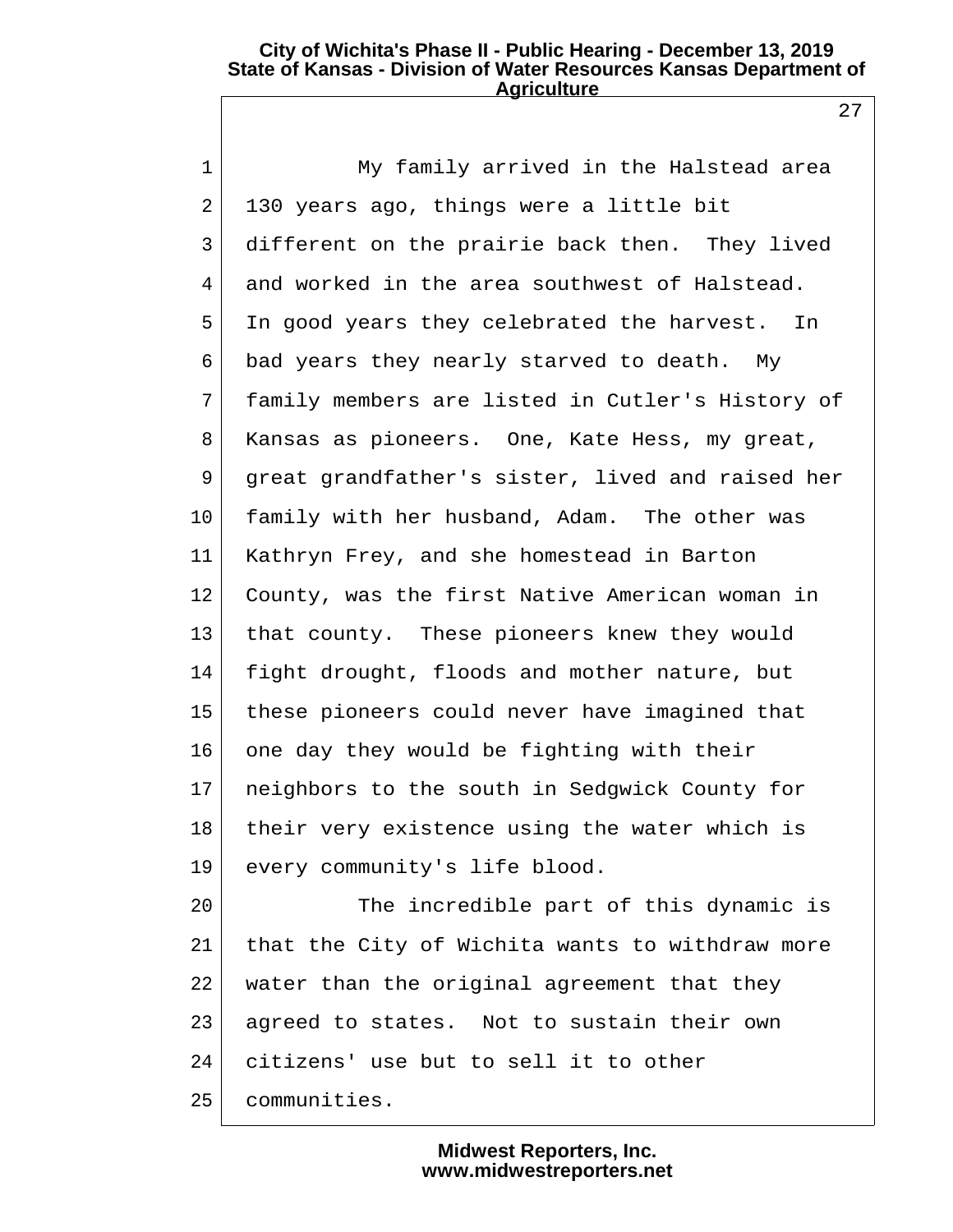My family arrived in the Halstead area 130 years ago, things were a little bit different on the prairie back then. They lived and worked in the area southwest of Halstead. In good years they celebrated the harvest. In bad years they nearly starved to death. My family members are listed in Cutler's History of Kansas as pioneers. One, Kate Hess, my great, great grandfather's sister, lived and raised her family with her husband, Adam. The other was Kathryn Frey, and she homestead in Barton County, was the first Native American woman in that county. These pioneers knew they would fight drought, floods and mother nature, but these pioneers could never have imagined that one day they would be fighting with their neighbors to the south in Sedgwick County for their very existence using the water which is every community's life blood.

The incredible part of this dynamic is that the City of Wichita wants to withdraw more water than the original agreement that they agreed to states. Not to sustain their own citizens' use but to sell it to other communities.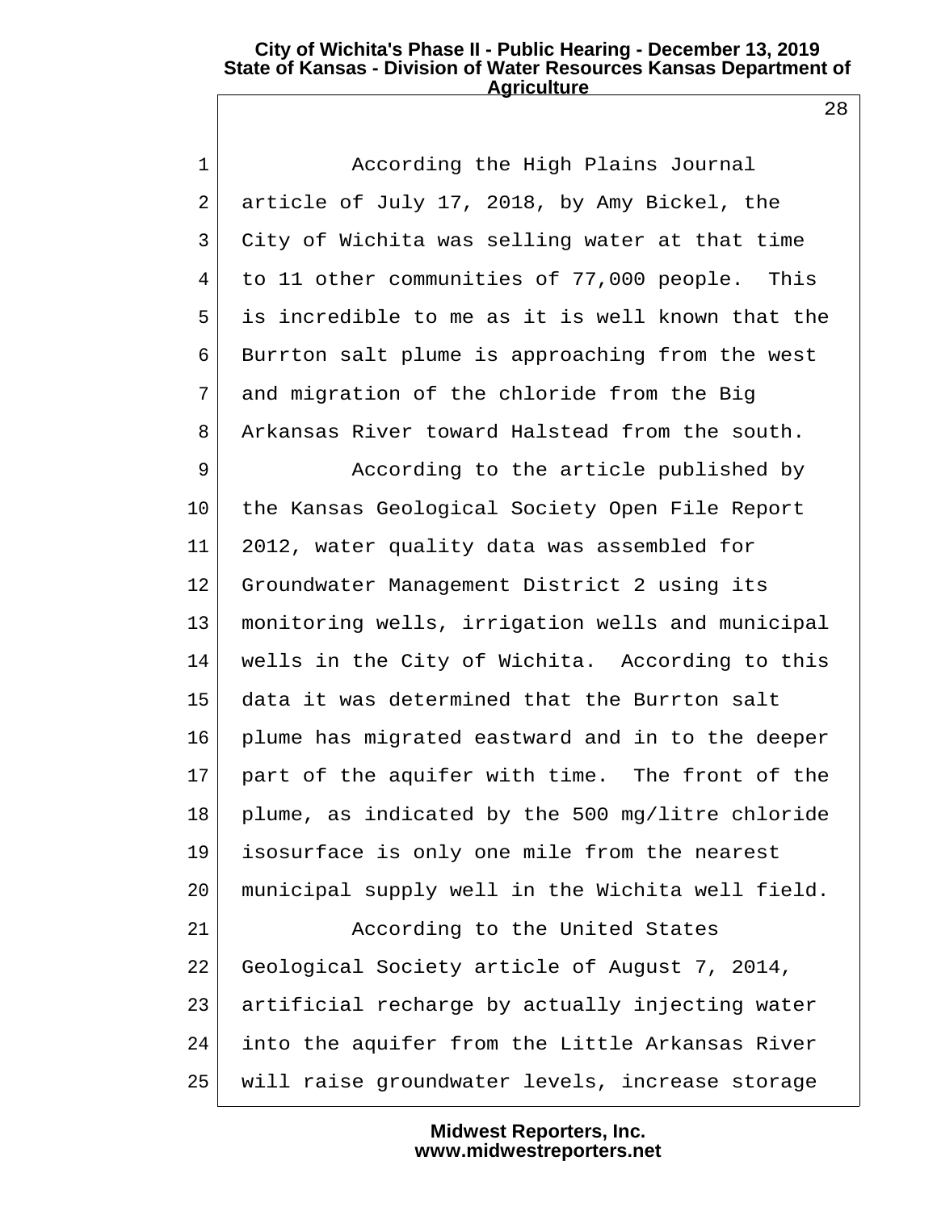According the High Plains Journal article of July 17, 2018, by Amy Bickel, the City of Wichita was selling water at that time to 11 other communities of 77,000 people. This is incredible to me as it is well known that the Burrton salt plume is approaching from the west and migration of the chloride from the Big Arkansas River toward Halstead from the south.

According to the article published by the Kansas Geological Society Open File Report 2012, water quality data was assembled for Groundwater Management District 2 using its monitoring wells, irrigation wells and municipal wells in the City of Wichita. According to this data it was determined that the Burrton salt plume has migrated eastward and in to the deeper part of the aquifer with time. The front of the plume, as indicated by the 500 mg/litre chloride isosurface is only one mile from the nearest municipal supply well in the Wichita well field.

According to the United States Geological Society article of August 7, 2014, artificial recharge by actually injecting water into the aquifer from the Little Arkansas River will raise groundwater levels, increase storage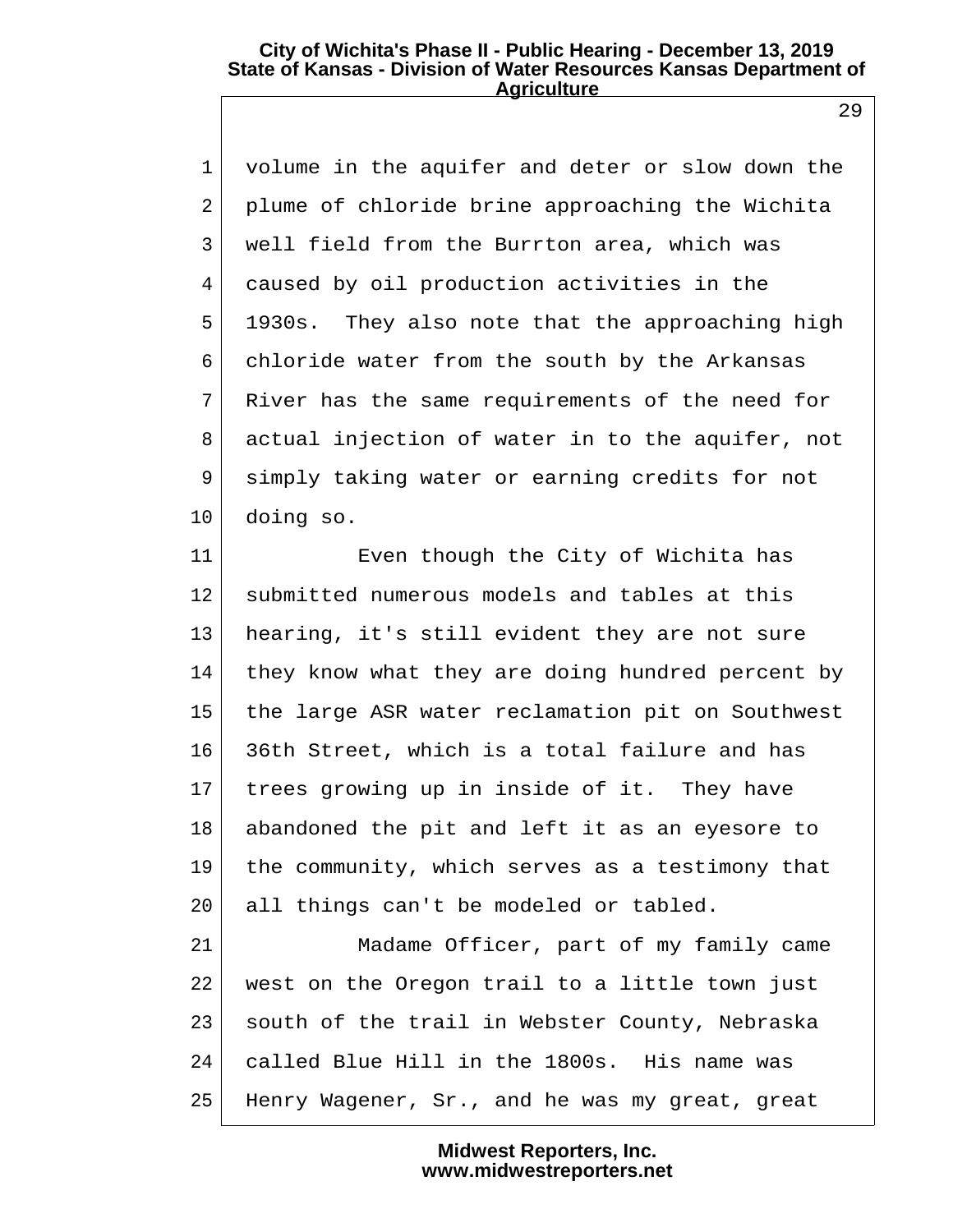volume in the aquifer and deter or slow down the plume of chloride brine approaching the Wichita well field from the Burrton area, which was caused by oil production activities in the 1930s. They also note that the approaching high chloride water from the south by the Arkansas River has the same requirements of the need for actual injection of water in to the aquifer, not simply taking water or earning credits for not doing so.

Even though the City of Wichita has submitted numerous models and tables at this hearing, it's still evident they are not sure they know what they are doing hundred percent by the large ASR water reclamation pit on Southwest 36th Street, which is a total failure and has trees growing up in inside of it. They have abandoned the pit and left it as an eyesore to the community, which serves as a testimony that all things can't be modeled or tabled.

Madame Officer, part of my family came west on the Oregon trail to a little town just south of the trail in Webster County, Nebraska called Blue Hill in the 1800s. His name was Henry Wagener, Sr., and he was my great, great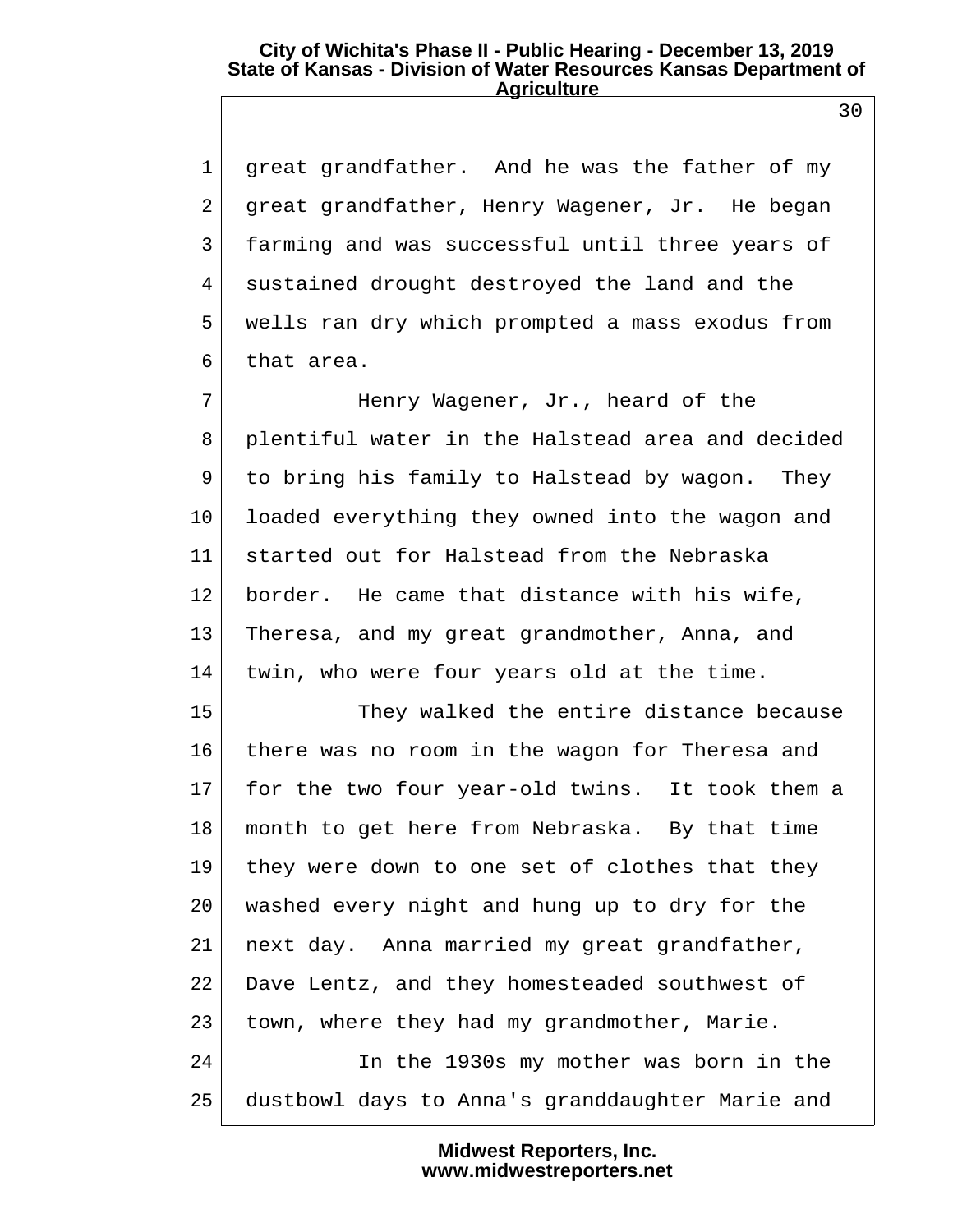great grandfather. And he was the father of my great grandfather, Henry Wagener, Jr. He began farming and was successful until three years of sustained drought destroyed the land and the wells ran dry which prompted a mass exodus from that area.

Henry Wagener, Jr., heard of the plentiful water in the Halstead area and decided to bring his family to Halstead by wagon. They loaded everything they owned into the wagon and started out for Halstead from the Nebraska border. He came that distance with his wife, Theresa, and my great grandmother, Anna, and twin, who were four years old at the time.

They walked the entire distance because there was no room in the wagon for Theresa and for the two four year-old twins. It took them a month to get here from Nebraska. By that time they were down to one set of clothes that they washed every night and hung up to dry for the next day. Anna married my great grandfather, Dave Lentz, and they homesteaded southwest of town, where they had my grandmother, Marie.

In the 1930s my mother was born in the dustbowl days to Anna's granddaughter Marie and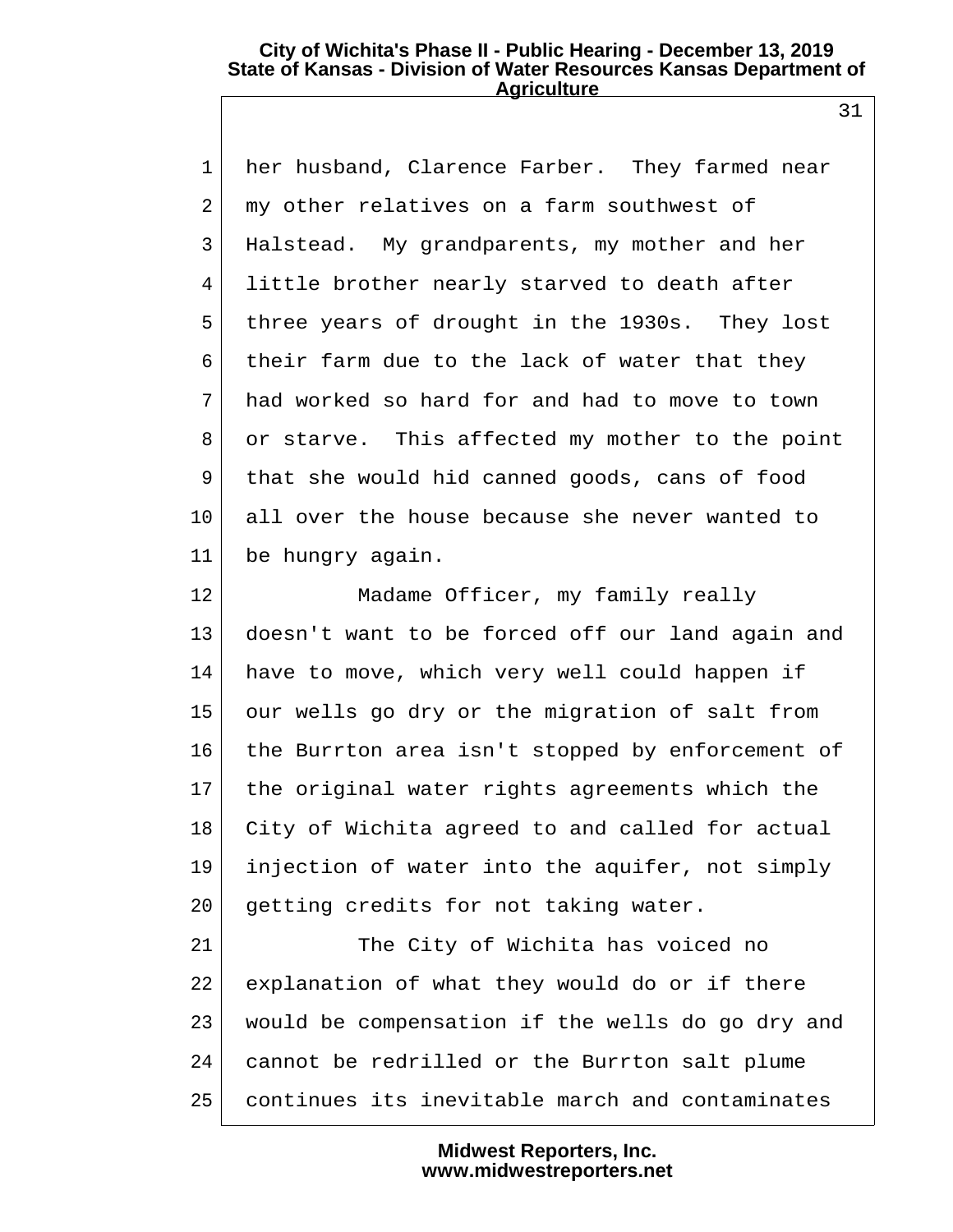her husband, Clarence Farber. They farmed near my other relatives on a farm southwest of Halstead. My grandparents, my mother and her little brother nearly starved to death after three years of drought in the 1930s. They lost their farm due to the lack of water that they had worked so hard for and had to move to town or starve. This affected my mother to the point that she would hid canned goods, cans of food all over the house because she never wanted to be hungry again.

Madame Officer, my family really doesn't want to be forced off our land again and have to move, which very well could happen if our wells go dry or the migration of salt from the Burrton area isn't stopped by enforcement of the original water rights agreements which the City of Wichita agreed to and called for actual injection of water into the aquifer, not simply getting credits for not taking water.

The City of Wichita has voiced no explanation of what they would do or if there would be compensation if the wells do go dry and cannot be redrilled or the Burrton salt plume continues its inevitable march and contaminates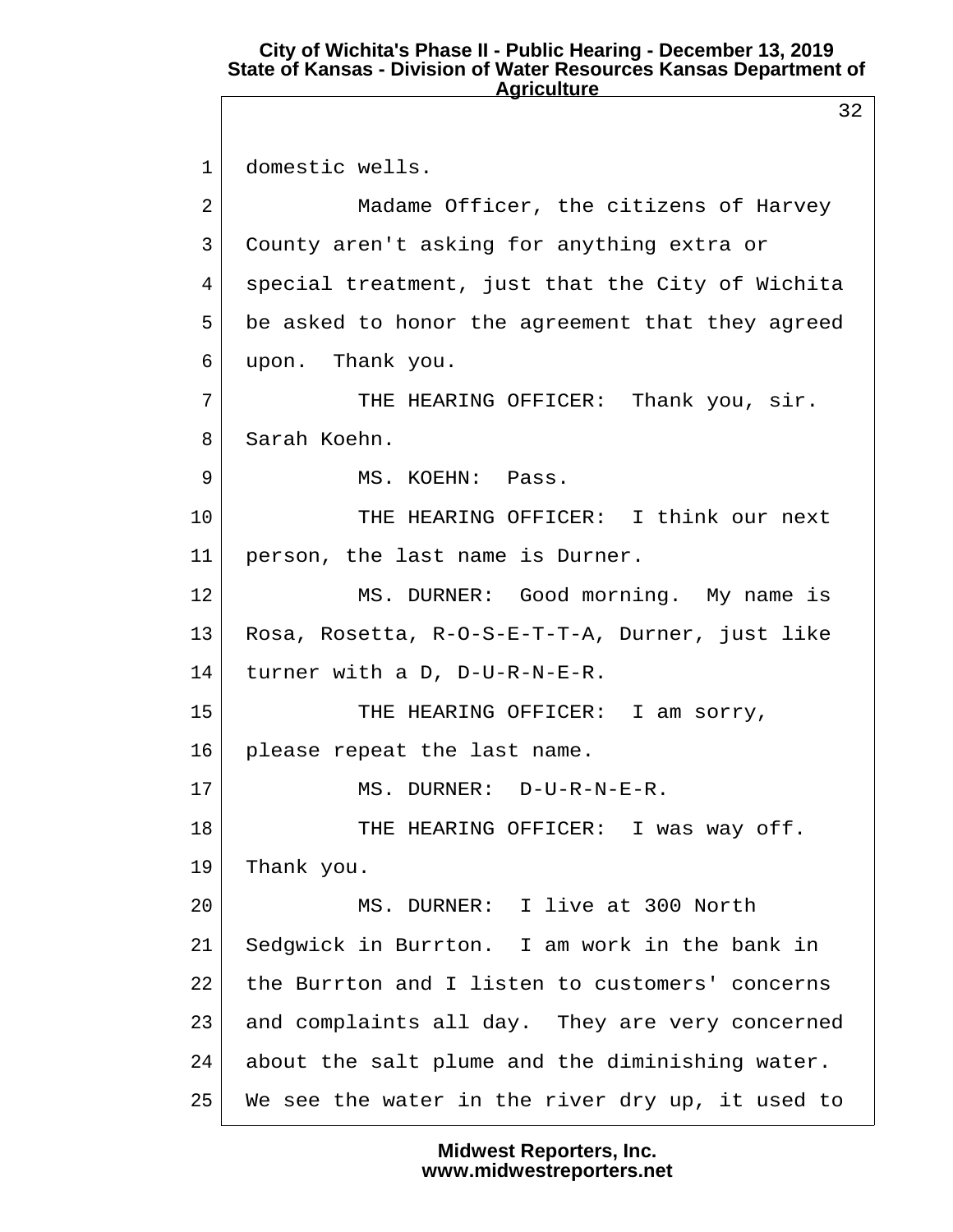domestic wells.

Madame Officer, the citizens of Harvey County aren't asking for anything extra or special treatment, just that the City of Wichita be asked to honor the agreement that they agreed upon. Thank you.

THE HEARING OFFICER: Thank you, sir. Sarah Koehn.

MS. KOEHN: Pass.

THE HEARING OFFICER: I think our next person, the last name is Durner.

MS. DURNER: Good morning. My name is Rosa, Rosetta, R-O-S-E-T-T-A, Durner, just like turner with a D, D-U-R-N-E-R.

THE HEARING OFFICER: I am sorry, please repeat the last name.

MS. DURNER: D-U-R-N-E-R.

THE HEARING OFFICER: I was way off. Thank you.

MS. DURNER: I live at 300 North Sedgwick in Burrton. I am work in the bank in the Burrton and I listen to customers' concerns and complaints all day. They are very concerned about the salt plume and the diminishing water. We see the water in the river dry up, it used to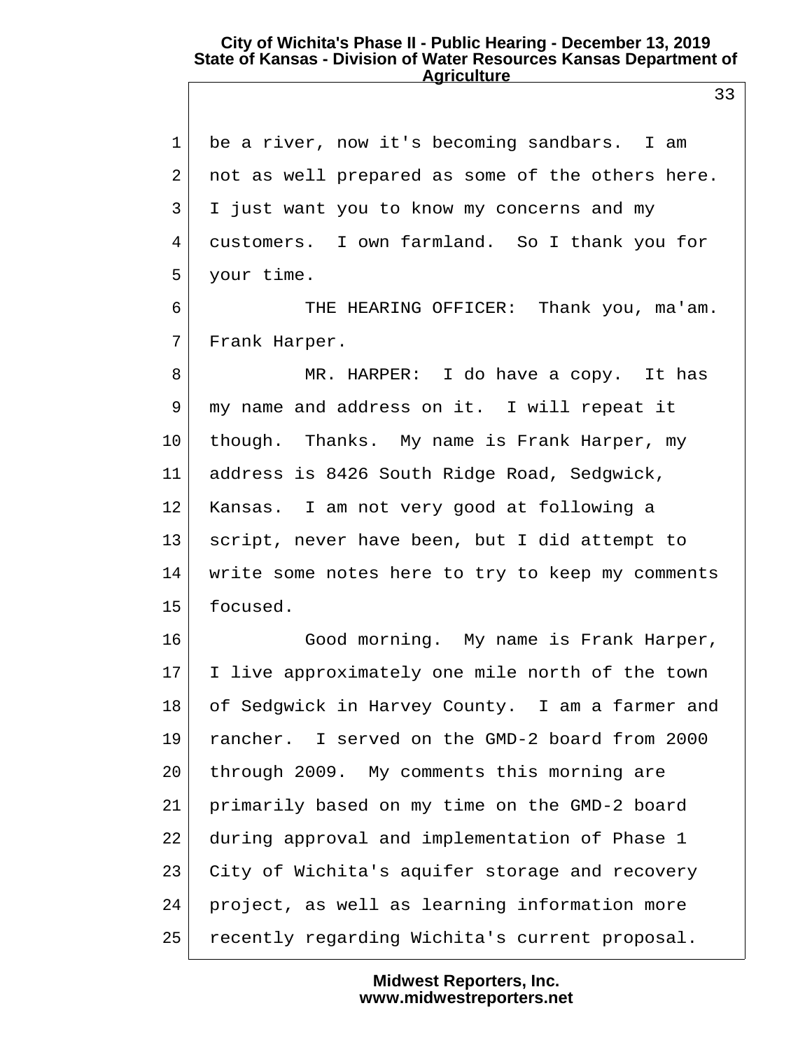be a river, now it's becoming sandbars. I am not as well prepared as some of the others here. I just want you to know my concerns and my customers. I own farmland. So I thank you for your time.

THE HEARING OFFICER: Thank you, ma'am. Frank Harper.

MR. HARPER: I do have a copy. It has my name and address on it. I will repeat it though. Thanks. My name is Frank Harper, my address is 8426 South Ridge Road, Sedgwick, Kansas. I am not very good at following a script, never have been, but I did attempt to write some notes here to try to keep my comments focused.

Good morning. My name is Frank Harper, I live approximately one mile north of the town of Sedgwick in Harvey County. I am a farmer and rancher. I served on the GMD-2 board from 2000 through 2009. My comments this morning are primarily based on my time on the GMD-2 board during approval and implementation of Phase 1 City of Wichita's aquifer storage and recovery project, as well as learning information more recently regarding Wichita's current proposal.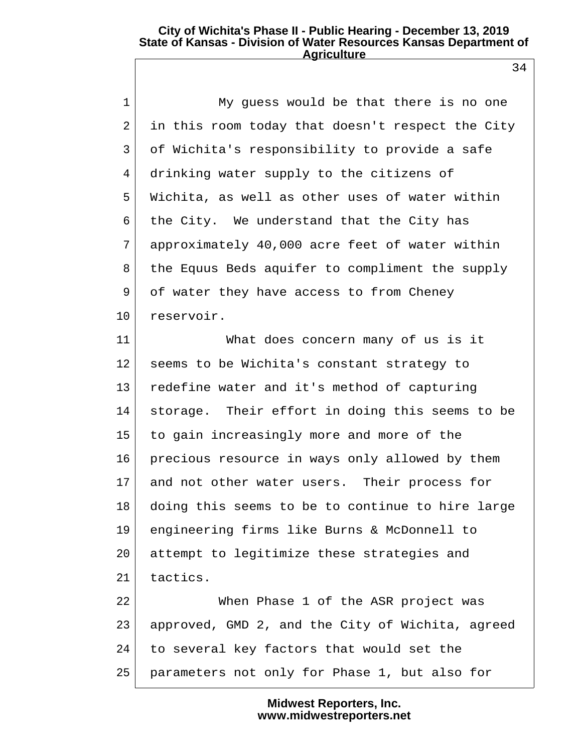My guess would be that there is no one in this room today that doesn't respect the City of Wichita's responsibility to provide a safe drinking water supply to the citizens of Wichita, as well as other uses of water within the City. We understand that the City has approximately 40,000 acre feet of water within the Equus Beds aquifer to compliment the supply of water they have access to from Cheney reservoir.

What does concern many of us is it seems to be Wichita's constant strategy to redefine water and it's method of capturing storage. Their effort in doing this seems to be to gain increasingly more and more of the precious resource in ways only allowed by them and not other water users. Their process for doing this seems to be to continue to hire large engineering firms like Burns & McDonnell to attempt to legitimize these strategies and tactics.

When Phase 1 of the ASR project was approved, GMD 2, and the City of Wichita, agreed to several key factors that would set the parameters not only for Phase 1, but also for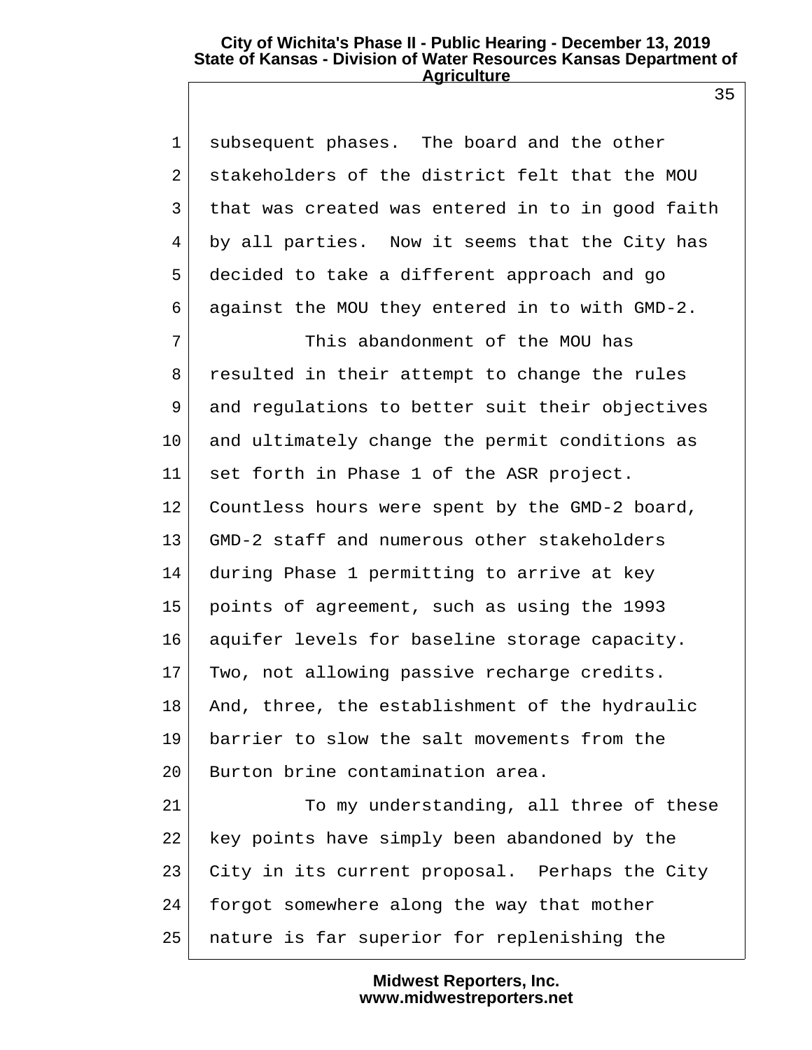subsequent phases. The board and the other stakeholders of the district felt that the MOU that was created was entered in to in good faith by all parties. Now it seems that the City has decided to take a different approach and go against the MOU they entered in to with GMD-2.

This abandonment of the MOU has resulted in their attempt to change the rules and regulations to better suit their objectives and ultimately change the permit conditions as set forth in Phase 1 of the ASR project. Countless hours were spent by the GMD-2 board, GMD-2 staff and numerous other stakeholders during Phase 1 permitting to arrive at key points of agreement, such as using the 1993 aquifer levels for baseline storage capacity. Two, not allowing passive recharge credits. And, three, the establishment of the hydraulic barrier to slow the salt movements from the Burton brine contamination area.

To my understanding, all three of these key points have simply been abandoned by the City in its current proposal. Perhaps the City forgot somewhere along the way that mother nature is far superior for replenishing the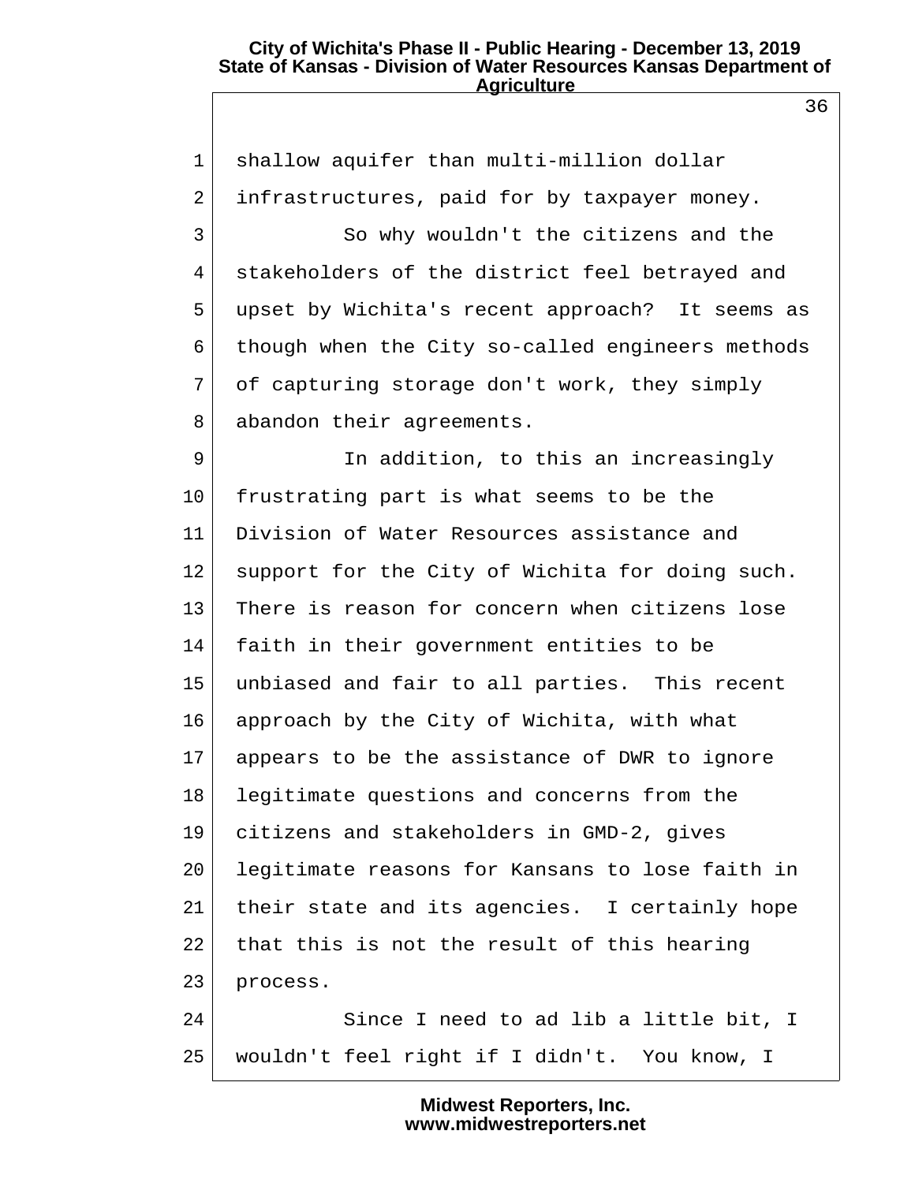shallow aquifer than multi-million dollar infrastructures, paid for by taxpayer money.

So why wouldn't the citizens and the stakeholders of the district feel betrayed and upset by Wichita's recent approach? It seems as though when the City so-called engineers methods of capturing storage don't work, they simply abandon their agreements.

In addition, to this an increasingly frustrating part is what seems to be the Division of Water Resources assistance and support for the City of Wichita for doing such. There is reason for concern when citizens lose faith in their government entities to be unbiased and fair to all parties. This recent approach by the City of Wichita, with what appears to be the assistance of DWR to ignore legitimate questions and concerns from the citizens and stakeholders in GMD-2, gives legitimate reasons for Kansans to lose faith in their state and its agencies. I certainly hope that this is not the result of this hearing process.

Since I need to ad lib a little bit, I wouldn't feel right if I didn't. You know, I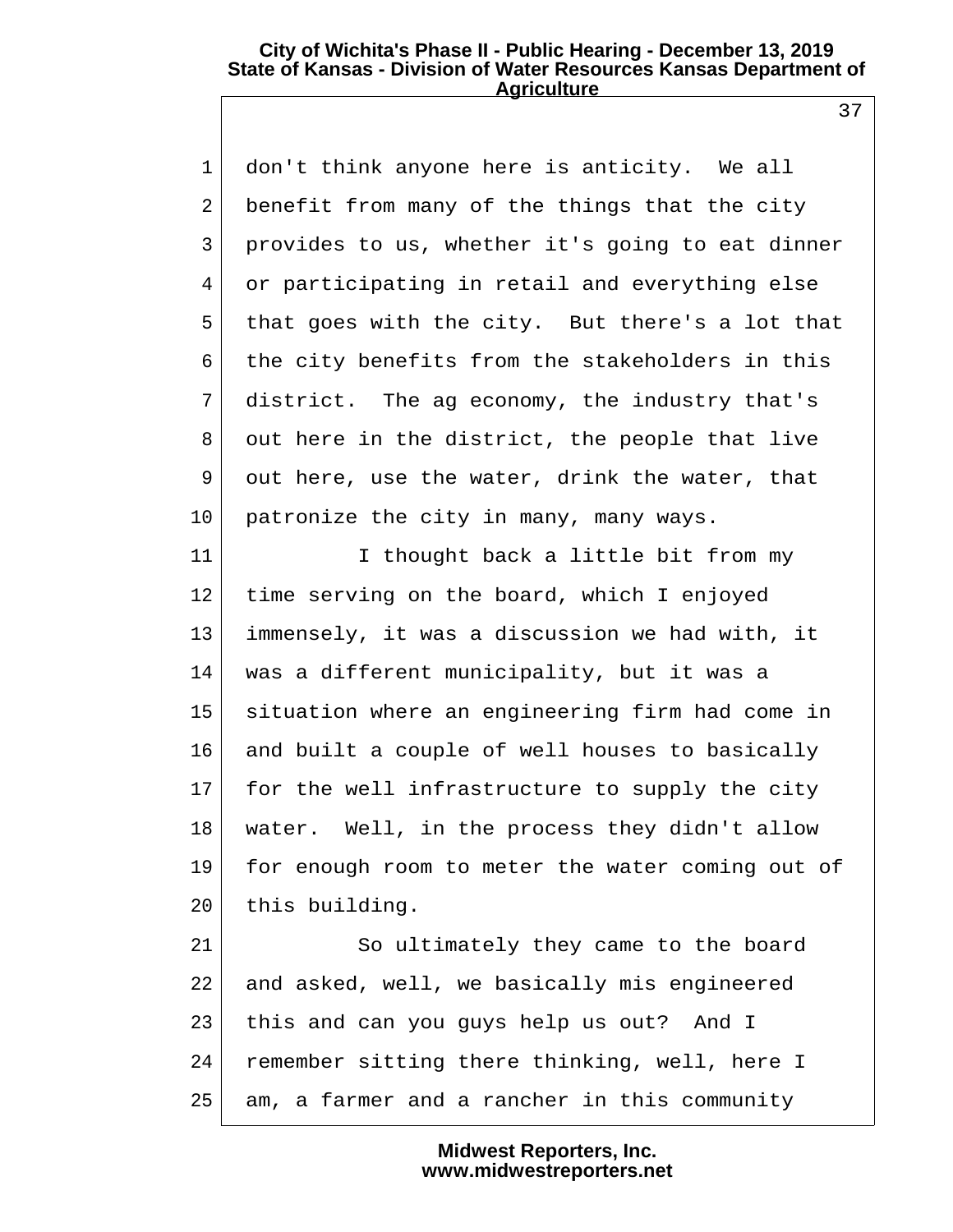don't think anyone here is anticity. We all benefit from many of the things that the city provides to us, whether it's going to eat dinner or participating in retail and everything else that goes with the city. But there's a lot that the city benefits from the stakeholders in this district. The ag economy, the industry that's out here in the district, the people that live out here, use the water, drink the water, that patronize the city in many, many ways.

I thought back a little bit from my time serving on the board, which I enjoyed immensely, it was a discussion we had with, it was a different municipality, but it was a situation where an engineering firm had come in and built a couple of well houses to basically for the well infrastructure to supply the city water. Well, in the process they didn't allow for enough room to meter the water coming out of this building.

So ultimately they came to the board and asked, well, we basically mis engineered this and can you guys help us out? And I remember sitting there thinking, well, here I am, a farmer and a rancher in this community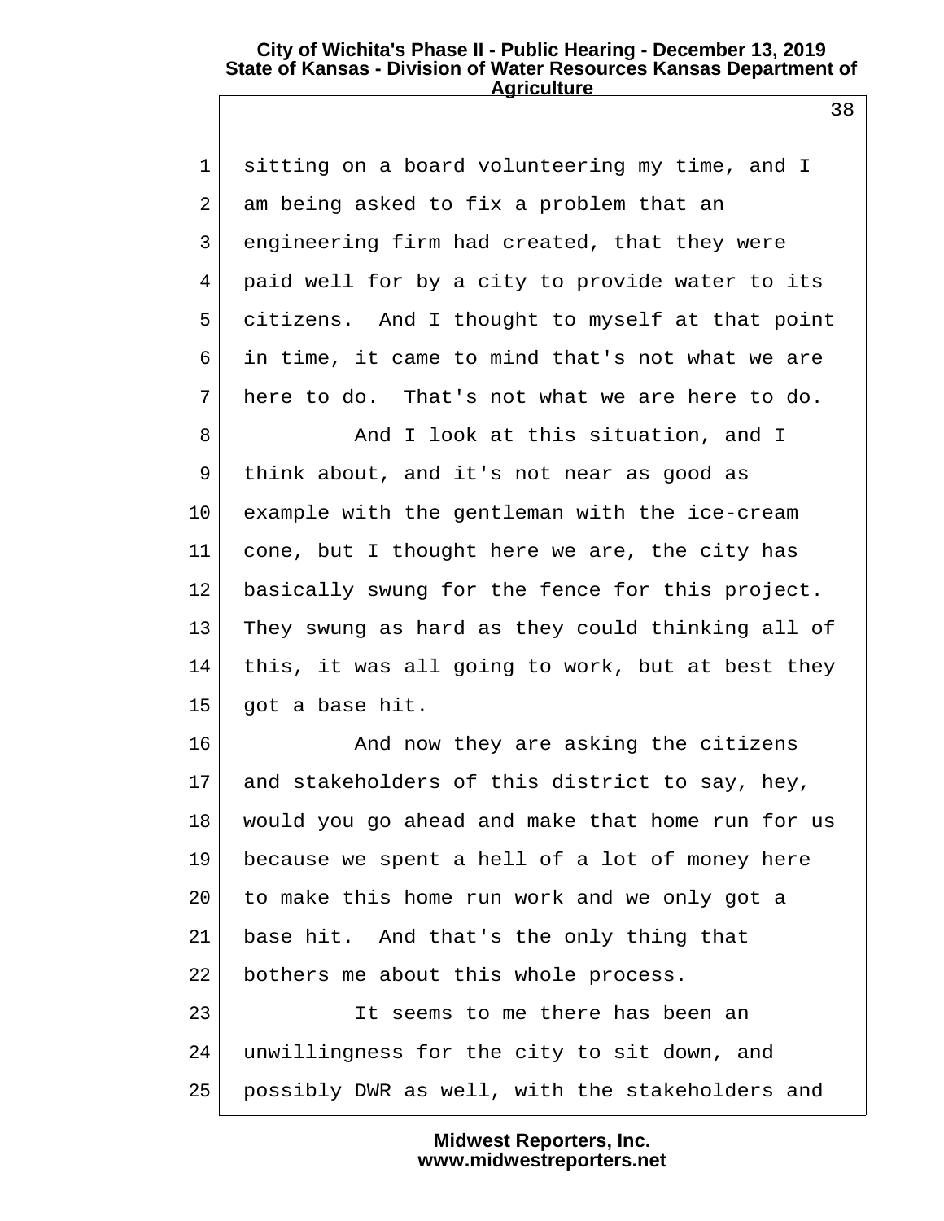sitting on a board volunteering my time, and I am being asked to fix a problem that an engineering firm had created, that they were paid well for by a city to provide water to its citizens. And I thought to myself at that point in time, it came to mind that's not what we are here to do. That's not what we are here to do.

And I look at this situation, and I think about, and it's not near as good as example with the gentleman with the ice-cream cone, but I thought here we are, the city has basically swung for the fence for this project. They swung as hard as they could thinking all of this, it was all going to work, but at best they got a base hit.

And now they are asking the citizens and stakeholders of this district to say, hey, would you go ahead and make that home run for us because we spent a hell of a lot of money here to make this home run work and we only got a base hit. And that's the only thing that bothers me about this whole process.

It seems to me there has been an unwillingness for the city to sit down, and possibly DWR as well, with the stakeholders and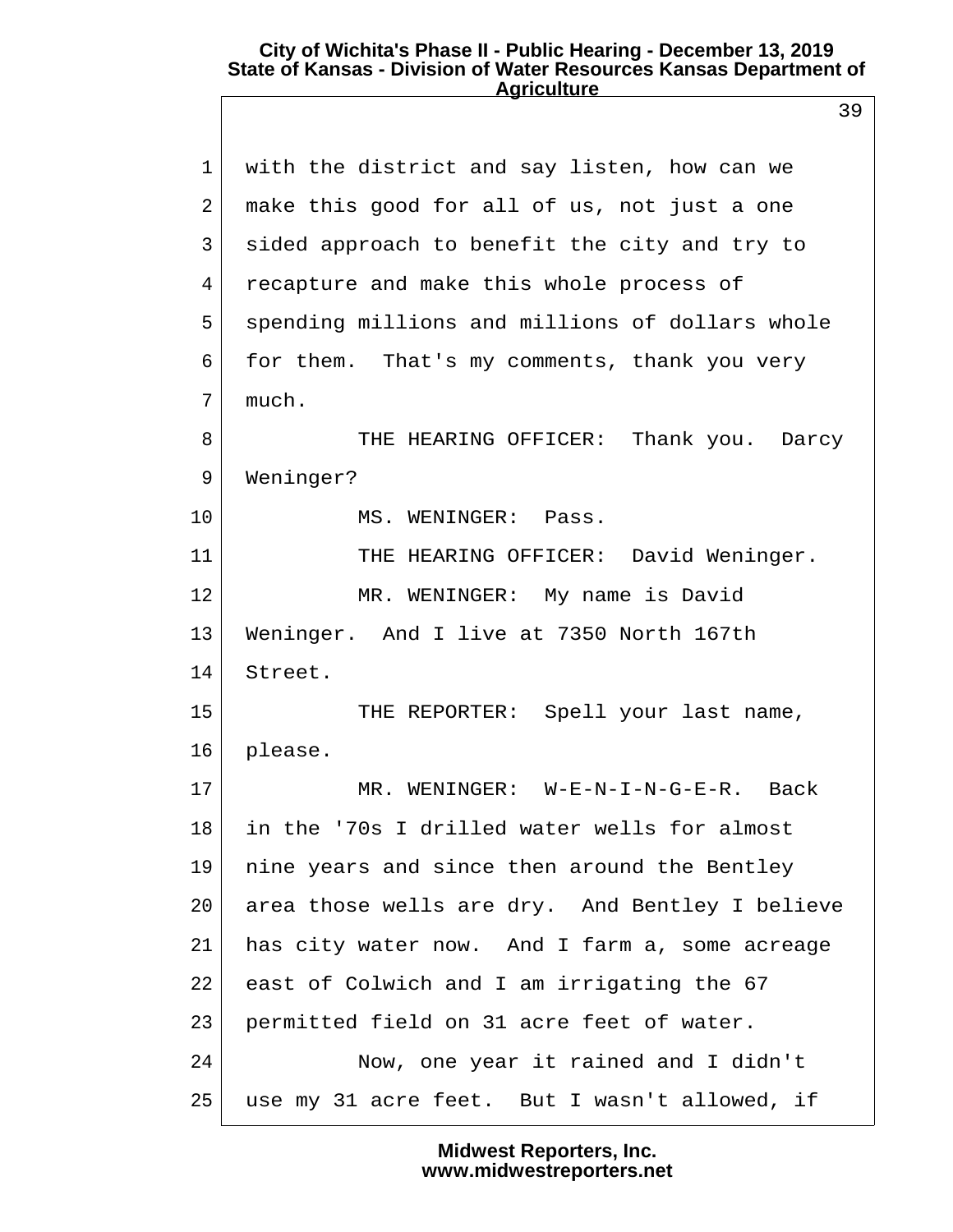with the district and say listen, how can we make this good for all of us, not just a one sided approach to benefit the city and try to recapture and make this whole process of spending millions and millions of dollars whole for them. That's my comments, thank you very much.

THE HEARING OFFICER: Thank you. Darcy Weninger?

MS. WENINGER: Pass.

THE HEARING OFFICER: David Weninger.

MR. WENINGER: My name is David Weninger. And I live at 7350 North 167th Street.

THE REPORTER: Spell your last name, please.

MR. WENINGER: W-E-N-I-N-G-E-R. Back in the '70s I drilled water wells for almost nine years and since then around the Bentley area those wells are dry. And Bentley I believe has city water now. And I farm a, some acreage east of Colwich and I am irrigating the 67 permitted field on 31 acre feet of water.

Now, one year it rained and I didn't use my 31 acre feet. But I wasn't allowed, if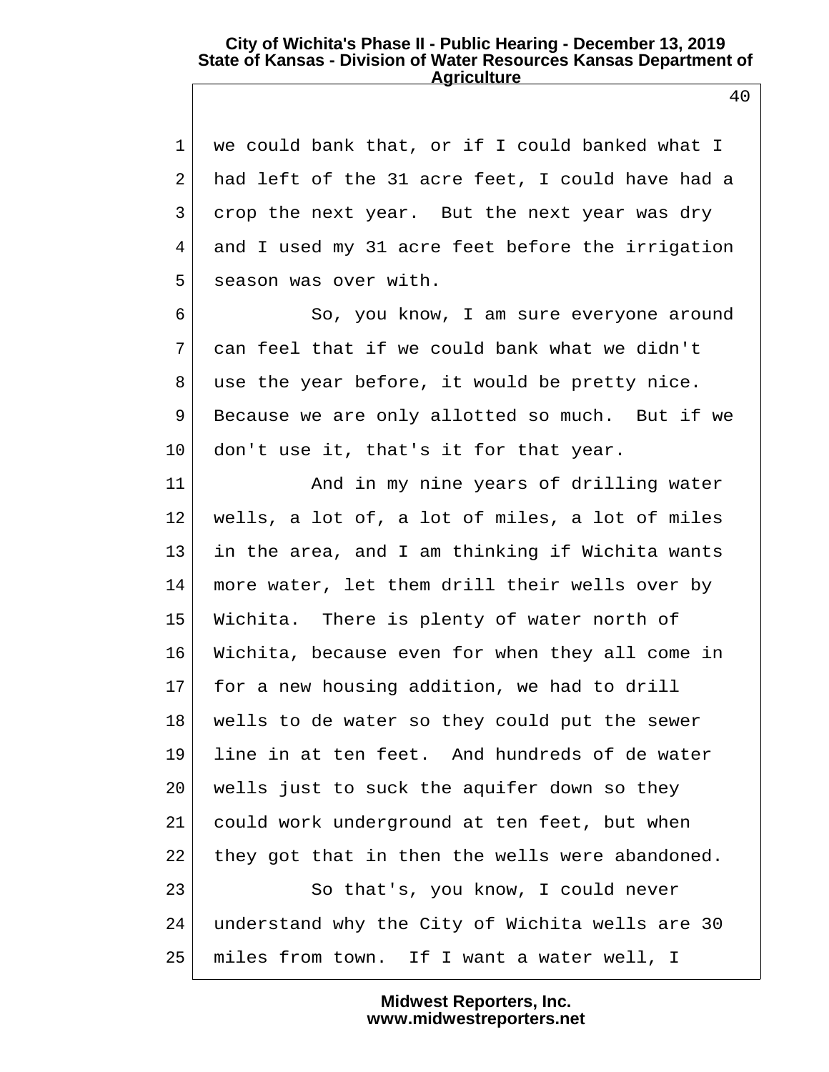we could bank that, or if I could banked what I had left of the 31 acre feet, I could have had a crop the next year. But the next year was dry and I used my 31 acre feet before the irrigation season was over with.

So, you know, I am sure everyone around can feel that if we could bank what we didn't use the year before, it would be pretty nice. Because we are only allotted so much. But if we don't use it, that's it for that year.

And in my nine years of drilling water wells, a lot of, a lot of miles, a lot of miles in the area, and I am thinking if Wichita wants more water, let them drill their wells over by Wichita. There is plenty of water north of Wichita, because even for when they all come in for a new housing addition, we had to drill wells to de water so they could put the sewer line in at ten feet. And hundreds of de water wells just to suck the aquifer down so they could work underground at ten feet, but when they got that in then the wells were abandoned.

So that's, you know, I could never understand why the City of Wichita wells are 30 miles from town. If I want a water well, I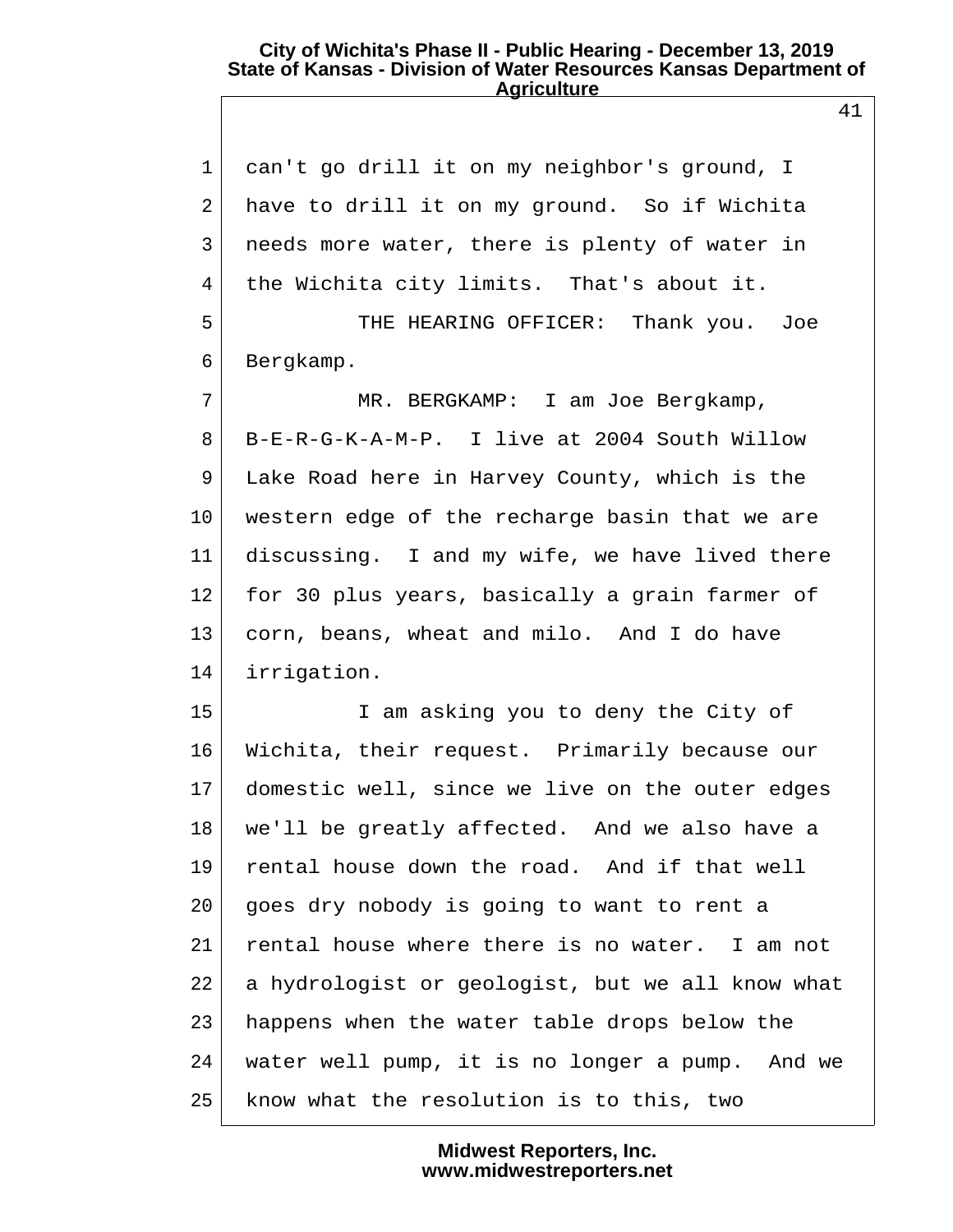can't go drill it on my neighbor's ground, I have to drill it on my ground. So if Wichita needs more water, there is plenty of water in the Wichita city limits. That's about it.

THE HEARING OFFICER: Thank you. Joe Bergkamp.

MR. BERGKAMP: I am Joe Bergkamp, B-E-R-G-K-A-M-P. I live at 2004 South Willow Lake Road here in Harvey County, which is the western edge of the recharge basin that we are discussing. I and my wife, we have lived there for 30 plus years, basically a grain farmer of corn, beans, wheat and milo. And I do have irrigation.

I am asking you to deny the City of Wichita, their request. Primarily because our domestic well, since we live on the outer edges we'll be greatly affected. And we also have a rental house down the road. And if that well goes dry nobody is going to want to rent a rental house where there is no water. I am not a hydrologist or geologist, but we all know what happens when the water table drops below the water well pump, it is no longer a pump. And we know what the resolution is to this, two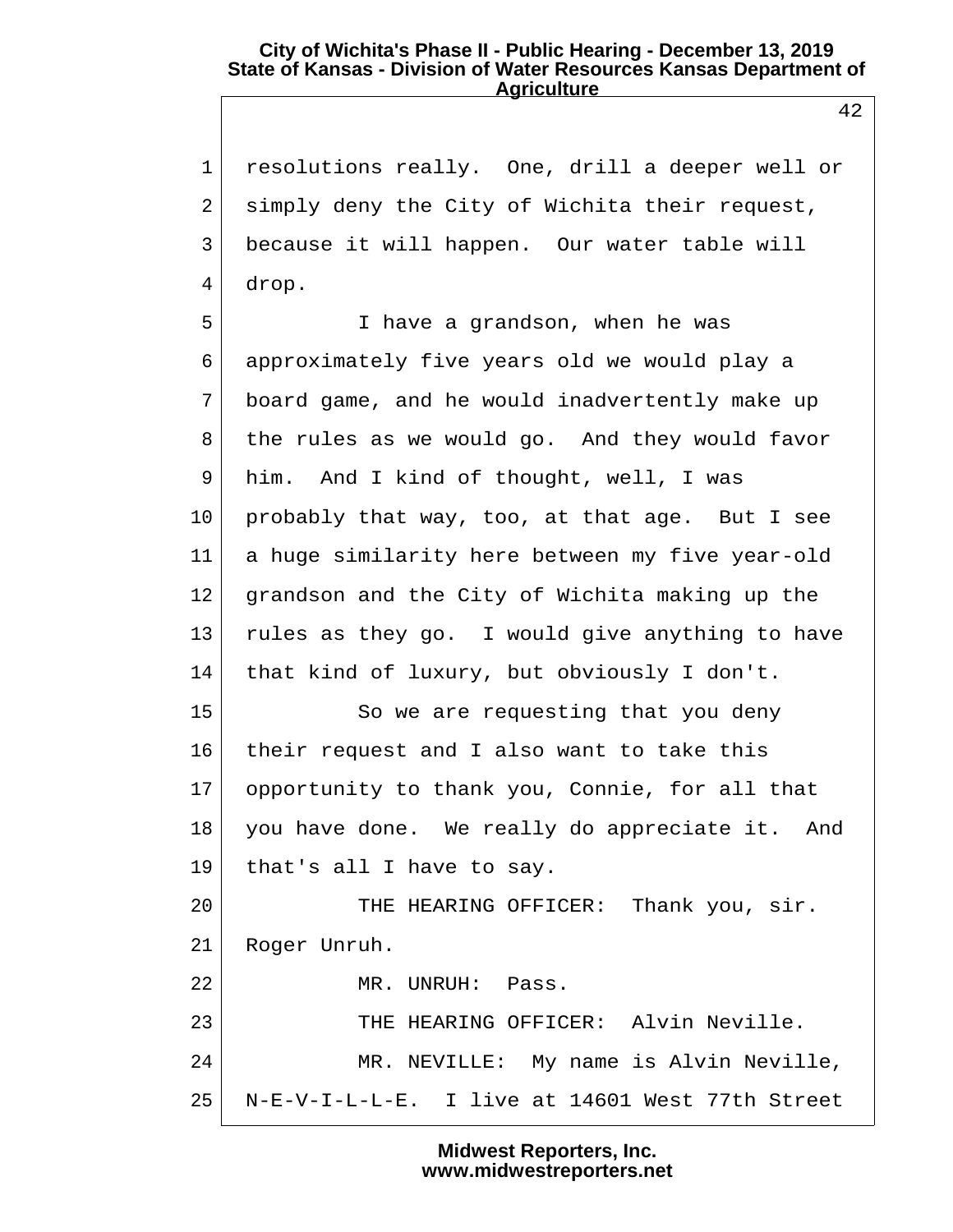resolutions really. One, drill a deeper well or simply deny the City of Wichita their request, because it will happen. Our water table will drop.

I have a grandson, when he was approximately five years old we would play a board game, and he would inadvertently make up the rules as we would go. And they would favor him. And I kind of thought, well, I was probably that way, too, at that age. But I see a huge similarity here between my five year-old grandson and the City of Wichita making up the rules as they go. I would give anything to have that kind of luxury, but obviously I don't.

So we are requesting that you deny their request and I also want to take this opportunity to thank you, Connie, for all that you have done. We really do appreciate it. And that's all I have to say.

THE HEARING OFFICER: Thank you, sir. Roger Unruh.

MR. UNRUH: Pass.

THE HEARING OFFICER: Alvin Neville.

MR. NEVILLE: My name is Alvin Neville, N-E-V-I-L-L-E. I live at 14601 West 77th Street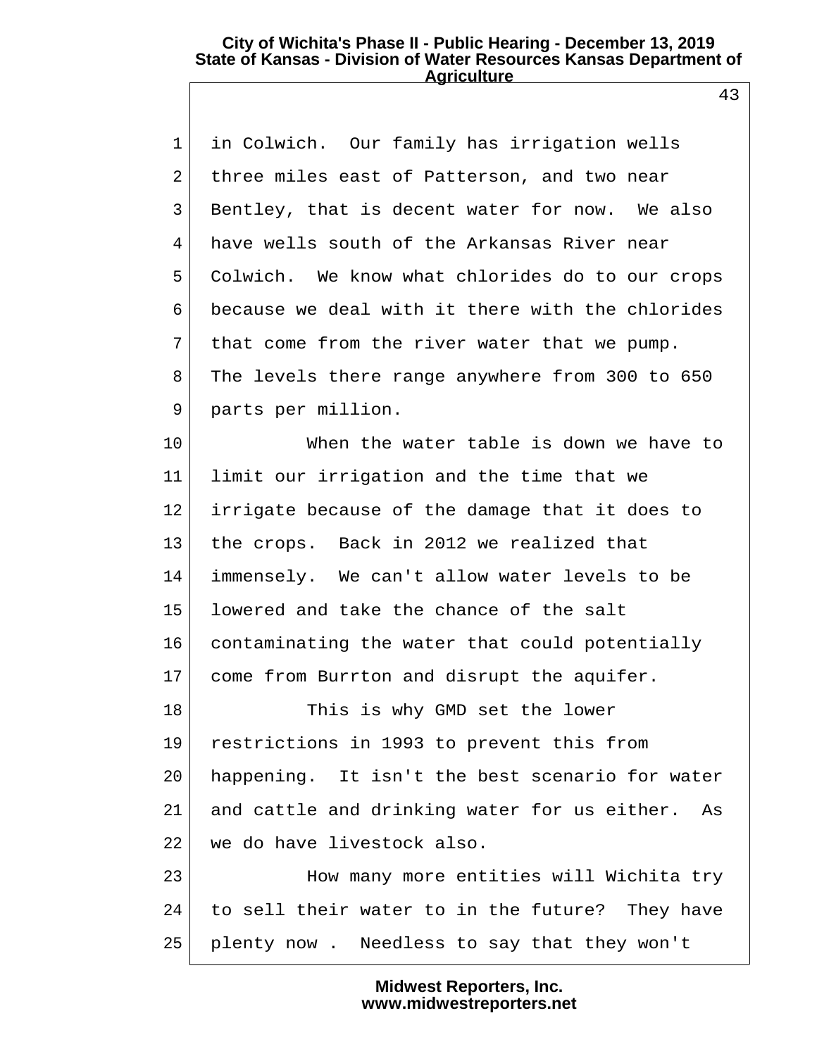in Colwich. Our family has irrigation wells three miles east of Patterson, and two near Bentley, that is decent water for now. We also have wells south of the Arkansas River near Colwich. We know what chlorides do to our crops because we deal with it there with the chlorides that come from the river water that we pump. The levels there range anywhere from 300 to 650 parts per million.

When the water table is down we have to limit our irrigation and the time that we irrigate because of the damage that it does to the crops. Back in 2012 we realized that immensely. We can't allow water levels to be lowered and take the chance of the salt contaminating the water that could potentially come from Burrton and disrupt the aquifer.

This is why GMD set the lower restrictions in 1993 to prevent this from happening. It isn't the best scenario for water and cattle and drinking water for us either. As we do have livestock also.

How many more entities will Wichita try to sell their water to in the future? They have plenty now . Needless to say that they won't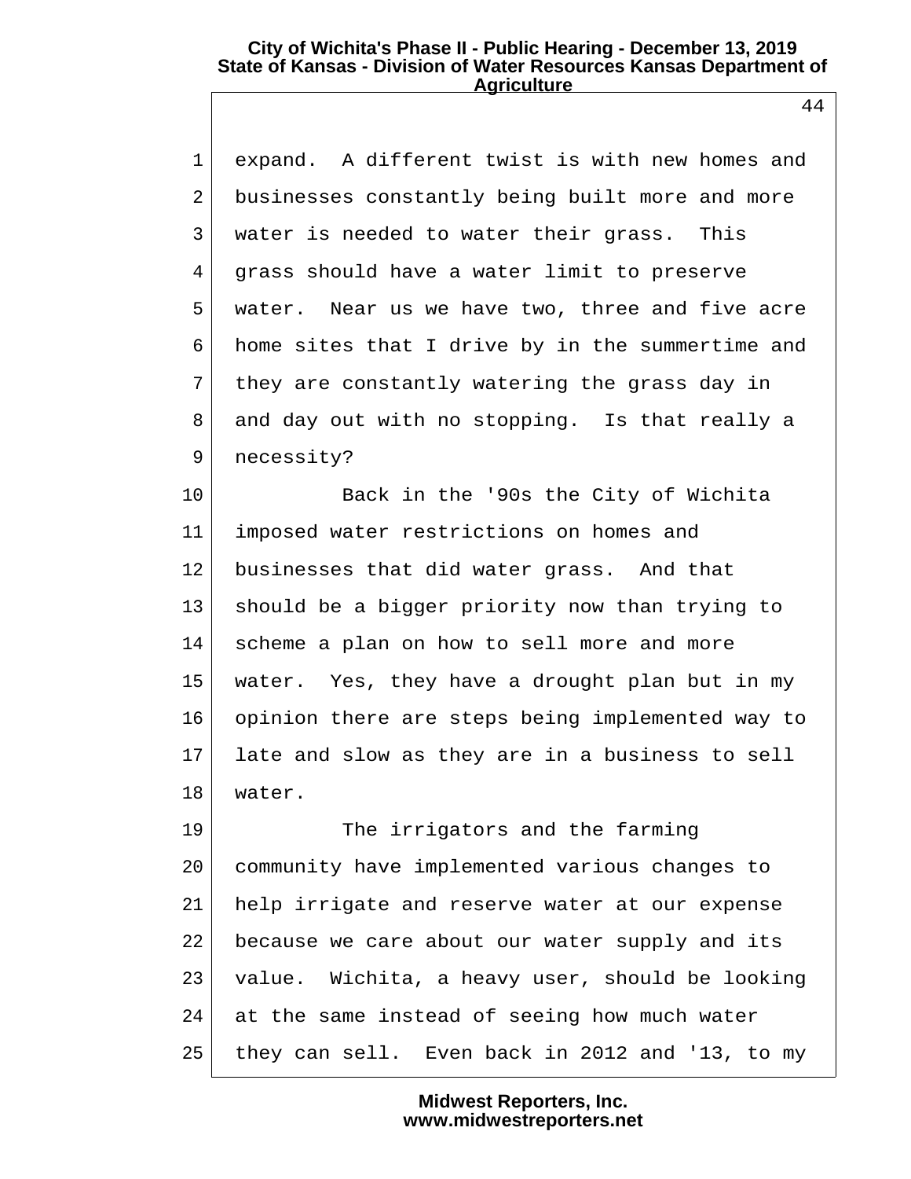expand. A different twist is with new homes and businesses constantly being built more and more water is needed to water their grass. This grass should have a water limit to preserve water. Near us we have two, three and five acre home sites that I drive by in the summertime and they are constantly watering the grass day in and day out with no stopping. Is that really a necessity?

Back in the '90s the City of Wichita imposed water restrictions on homes and businesses that did water grass. And that should be a bigger priority now than trying to scheme a plan on how to sell more and more water. Yes, they have a drought plan but in my opinion there are steps being implemented way to late and slow as they are in a business to sell water.

The irrigators and the farming community have implemented various changes to help irrigate and reserve water at our expense because we care about our water supply and its value. Wichita, a heavy user, should be looking at the same instead of seeing how much water they can sell. Even back in 2012 and '13, to my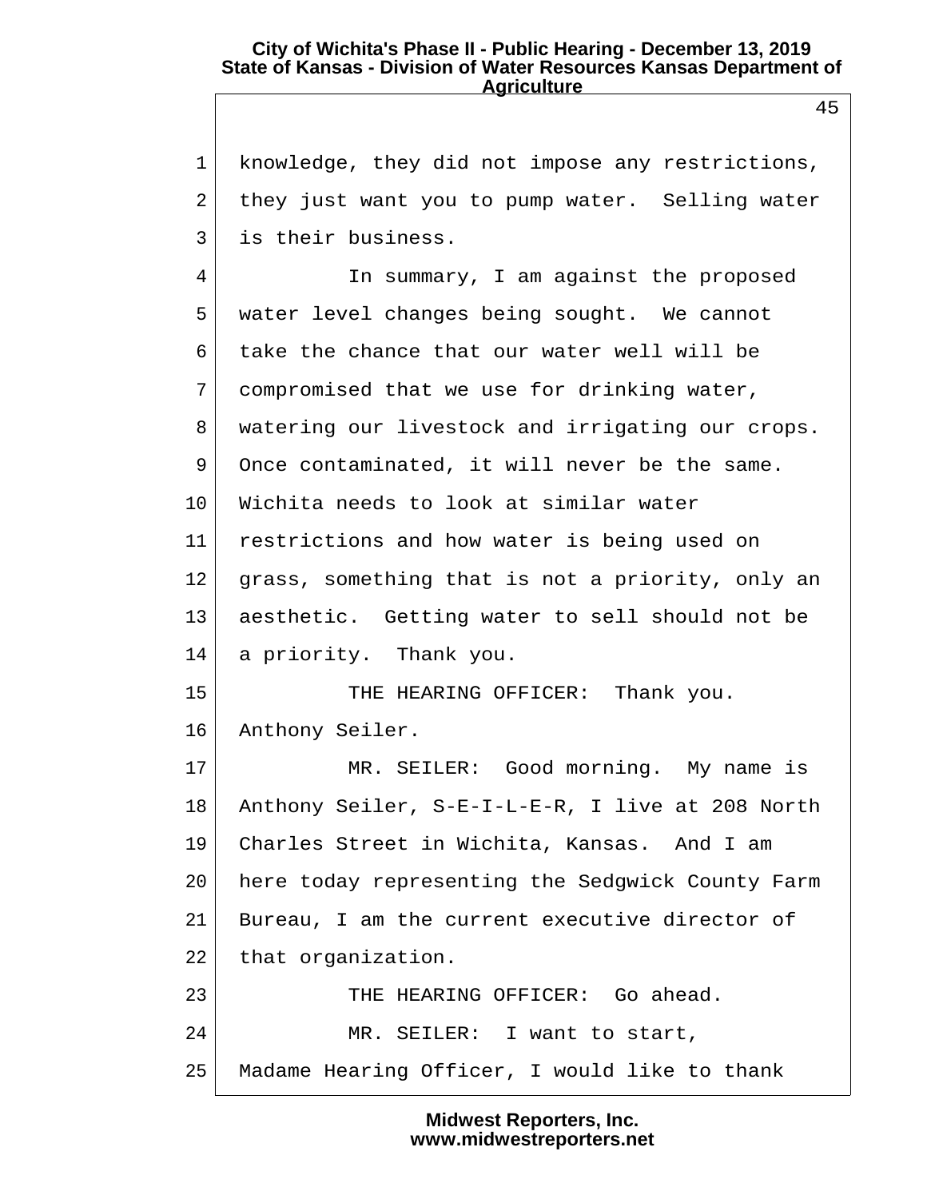1 knowledge, they did not impose any restrictions,
2 they just want you to pump water. Selling water
3 is their business.
4 In summary, I am against the proposed
5 water level changes being sought. We cannot
6 take the chance that our water well will be
7 compromised that we use for drinking water,
8 watering our livestock and irrigating our crops.
9 Once contaminated, it will never be the same.
10 Wichita needs to look at similar water
11 restrictions and how water is being used on
12 grass, something that is not a priority, only an
13 aesthetic. Getting water to sell should not be
14 a priority. Thank you.
15 THE HEARING OFFICER: Thank you.
16 Anthony Seiler.
17 MR. SEILER: Good morning. My name is
18 Anthony Seiler, S-E-I-L-E-R, I live at 208 North
19 Charles Street in Wichita, Kansas. And I am
20 here today representing the Sedgwick County Farm
21 Bureau, I am the current executive director of
22 that organization.
23 THE HEARING OFFICER: Go ahead.
24 MR. SEILER: I want to start,
25 Madame Hearing Officer, I would like to thank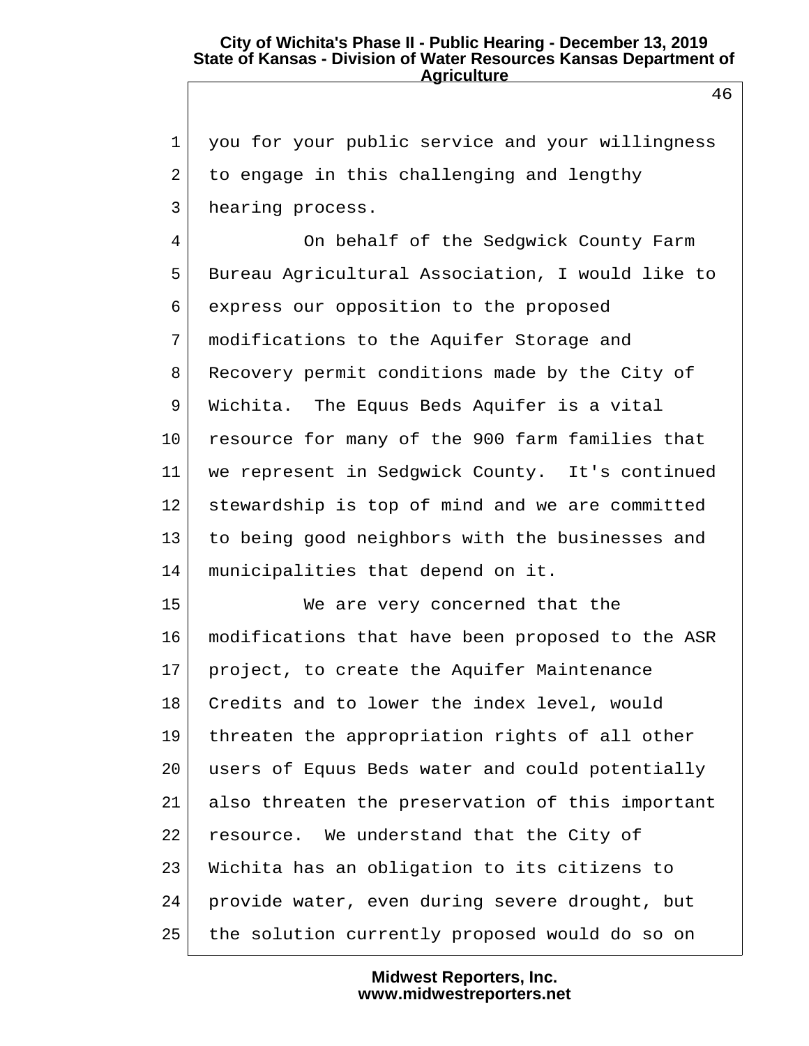you for your public service and your willingness to engage in this challenging and lengthy hearing process.

On behalf of the Sedgwick County Farm Bureau Agricultural Association, I would like to express our opposition to the proposed modifications to the Aquifer Storage and Recovery permit conditions made by the City of Wichita. The Equus Beds Aquifer is a vital resource for many of the 900 farm families that we represent in Sedgwick County. It's continued stewardship is top of mind and we are committed to being good neighbors with the businesses and municipalities that depend on it.

We are very concerned that the modifications that have been proposed to the ASR project, to create the Aquifer Maintenance Credits and to lower the index level, would threaten the appropriation rights of all other users of Equus Beds water and could potentially also threaten the preservation of this important resource. We understand that the City of Wichita has an obligation to its citizens to provide water, even during severe drought, but the solution currently proposed would do so on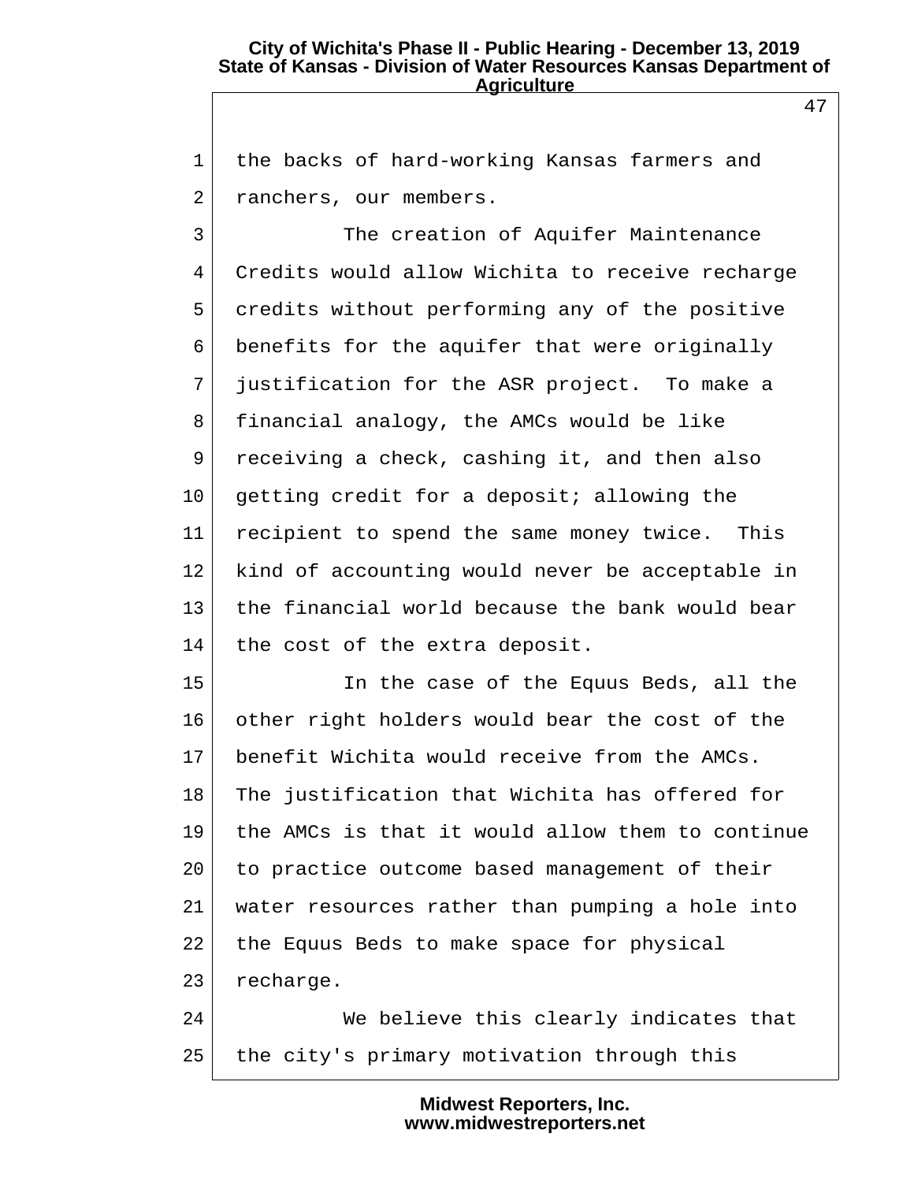the backs of hard-working Kansas farmers and ranchers, our members.

The creation of Aquifer Maintenance Credits would allow Wichita to receive recharge credits without performing any of the positive benefits for the aquifer that were originally justification for the ASR project. To make a financial analogy, the AMCs would be like receiving a check, cashing it, and then also getting credit for a deposit; allowing the recipient to spend the same money twice. This kind of accounting would never be acceptable in the financial world because the bank would bear the cost of the extra deposit.

In the case of the Equus Beds, all the other right holders would bear the cost of the benefit Wichita would receive from the AMCs. The justification that Wichita has offered for the AMCs is that it would allow them to continue to practice outcome based management of their water resources rather than pumping a hole into the Equus Beds to make space for physical recharge.

We believe this clearly indicates that the city's primary motivation through this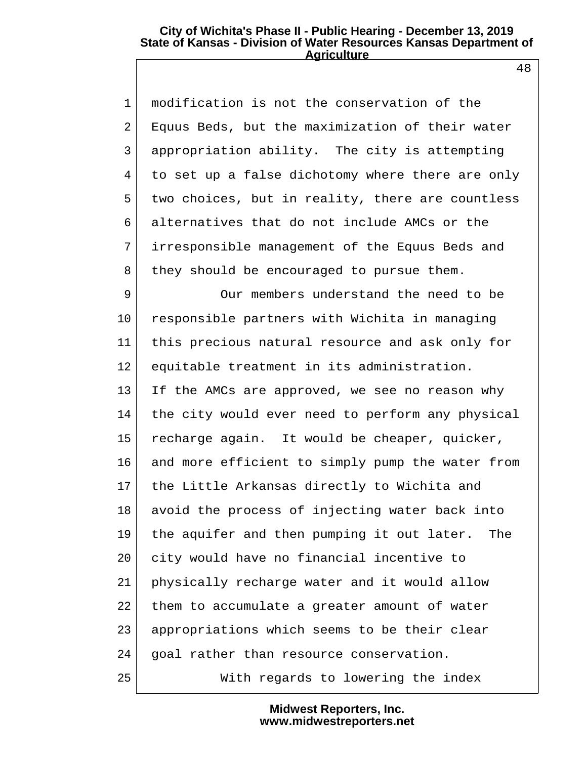modification is not the conservation of the Equus Beds, but the maximization of their water appropriation ability. The city is attempting to set up a false dichotomy where there are only two choices, but in reality, there are countless alternatives that do not include AMCs or the irresponsible management of the Equus Beds and they should be encouraged to pursue them.

Our members understand the need to be responsible partners with Wichita in managing this precious natural resource and ask only for equitable treatment in its administration. If the AMCs are approved, we see no reason why the city would ever need to perform any physical recharge again. It would be cheaper, quicker, and more efficient to simply pump the water from the Little Arkansas directly to Wichita and avoid the process of injecting water back into the aquifer and then pumping it out later. The city would have no financial incentive to physically recharge water and it would allow them to accumulate a greater amount of water appropriations which seems to be their clear goal rather than resource conservation.

With regards to lowering the index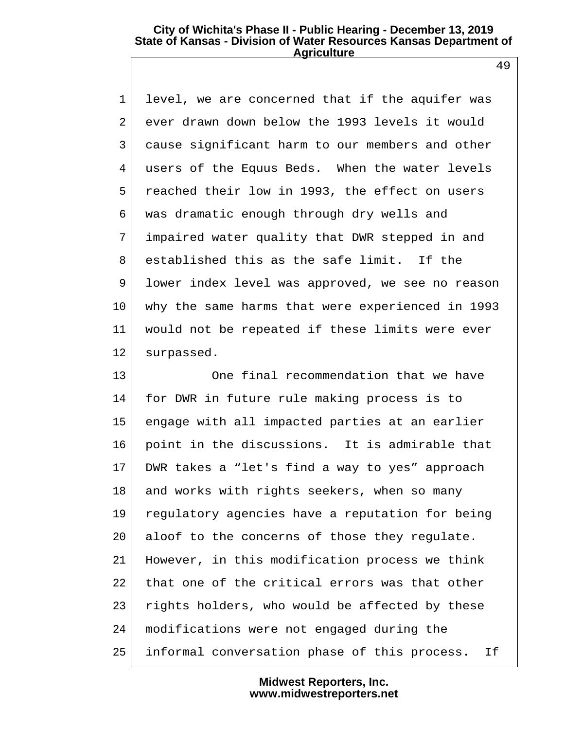level, we are concerned that if the aquifer was ever drawn down below the 1993 levels it would cause significant harm to our members and other users of the Equus Beds. When the water levels reached their low in 1993, the effect on users was dramatic enough through dry wells and impaired water quality that DWR stepped in and established this as the safe limit. If the lower index level was approved, we see no reason why the same harms that were experienced in 1993 would not be repeated if these limits were ever surpassed.

One final recommendation that we have for DWR in future rule making process is to engage with all impacted parties at an earlier point in the discussions. It is admirable that DWR takes a “let's find a way to yes” approach and works with rights seekers, when so many regulatory agencies have a reputation for being aloof to the concerns of those they regulate. However, in this modification process we think that one of the critical errors was that other rights holders, who would be affected by these modifications were not engaged during the informal conversation phase of this process. If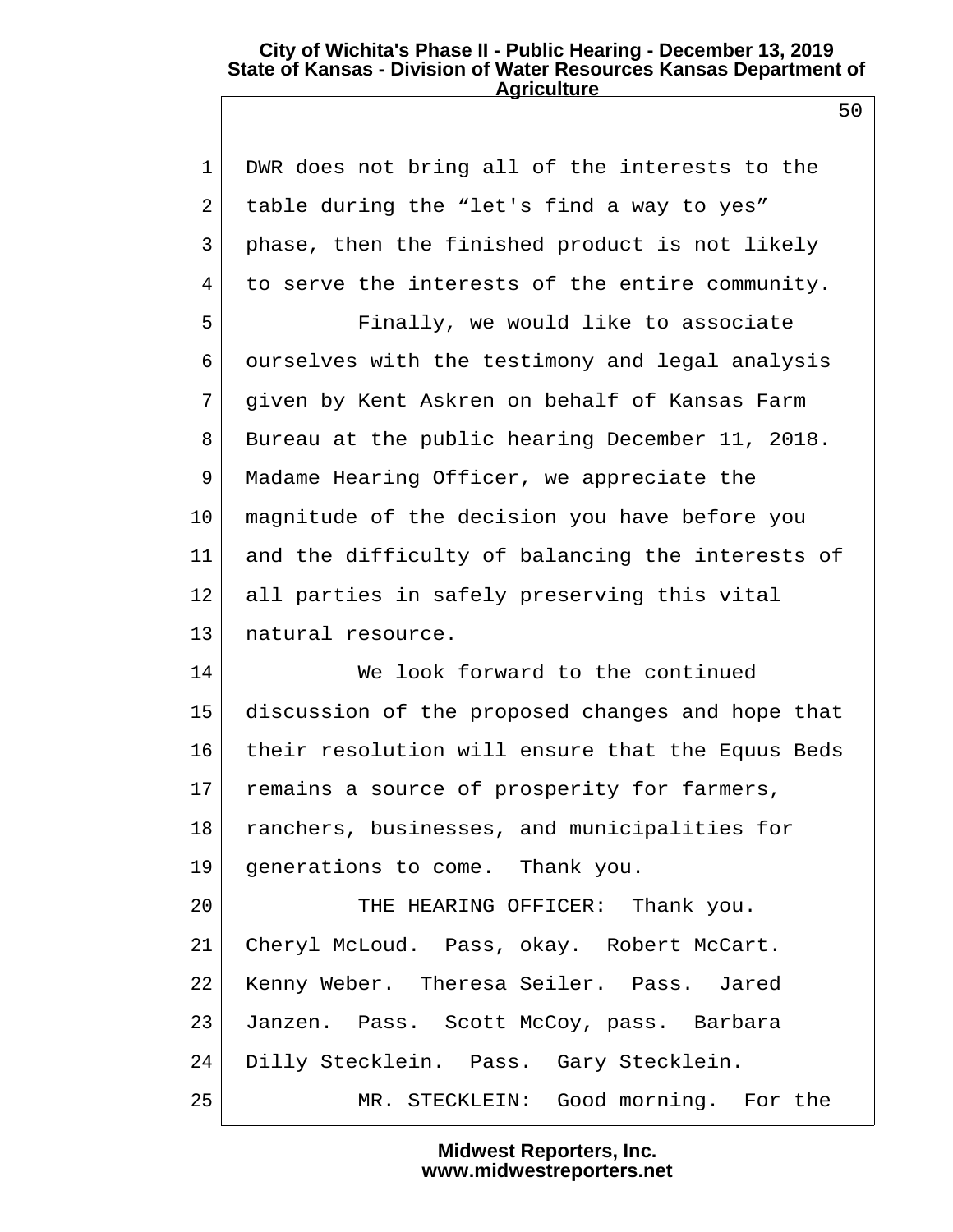DWR does not bring all of the interests to the table during the “let's find a way to yes” phase, then the finished product is not likely to serve the interests of the entire community.

Finally, we would like to associate ourselves with the testimony and legal analysis given by Kent Askren on behalf of Kansas Farm Bureau at the public hearing December 11, 2018. Madame Hearing Officer, we appreciate the magnitude of the decision you have before you and the difficulty of balancing the interests of all parties in safely preserving this vital natural resource.

We look forward to the continued discussion of the proposed changes and hope that their resolution will ensure that the Equus Beds remains a source of prosperity for farmers, ranchers, businesses, and municipalities for generations to come. Thank you.

THE HEARING OFFICER: Thank you. Cheryl McLoud. Pass, okay. Robert McCart. Kenny Weber. Theresa Seiler. Pass. Jared Janzen. Pass. Scott McCoy, pass. Barbara Dilly Stecklein. Pass. Gary Stecklein.

MR. STECKLEIN: Good morning. For the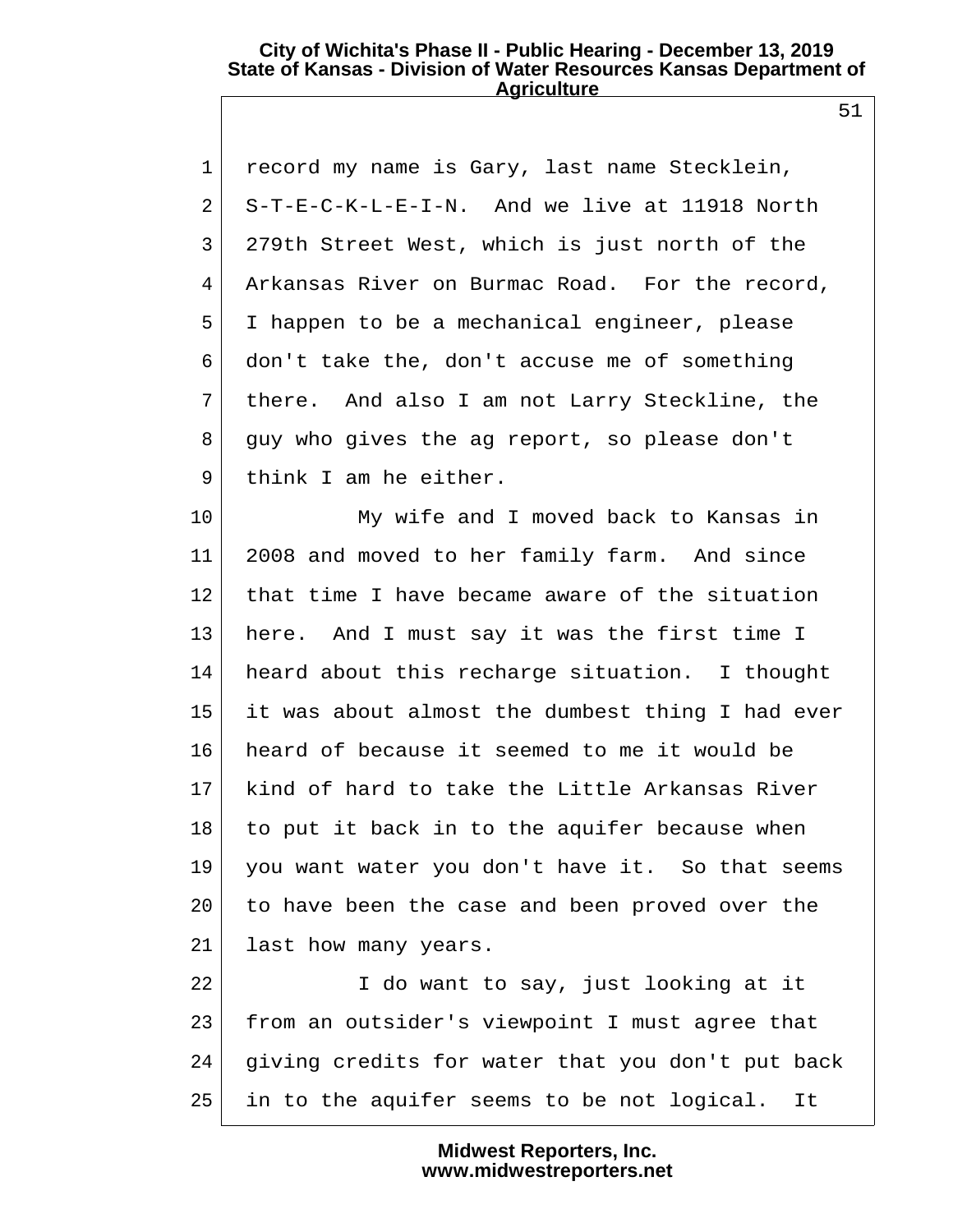record my name is Gary, last name Stecklein, S-T-E-C-K-L-E-I-N. And we live at 11918 North 279th Street West, which is just north of the Arkansas River on Burmac Road. For the record, I happen to be a mechanical engineer, please don't take the, don't accuse me of something there. And also I am not Larry Steckline, the guy who gives the ag report, so please don't think I am he either.

My wife and I moved back to Kansas in 2008 and moved to her family farm. And since that time I have became aware of the situation here. And I must say it was the first time I heard about this recharge situation. I thought it was about almost the dumbest thing I had ever heard of because it seemed to me it would be kind of hard to take the Little Arkansas River to put it back in to the aquifer because when you want water you don't have it. So that seems to have been the case and been proved over the last how many years.

I do want to say, just looking at it from an outsider's viewpoint I must agree that giving credits for water that you don't put back in to the aquifer seems to be not logical. It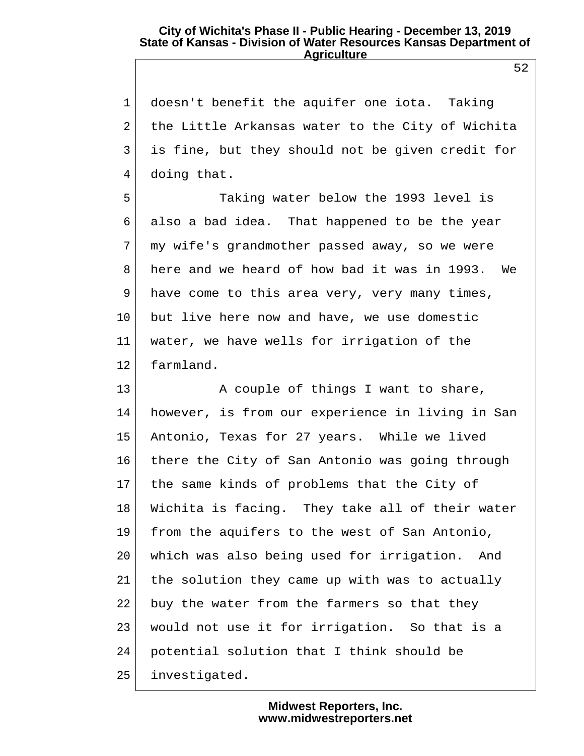doesn't benefit the aquifer one iota. Taking the Little Arkansas water to the City of Wichita is fine, but they should not be given credit for doing that.

Taking water below the 1993 level is also a bad idea. That happened to be the year my wife's grandmother passed away, so we were here and we heard of how bad it was in 1993. We have come to this area very, very many times, but live here now and have, we use domestic water, we have wells for irrigation of the farmland.

A couple of things I want to share, however, is from our experience in living in San Antonio, Texas for 27 years. While we lived there the City of San Antonio was going through the same kinds of problems that the City of Wichita is facing. They take all of their water from the aquifers to the west of San Antonio, which was also being used for irrigation. And the solution they came up with was to actually buy the water from the farmers so that they would not use it for irrigation. So that is a potential solution that I think should be investigated.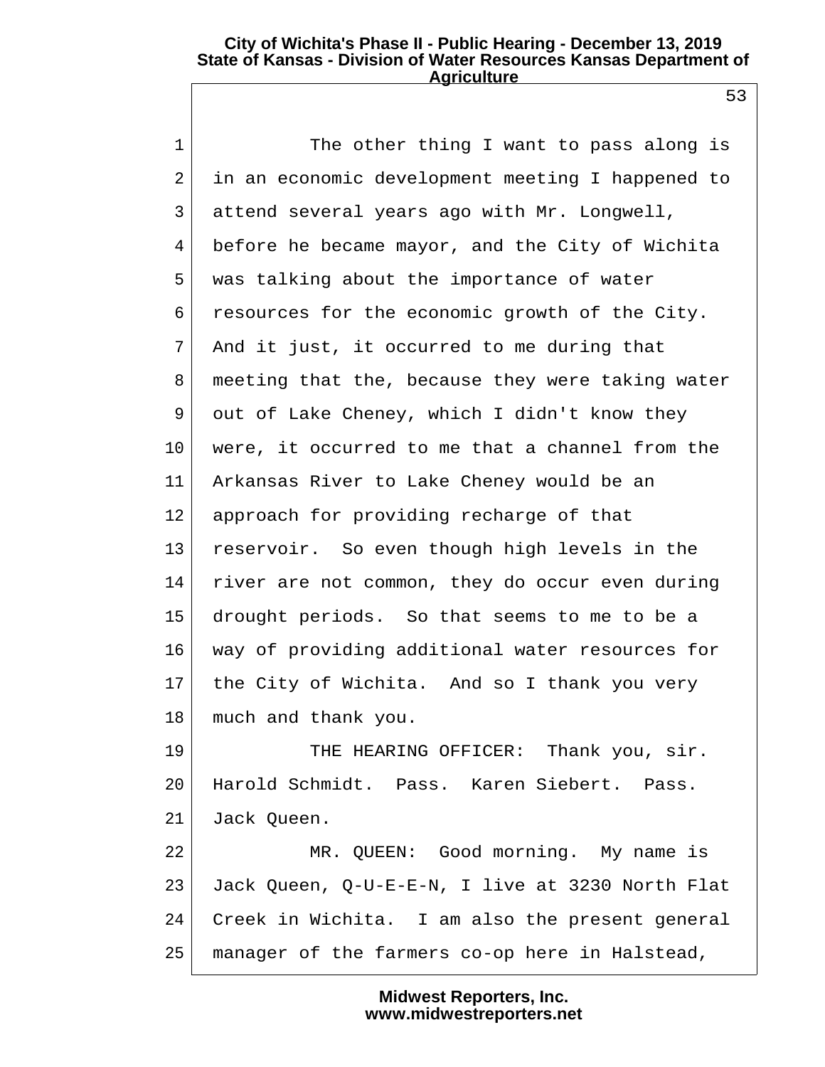The other thing I want to pass along is in an economic development meeting I happened to attend several years ago with Mr. Longwell, before he became mayor, and the City of Wichita was talking about the importance of water resources for the economic growth of the City. And it just, it occurred to me during that meeting that the, because they were taking water out of Lake Cheney, which I didn't know they were, it occurred to me that a channel from the Arkansas River to Lake Cheney would be an approach for providing recharge of that reservoir. So even though high levels in the river are not common, they do occur even during drought periods. So that seems to me to be a way of providing additional water resources for the City of Wichita. And so I thank you very much and thank you.

THE HEARING OFFICER: Thank you, sir. Harold Schmidt. Pass. Karen Siebert. Pass. Jack Queen.

MR. QUEEN: Good morning. My name is Jack Queen, Q-U-E-E-N, I live at 3230 North Flat Creek in Wichita. I am also the present general manager of the farmers co-op here in Halstead,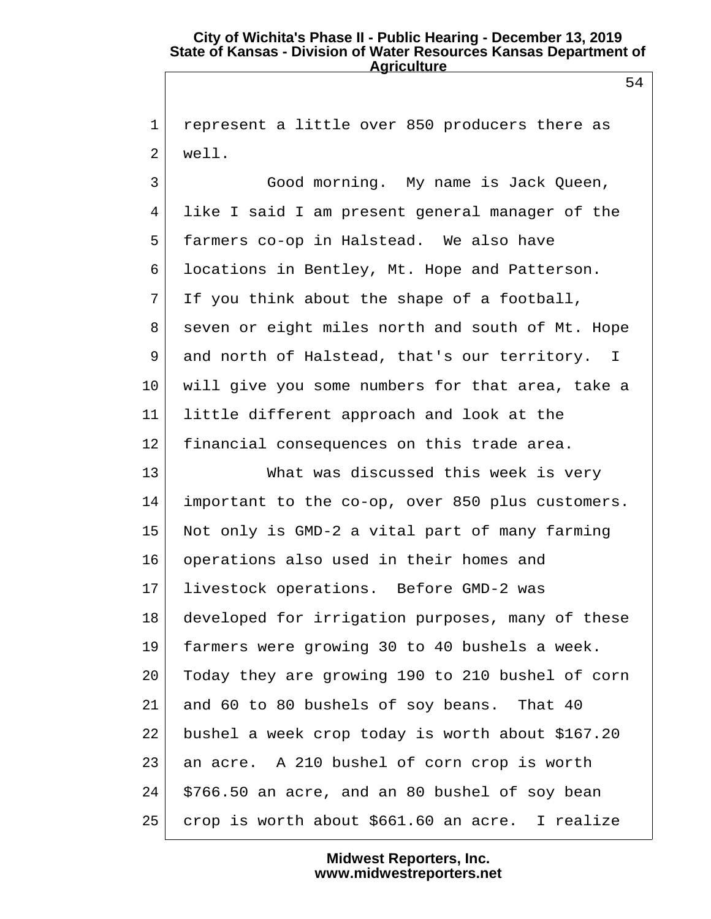represent a little over 850 producers there as well.

Good morning. My name is Jack Queen, like I said I am present general manager of the farmers co-op in Halstead. We also have locations in Bentley, Mt. Hope and Patterson. If you think about the shape of a football, seven or eight miles north and south of Mt. Hope and north of Halstead, that's our territory. I will give you some numbers for that area, take a little different approach and look at the financial consequences on this trade area.

What was discussed this week is very important to the co-op, over 850 plus customers. Not only is GMD-2 a vital part of many farming operations also used in their homes and livestock operations. Before GMD-2 was developed for irrigation purposes, many of these farmers were growing 30 to 40 bushels a week. Today they are growing 190 to 210 bushel of corn and 60 to 80 bushels of soy beans. That 40 bushel a week crop today is worth about $167.20 an acre. A 210 bushel of corn crop is worth $766.50 an acre, and an 80 bushel of soy bean crop is worth about $661.60 an acre. I realize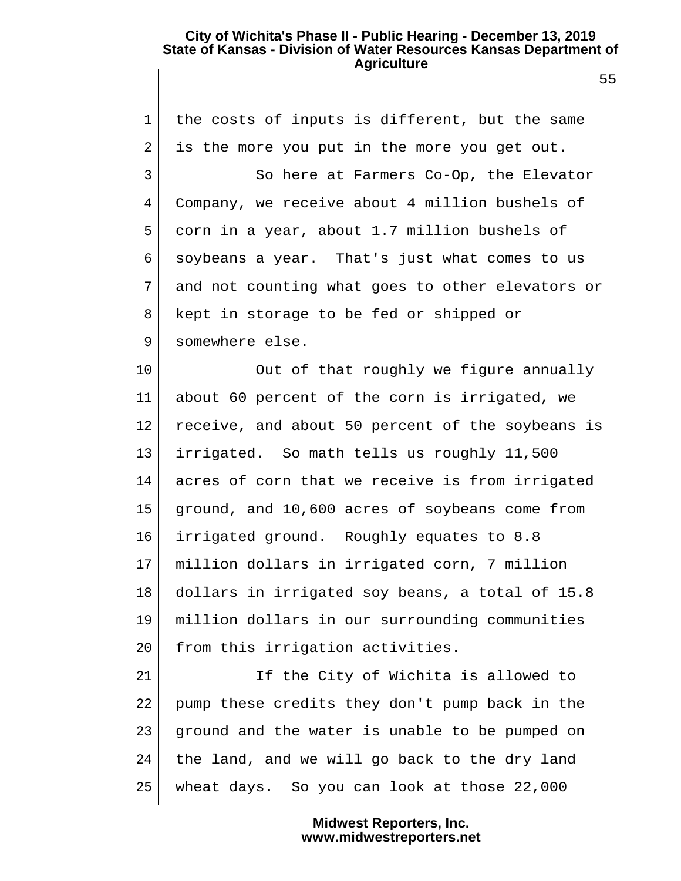the costs of inputs is different, but the same is the more you put in the more you get out.

So here at Farmers Co-Op, the Elevator Company, we receive about 4 million bushels of corn in a year, about 1.7 million bushels of soybeans a year. That's just what comes to us and not counting what goes to other elevators or kept in storage to be fed or shipped or somewhere else.

Out of that roughly we figure annually about 60 percent of the corn is irrigated, we receive, and about 50 percent of the soybeans is irrigated. So math tells us roughly 11,500 acres of corn that we receive is from irrigated ground, and 10,600 acres of soybeans come from irrigated ground. Roughly equates to 8.8 million dollars in irrigated corn, 7 million dollars in irrigated soy beans, a total of 15.8 million dollars in our surrounding communities from this irrigation activities.

If the City of Wichita is allowed to pump these credits they don't pump back in the ground and the water is unable to be pumped on the land, and we will go back to the dry land wheat days. So you can look at those 22,000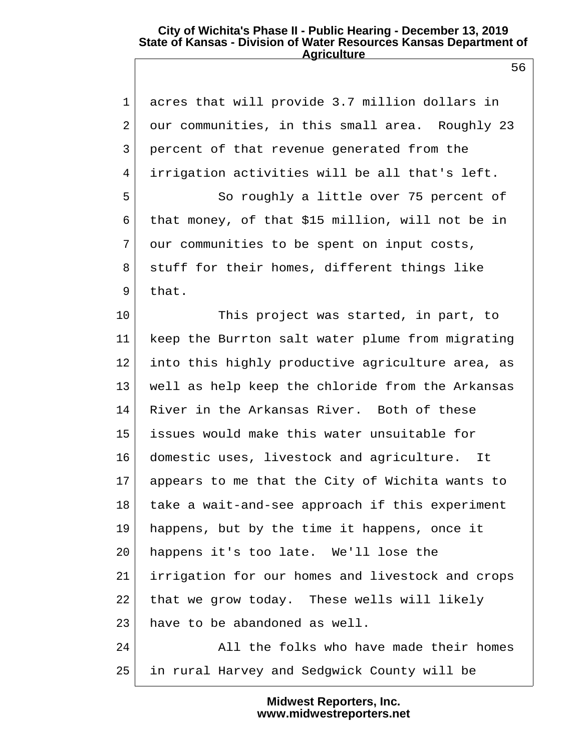acres that will provide 3.7 million dollars in our communities, in this small area. Roughly 23 percent of that revenue generated from the irrigation activities will be all that's left.

So roughly a little over 75 percent of that money, of that $15 million, will not be in our communities to be spent on input costs, stuff for their homes, different things like that.

This project was started, in part, to keep the Burrton salt water plume from migrating into this highly productive agriculture area, as well as help keep the chloride from the Arkansas River in the Arkansas River. Both of these issues would make this water unsuitable for domestic uses, livestock and agriculture. It appears to me that the City of Wichita wants to take a wait-and-see approach if this experiment happens, but by the time it happens, once it happens it's too late. We'll lose the irrigation for our homes and livestock and crops that we grow today. These wells will likely have to be abandoned as well.

All the folks who have made their homes in rural Harvey and Sedgwick County will be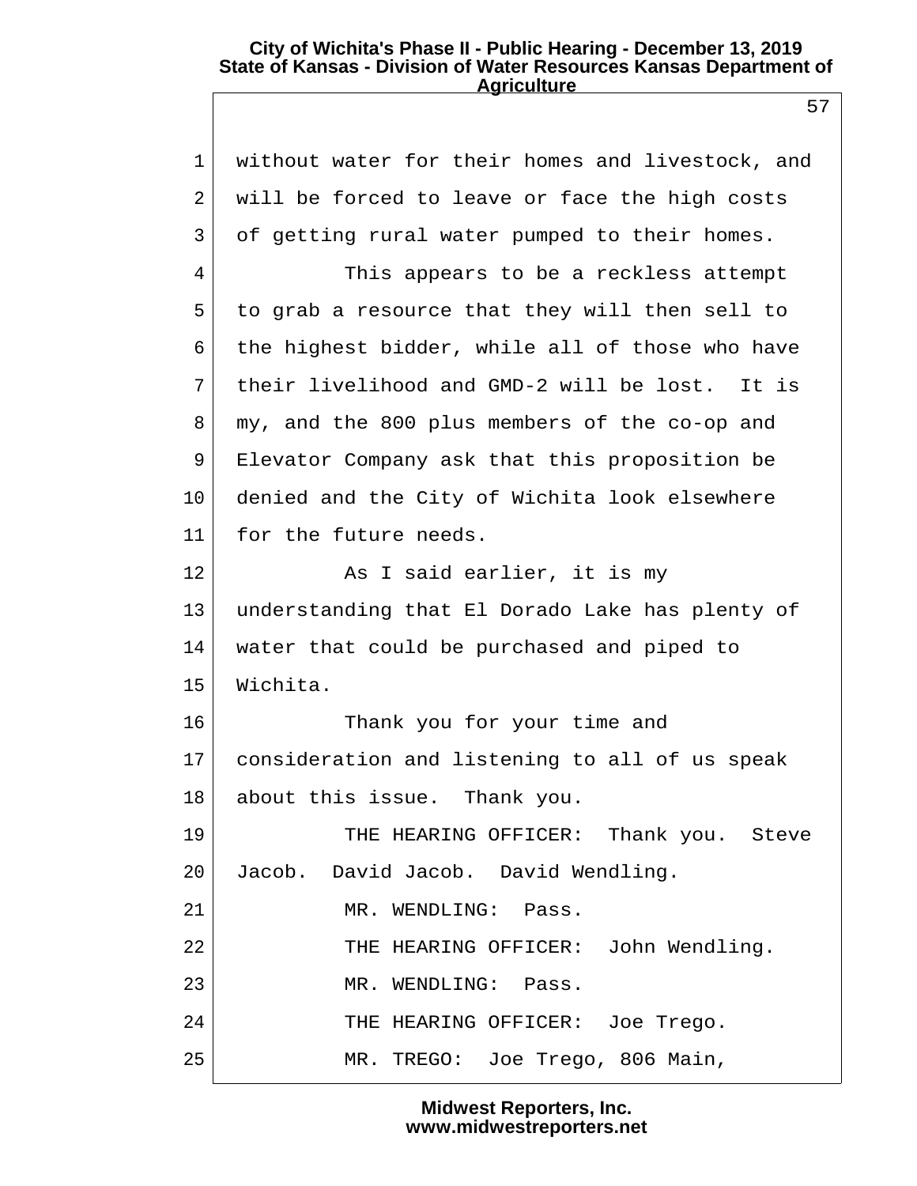without water for their homes and livestock, and will be forced to leave or face the high costs of getting rural water pumped to their homes.

This appears to be a reckless attempt to grab a resource that they will then sell to the highest bidder, while all of those who have their livelihood and GMD-2 will be lost. It is my, and the 800 plus members of the co-op and Elevator Company ask that this proposition be denied and the City of Wichita look elsewhere for the future needs.

As I said earlier, it is my understanding that El Dorado Lake has plenty of water that could be purchased and piped to Wichita.

Thank you for your time and consideration and listening to all of us speak about this issue. Thank you.

THE HEARING OFFICER: Thank you. Steve Jacob. David Jacob. David Wendling.

MR. WENDLING: Pass.

THE HEARING OFFICER: John Wendling.

MR. WENDLING: Pass.

THE HEARING OFFICER: Joe Trego.

MR. TREGO: Joe Trego, 806 Main,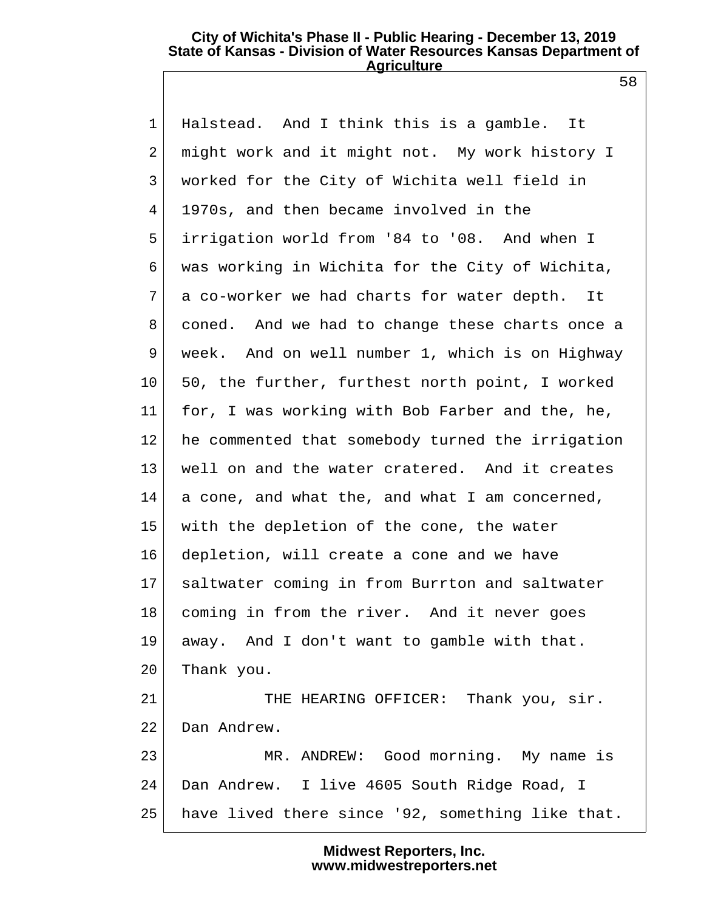1 Halstead. And I think this is a gamble. It
2 might work and it might not. My work history I
3 worked for the City of Wichita well field in
4 1970s, and then became involved in the
5 irrigation world from '84 to '08. And when I
6 was working in Wichita for the City of Wichita,
7 a co-worker we had charts for water depth. It
8 coned. And we had to change these charts once a
9 week. And on well number 1, which is on Highway
10 50, the further, furthest north point, I worked
11 for, I was working with Bob Farber and the, he,
12 he commented that somebody turned the irrigation
13 well on and the water cratered. And it creates
14 a cone, and what the, and what I am concerned,
15 with the depletion of the cone, the water
16 depletion, will create a cone and we have
17 saltwater coming in from Burrton and saltwater
18 coming in from the river. And it never goes
19 away. And I don't want to gamble with that.
20 Thank you.
21 THE HEARING OFFICER: Thank you, sir.
22 Dan Andrew.
23 MR. ANDREW: Good morning. My name is
24 Dan Andrew. I live 4605 South Ridge Road, I
25 have lived there since '92, something like that.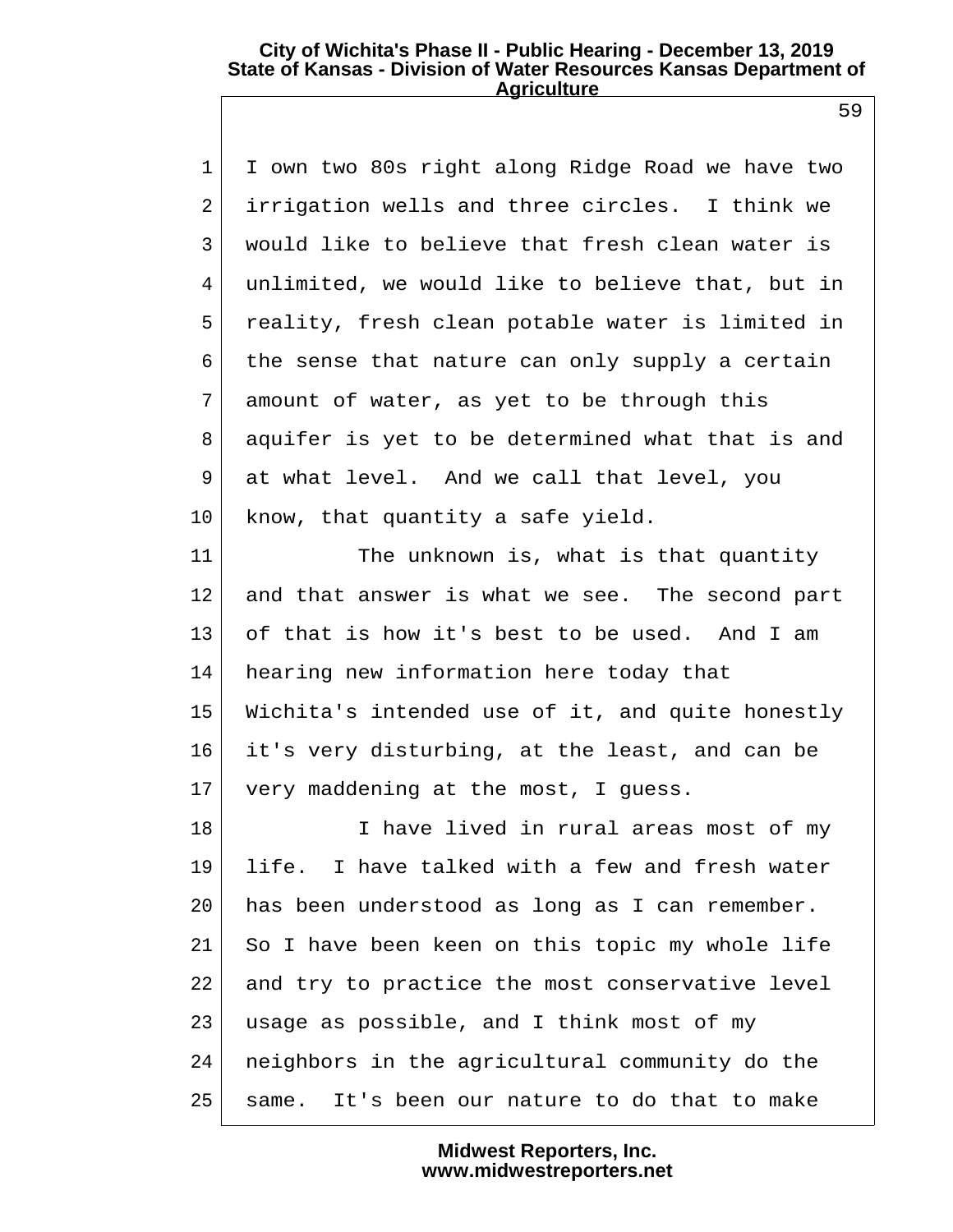I own two 80s right along Ridge Road we have two irrigation wells and three circles. I think we would like to believe that fresh clean water is unlimited, we would like to believe that, but in reality, fresh clean potable water is limited in the sense that nature can only supply a certain amount of water, as yet to be through this aquifer is yet to be determined what that is and at what level. And we call that level, you know, that quantity a safe yield.

The unknown is, what is that quantity and that answer is what we see. The second part of that is how it's best to be used. And I am hearing new information here today that Wichita's intended use of it, and quite honestly it's very disturbing, at the least, and can be very maddening at the most, I guess.

I have lived in rural areas most of my life. I have talked with a few and fresh water has been understood as long as I can remember. So I have been keen on this topic my whole life and try to practice the most conservative level usage as possible, and I think most of my neighbors in the agricultural community do the same. It's been our nature to do that to make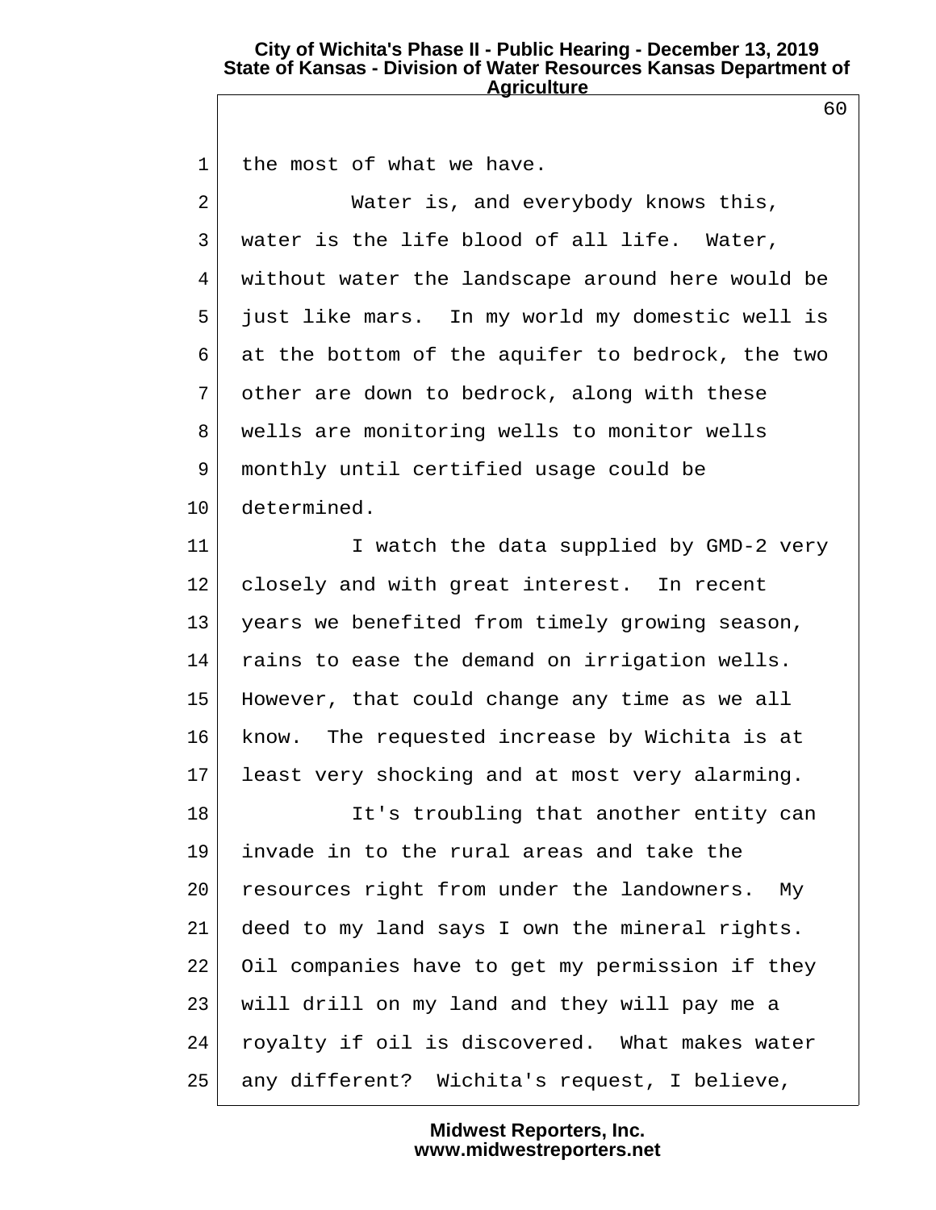the most of what we have.

Water is, and everybody knows this, water is the life blood of all life. Water, without water the landscape around here would be just like mars. In my world my domestic well is at the bottom of the aquifer to bedrock, the two other are down to bedrock, along with these wells are monitoring wells to monitor wells monthly until certified usage could be determined.

I watch the data supplied by GMD-2 very closely and with great interest. In recent years we benefited from timely growing season, rains to ease the demand on irrigation wells. However, that could change any time as we all know. The requested increase by Wichita is at least very shocking and at most very alarming.

It's troubling that another entity can invade in to the rural areas and take the resources right from under the landowners. My deed to my land says I own the mineral rights. Oil companies have to get my permission if they will drill on my land and they will pay me a royalty if oil is discovered. What makes water any different? Wichita's request, I believe,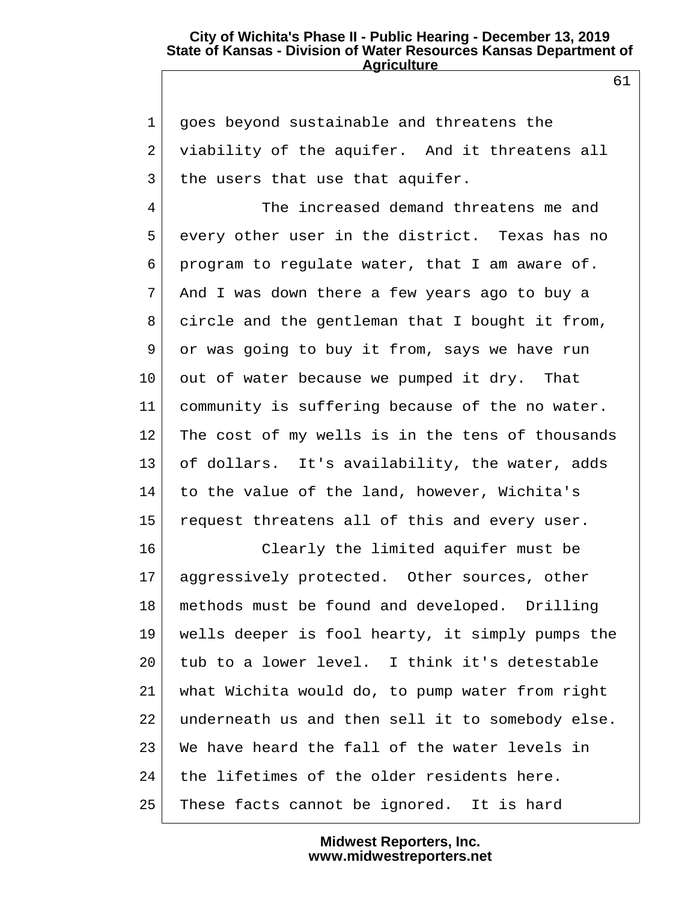goes beyond sustainable and threatens the viability of the aquifer. And it threatens all the users that use that aquifer.

The increased demand threatens me and every other user in the district. Texas has no program to regulate water, that I am aware of. And I was down there a few years ago to buy a circle and the gentleman that I bought it from, or was going to buy it from, says we have run out of water because we pumped it dry. That community is suffering because of the no water. The cost of my wells is in the tens of thousands of dollars. It's availability, the water, adds to the value of the land, however, Wichita's request threatens all of this and every user.

Clearly the limited aquifer must be aggressively protected. Other sources, other methods must be found and developed. Drilling wells deeper is fool hearty, it simply pumps the tub to a lower level. I think it's detestable what Wichita would do, to pump water from right underneath us and then sell it to somebody else. We have heard the fall of the water levels in the lifetimes of the older residents here. These facts cannot be ignored. It is hard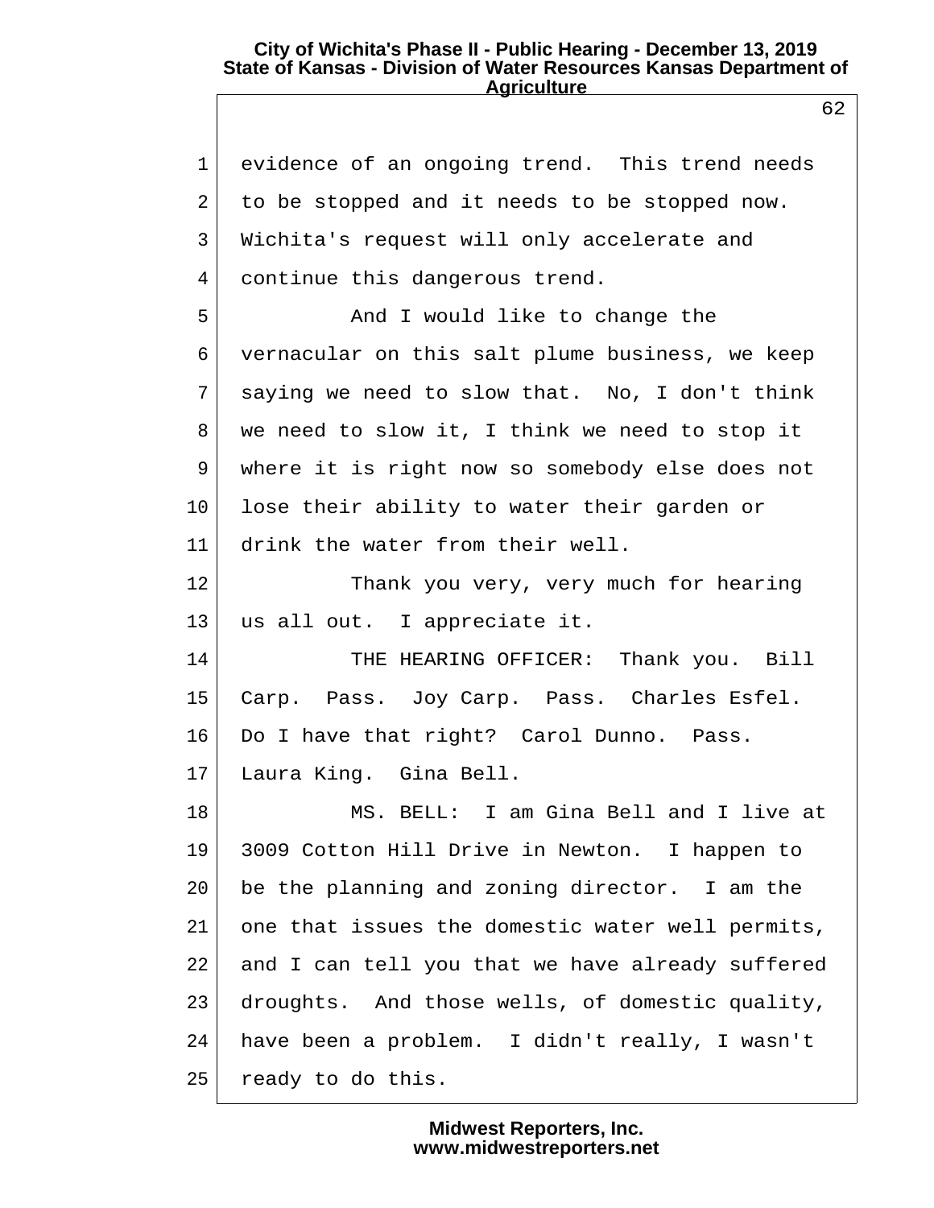evidence of an ongoing trend. This trend needs to be stopped and it needs to be stopped now. Wichita's request will only accelerate and continue this dangerous trend.

And I would like to change the vernacular on this salt plume business, we keep saying we need to slow that. No, I don't think we need to slow it, I think we need to stop it where it is right now so somebody else does not lose their ability to water their garden or drink the water from their well.

Thank you very, very much for hearing us all out. I appreciate it.

THE HEARING OFFICER: Thank you. Bill Carp. Pass. Joy Carp. Pass. Charles Esfel. Do I have that right? Carol Dunno. Pass. Laura King. Gina Bell.

MS. BELL: I am Gina Bell and I live at 3009 Cotton Hill Drive in Newton. I happen to be the planning and zoning director. I am the one that issues the domestic water well permits, and I can tell you that we have already suffered droughts. And those wells, of domestic quality, have been a problem. I didn't really, I wasn't ready to do this.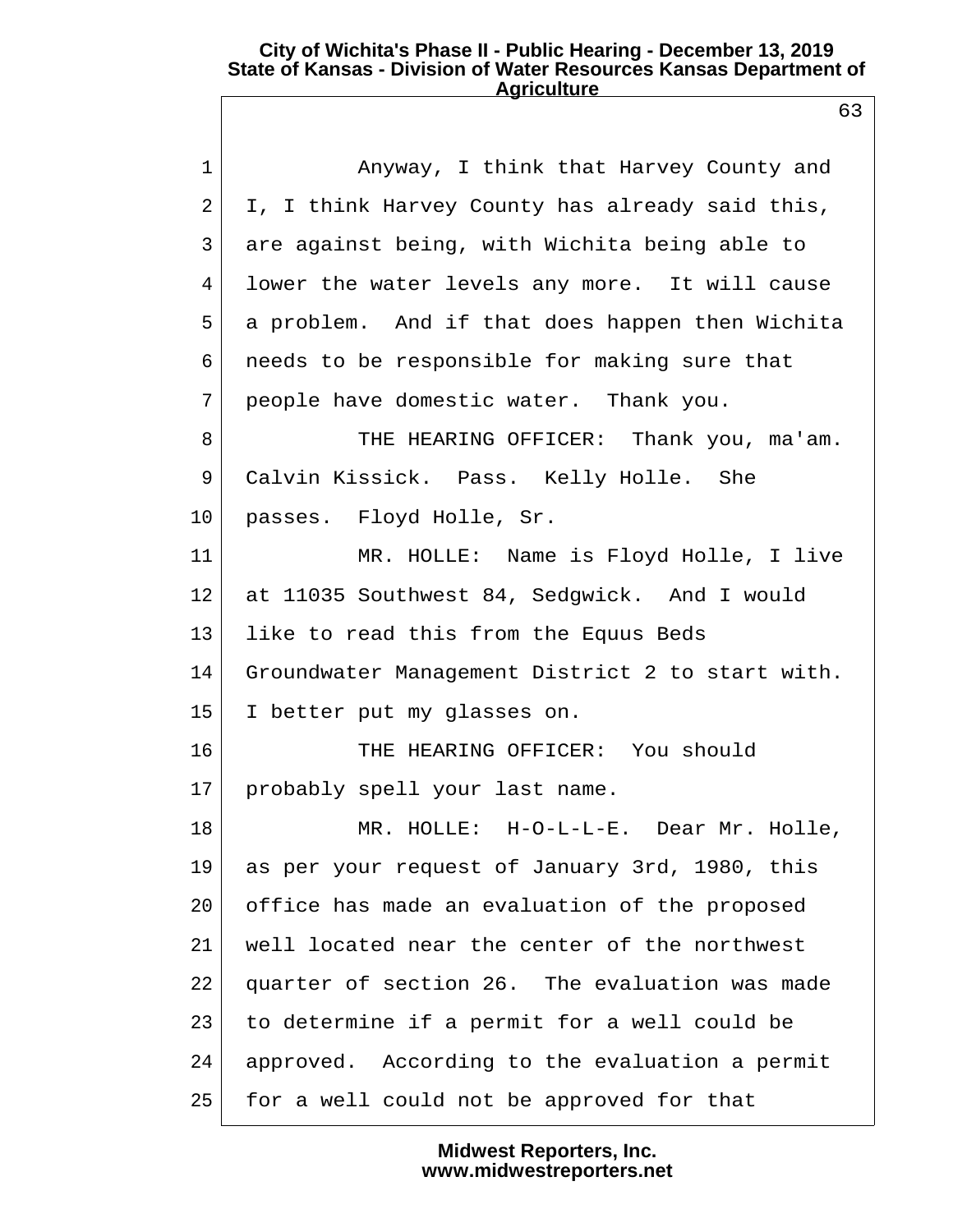Anyway, I think that Harvey County and I, I think Harvey County has already said this, are against being, with Wichita being able to lower the water levels any more. It will cause a problem. And if that does happen then Wichita needs to be responsible for making sure that people have domestic water. Thank you.

THE HEARING OFFICER: Thank you, ma'am. Calvin Kissick. Pass. Kelly Holle. She passes. Floyd Holle, Sr.

MR. HOLLE: Name is Floyd Holle, I live at 11035 Southwest 84, Sedgwick. And I would like to read this from the Equus Beds Groundwater Management District 2 to start with. I better put my glasses on.

THE HEARING OFFICER: You should probably spell your last name.

MR. HOLLE: H-O-L-L-E. Dear Mr. Holle, as per your request of January 3rd, 1980, this office has made an evaluation of the proposed well located near the center of the northwest quarter of section 26. The evaluation was made to determine if a permit for a well could be approved. According to the evaluation a permit for a well could not be approved for that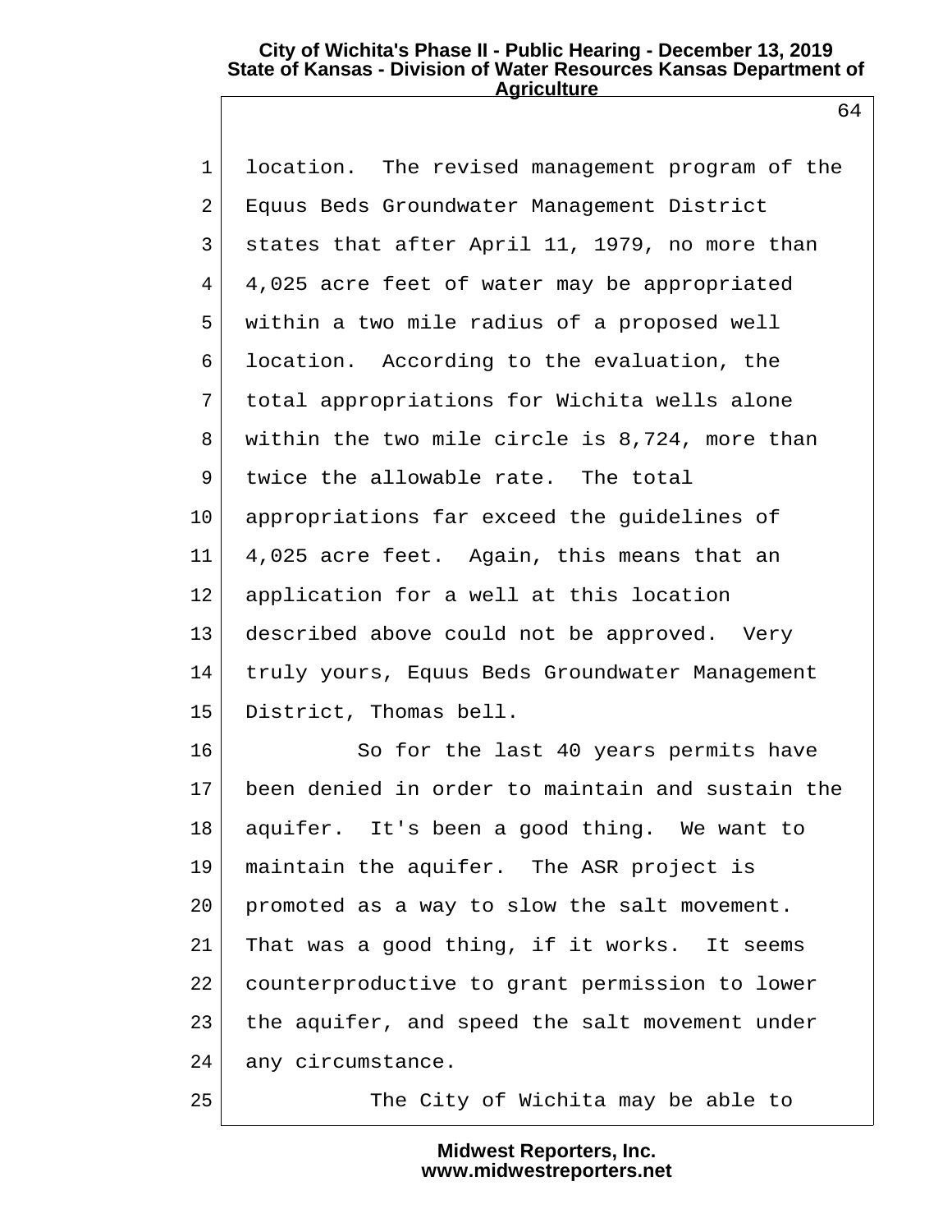location. The revised management program of the Equus Beds Groundwater Management District states that after April 11, 1979, no more than 4,025 acre feet of water may be appropriated within a two mile radius of a proposed well location. According to the evaluation, the total appropriations for Wichita wells alone within the two mile circle is 8,724, more than twice the allowable rate. The total appropriations far exceed the guidelines of 4,025 acre feet. Again, this means that an application for a well at this location described above could not be approved. Very truly yours, Equus Beds Groundwater Management District, Thomas bell.

So for the last 40 years permits have been denied in order to maintain and sustain the aquifer. It's been a good thing. We want to maintain the aquifer. The ASR project is promoted as a way to slow the salt movement. That was a good thing, if it works. It seems counterproductive to grant permission to lower the aquifer, and speed the salt movement under any circumstance.

The City of Wichita may be able to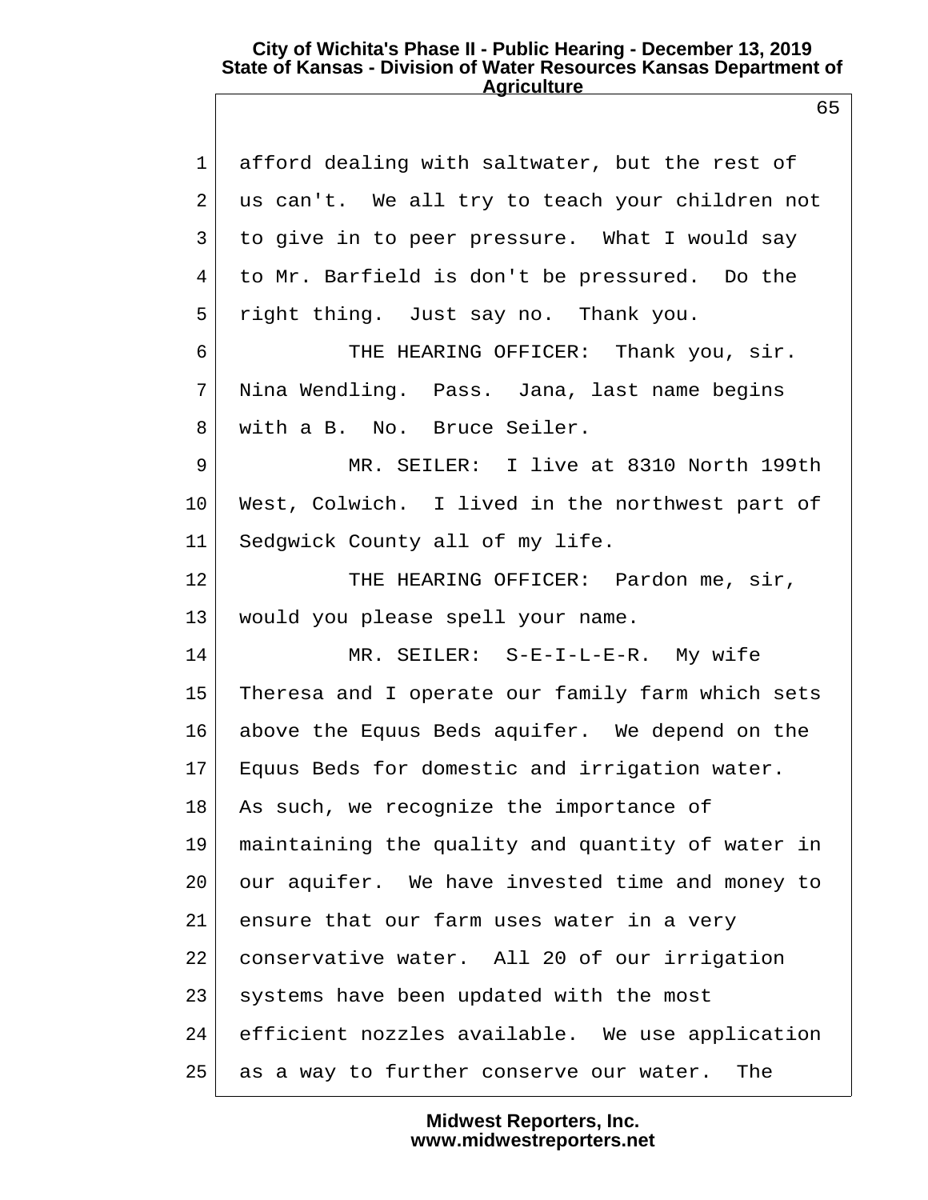afford dealing with saltwater, but the rest of us can't. We all try to teach your children not to give in to peer pressure. What I would say to Mr. Barfield is don't be pressured. Do the right thing. Just say no. Thank you.

THE HEARING OFFICER: Thank you, sir. Nina Wendling. Pass. Jana, last name begins with a B. No. Bruce Seiler.

MR. SEILER: I live at 8310 North 199th West, Colwich. I lived in the northwest part of Sedgwick County all of my life.

THE HEARING OFFICER: Pardon me, sir, would you please spell your name.

MR. SEILER: S-E-I-L-E-R. My wife Theresa and I operate our family farm which sets above the Equus Beds aquifer. We depend on the Equus Beds for domestic and irrigation water. As such, we recognize the importance of maintaining the quality and quantity of water in our aquifer. We have invested time and money to ensure that our farm uses water in a very conservative water. All 20 of our irrigation systems have been updated with the most efficient nozzles available. We use application as a way to further conserve our water. The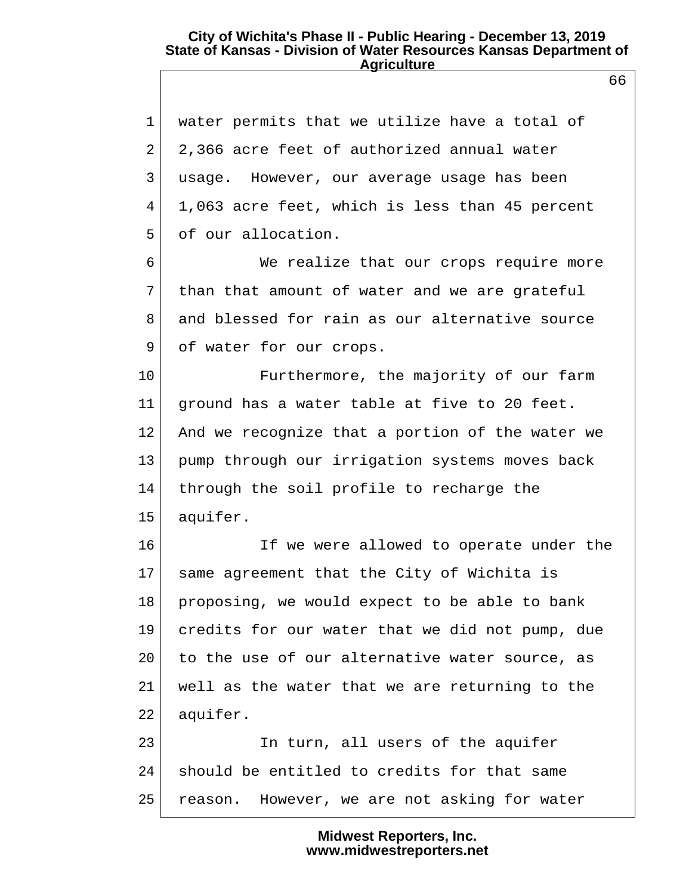water permits that we utilize have a total of 2,366 acre feet of authorized annual water usage. However, our average usage has been 1,063 acre feet, which is less than 45 percent of our allocation.

We realize that our crops require more than that amount of water and we are grateful and blessed for rain as our alternative source of water for our crops.

Furthermore, the majority of our farm ground has a water table at five to 20 feet. And we recognize that a portion of the water we pump through our irrigation systems moves back through the soil profile to recharge the aquifer.

If we were allowed to operate under the same agreement that the City of Wichita is proposing, we would expect to be able to bank credits for our water that we did not pump, due to the use of our alternative water source, as well as the water that we are returning to the aquifer.

In turn, all users of the aquifer should be entitled to credits for that same reason. However, we are not asking for water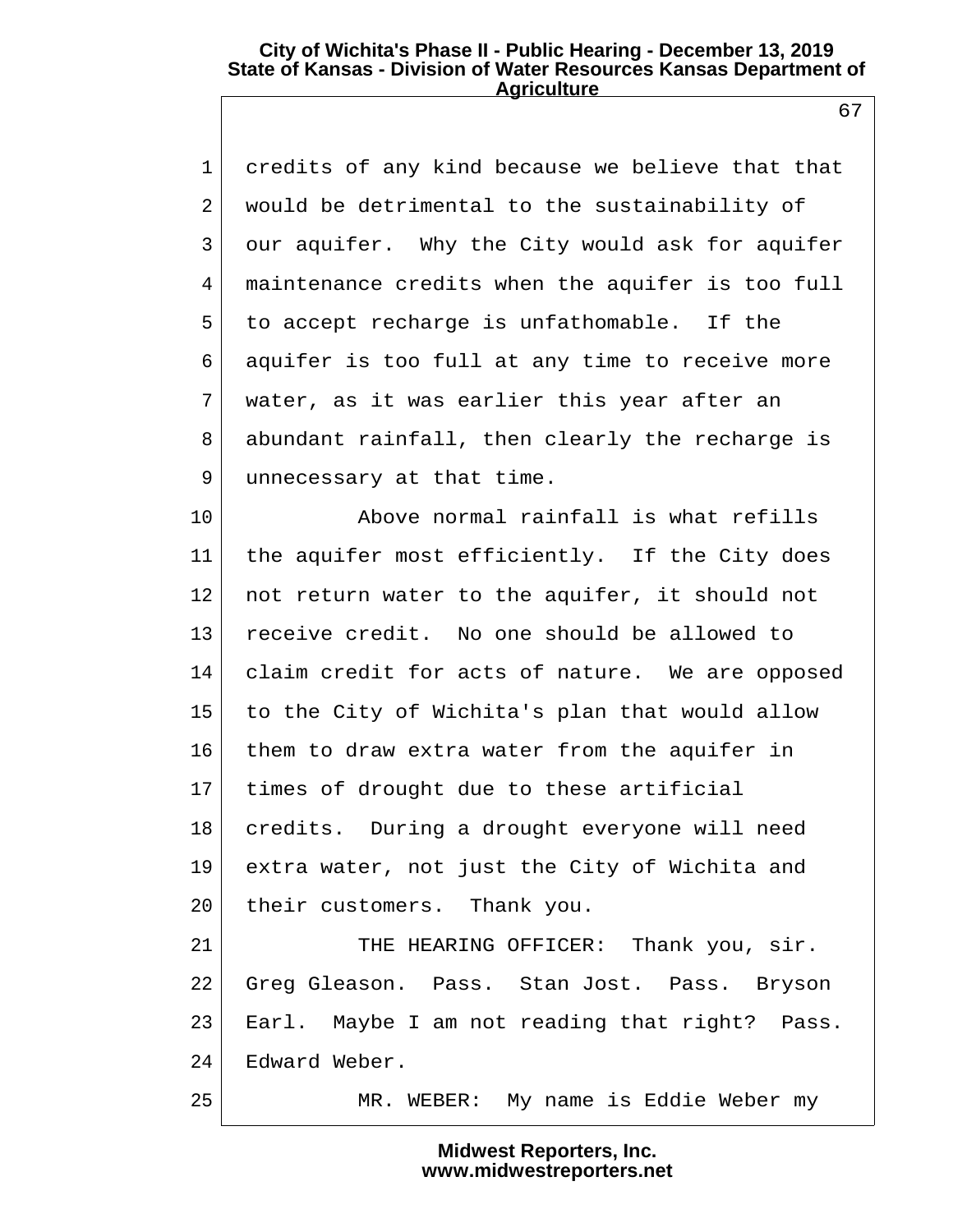credits of any kind because we believe that that would be detrimental to the sustainability of our aquifer. Why the City would ask for aquifer maintenance credits when the aquifer is too full to accept recharge is unfathomable. If the aquifer is too full at any time to receive more water, as it was earlier this year after an abundant rainfall, then clearly the recharge is unnecessary at that time.

Above normal rainfall is what refills the aquifer most efficiently. If the City does not return water to the aquifer, it should not receive credit. No one should be allowed to claim credit for acts of nature. We are opposed to the City of Wichita's plan that would allow them to draw extra water from the aquifer in times of drought due to these artificial credits. During a drought everyone will need extra water, not just the City of Wichita and their customers. Thank you.

THE HEARING OFFICER: Thank you, sir. Greg Gleason. Pass. Stan Jost. Pass. Bryson Earl. Maybe I am not reading that right? Pass. Edward Weber.

MR. WEBER: My name is Eddie Weber my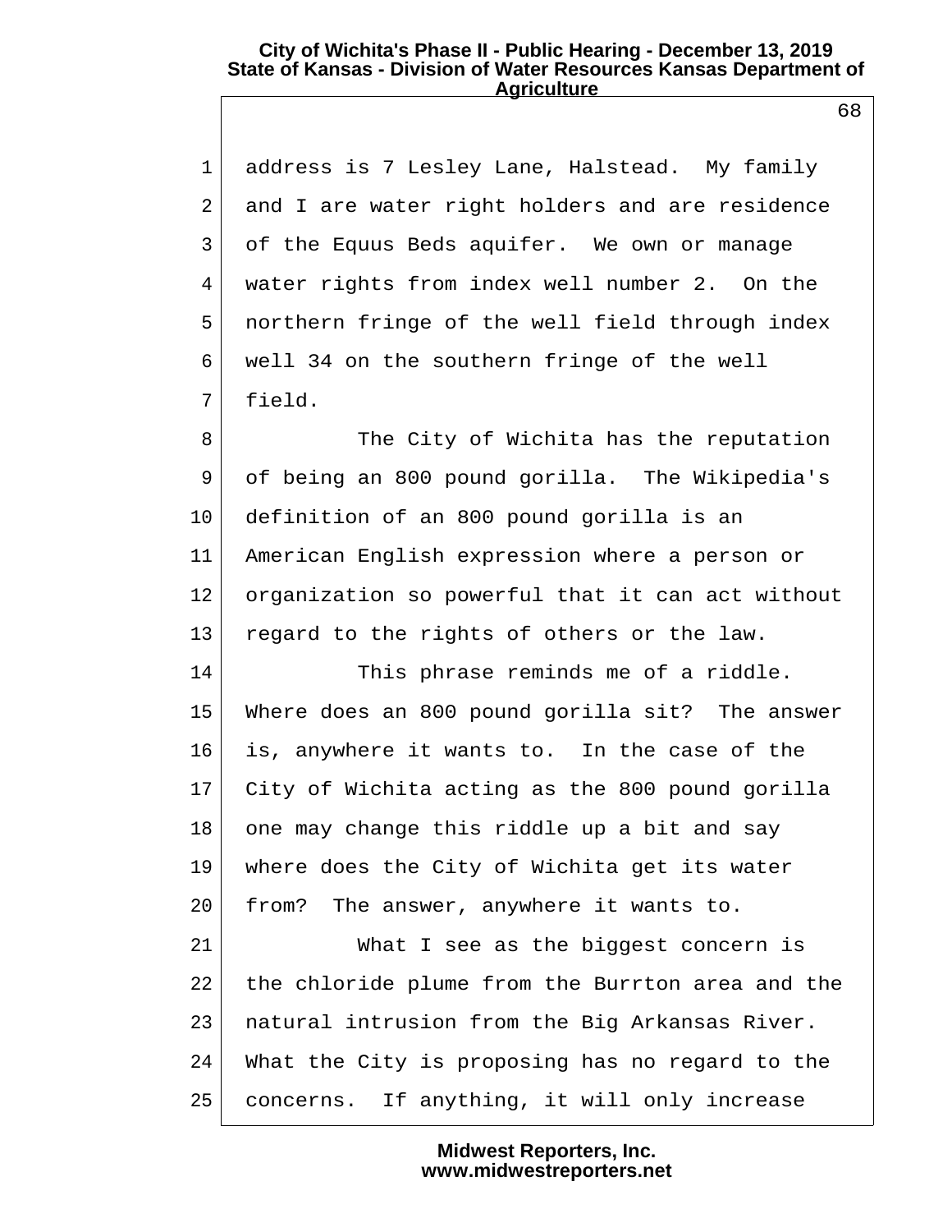address is 7 Lesley Lane, Halstead. My family and I are water right holders and are residence of the Equus Beds aquifer. We own or manage water rights from index well number 2. On the northern fringe of the well field through index well 34 on the southern fringe of the well field.

The City of Wichita has the reputation of being an 800 pound gorilla. The Wikipedia's definition of an 800 pound gorilla is an American English expression where a person or organization so powerful that it can act without regard to the rights of others or the law.

This phrase reminds me of a riddle. Where does an 800 pound gorilla sit? The answer is, anywhere it wants to. In the case of the City of Wichita acting as the 800 pound gorilla one may change this riddle up a bit and say where does the City of Wichita get its water from? The answer, anywhere it wants to.

What I see as the biggest concern is the chloride plume from the Burrton area and the natural intrusion from the Big Arkansas River. What the City is proposing has no regard to the concerns. If anything, it will only increase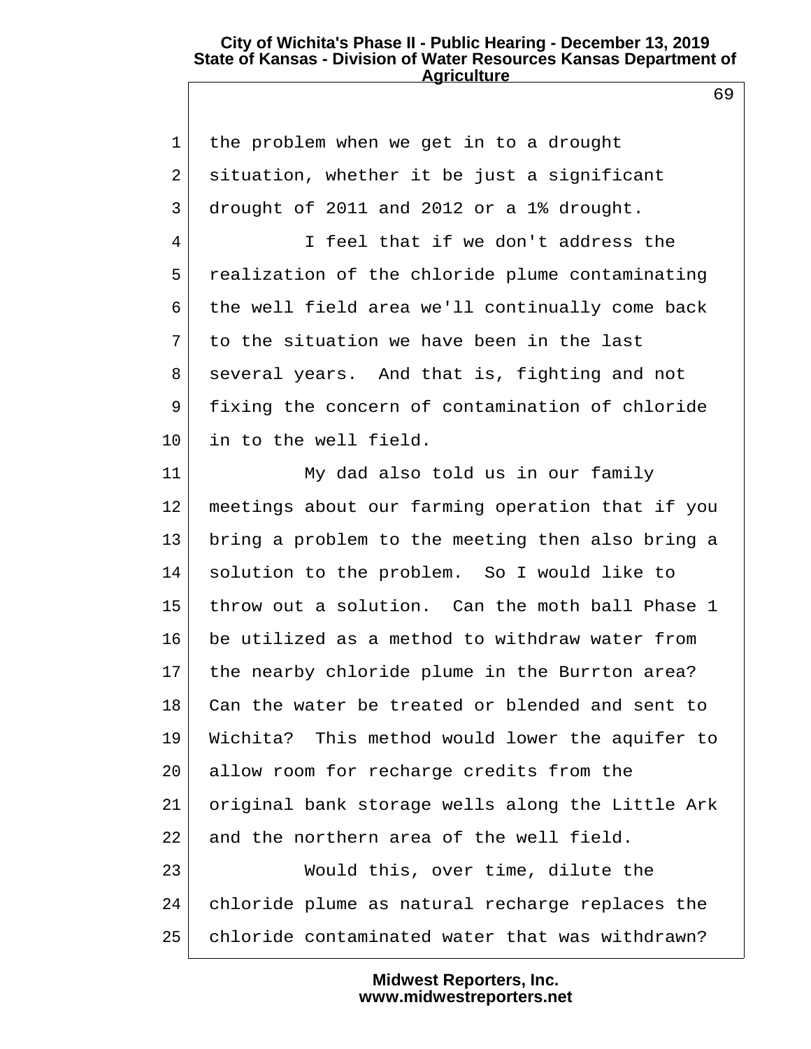the problem when we get in to a drought situation, whether it be just a significant drought of 2011 and 2012 or a 1% drought.

I feel that if we don't address the realization of the chloride plume contaminating the well field area we'll continually come back to the situation we have been in the last several years. And that is, fighting and not fixing the concern of contamination of chloride in to the well field.

My dad also told us in our family meetings about our farming operation that if you bring a problem to the meeting then also bring a solution to the problem. So I would like to throw out a solution. Can the moth ball Phase 1 be utilized as a method to withdraw water from the nearby chloride plume in the Burrton area? Can the water be treated or blended and sent to Wichita? This method would lower the aquifer to allow room for recharge credits from the original bank storage wells along the Little Ark and the northern area of the well field.

Would this, over time, dilute the chloride plume as natural recharge replaces the chloride contaminated water that was withdrawn?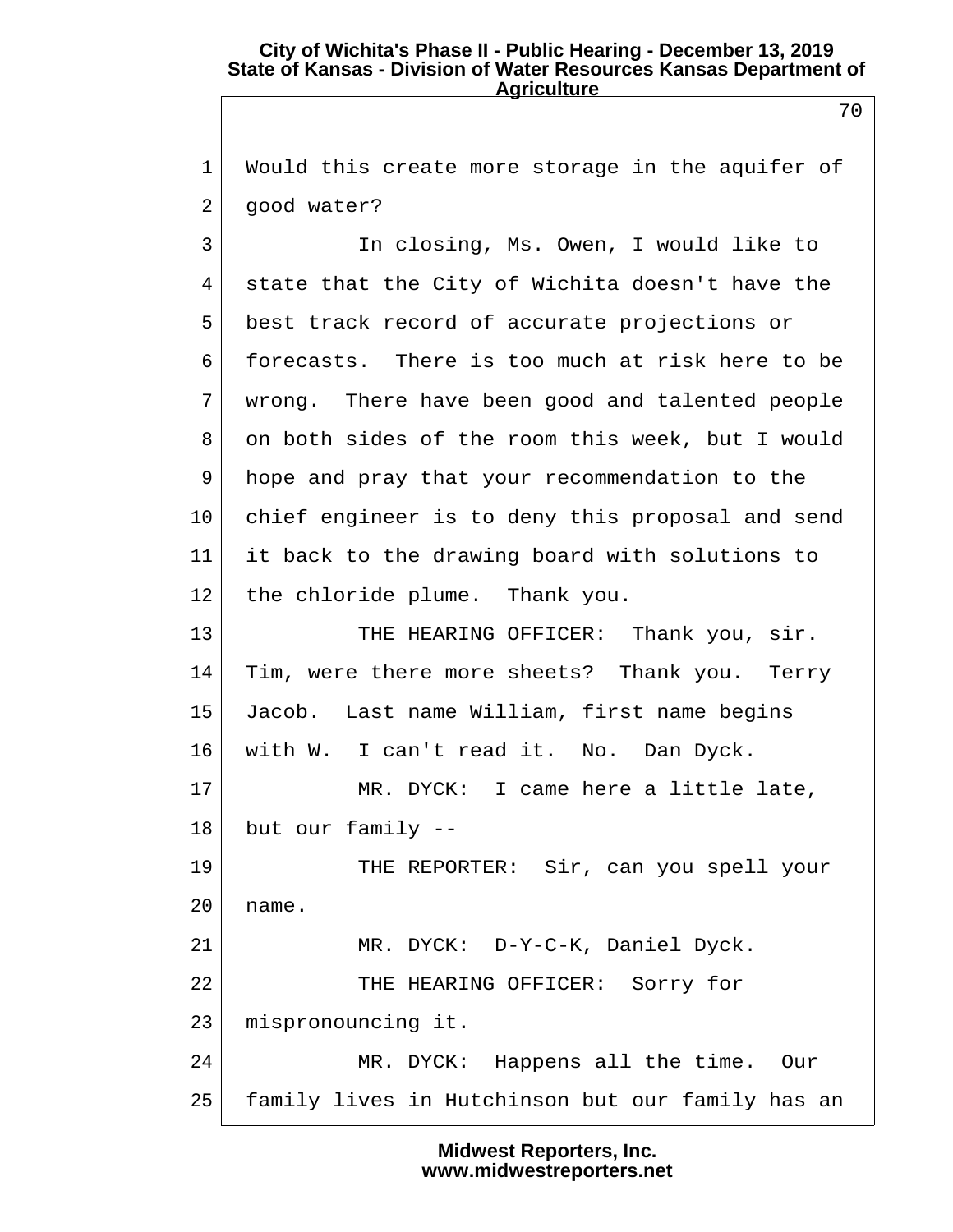1 Would this create more storage in the aquifer of
2 good water?
3 In closing, Ms. Owen, I would like to
4 state that the City of Wichita doesn't have the
5 best track record of accurate projections or
6 forecasts. There is too much at risk here to be
7 wrong. There have been good and talented people
8 on both sides of the room this week, but I would
9 hope and pray that your recommendation to the
10 chief engineer is to deny this proposal and send
11 it back to the drawing board with solutions to
12 the chloride plume. Thank you.
13 THE HEARING OFFICER: Thank you, sir.
14 Tim, were there more sheets? Thank you. Terry
15 Jacob. Last name William, first name begins
16 with W. I can't read it. No. Dan Dyck.
17 MR. DYCK: I came here a little late,
18 but our family --
19 THE REPORTER: Sir, can you spell your
20 name.
21 MR. DYCK: D-Y-C-K, Daniel Dyck.
22 THE HEARING OFFICER: Sorry for
23 mispronouncing it.
24 MR. DYCK: Happens all the time. Our
25 family lives in Hutchinson but our family has an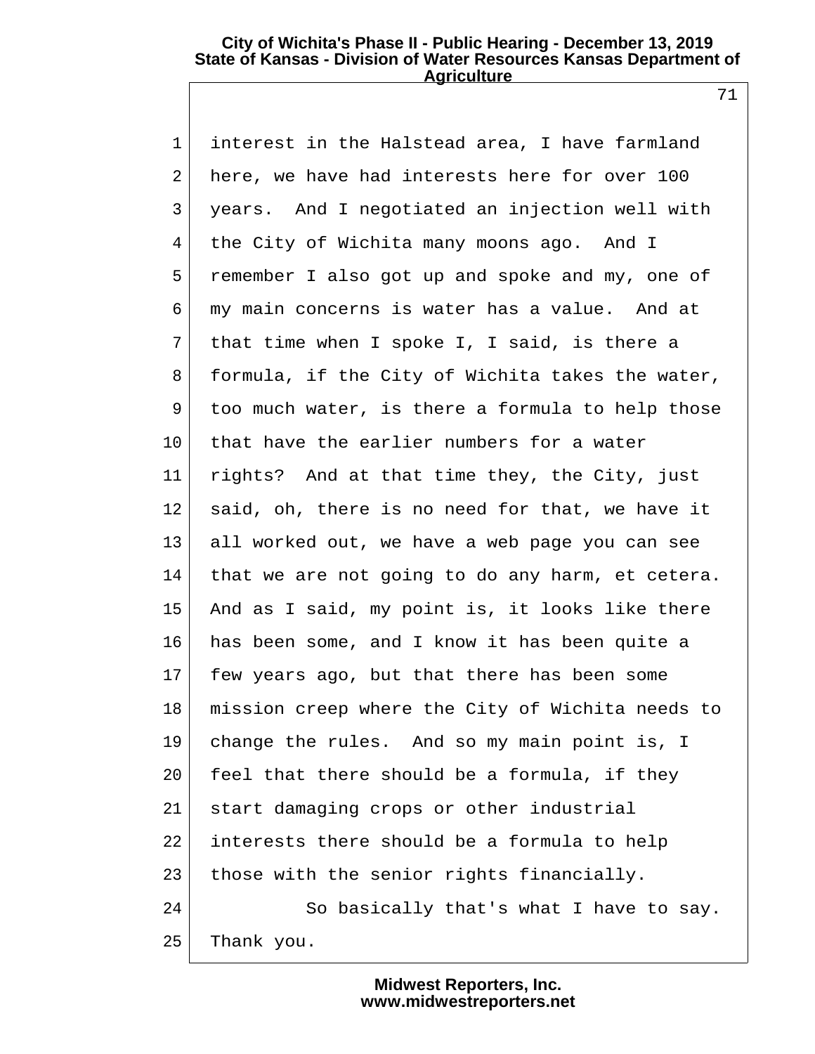interest in the Halstead area, I have farmland here, we have had interests here for over 100 years. And I negotiated an injection well with the City of Wichita many moons ago. And I remember I also got up and spoke and my, one of my main concerns is water has a value. And at that time when I spoke I, I said, is there a formula, if the City of Wichita takes the water, too much water, is there a formula to help those that have the earlier numbers for a water rights? And at that time they, the City, just said, oh, there is no need for that, we have it all worked out, we have a web page you can see that we are not going to do any harm, et cetera. And as I said, my point is, it looks like there has been some, and I know it has been quite a few years ago, but that there has been some mission creep where the City of Wichita needs to change the rules. And so my main point is, I feel that there should be a formula, if they start damaging crops or other industrial interests there should be a formula to help those with the senior rights financially.

So basically that's what I have to say. Thank you.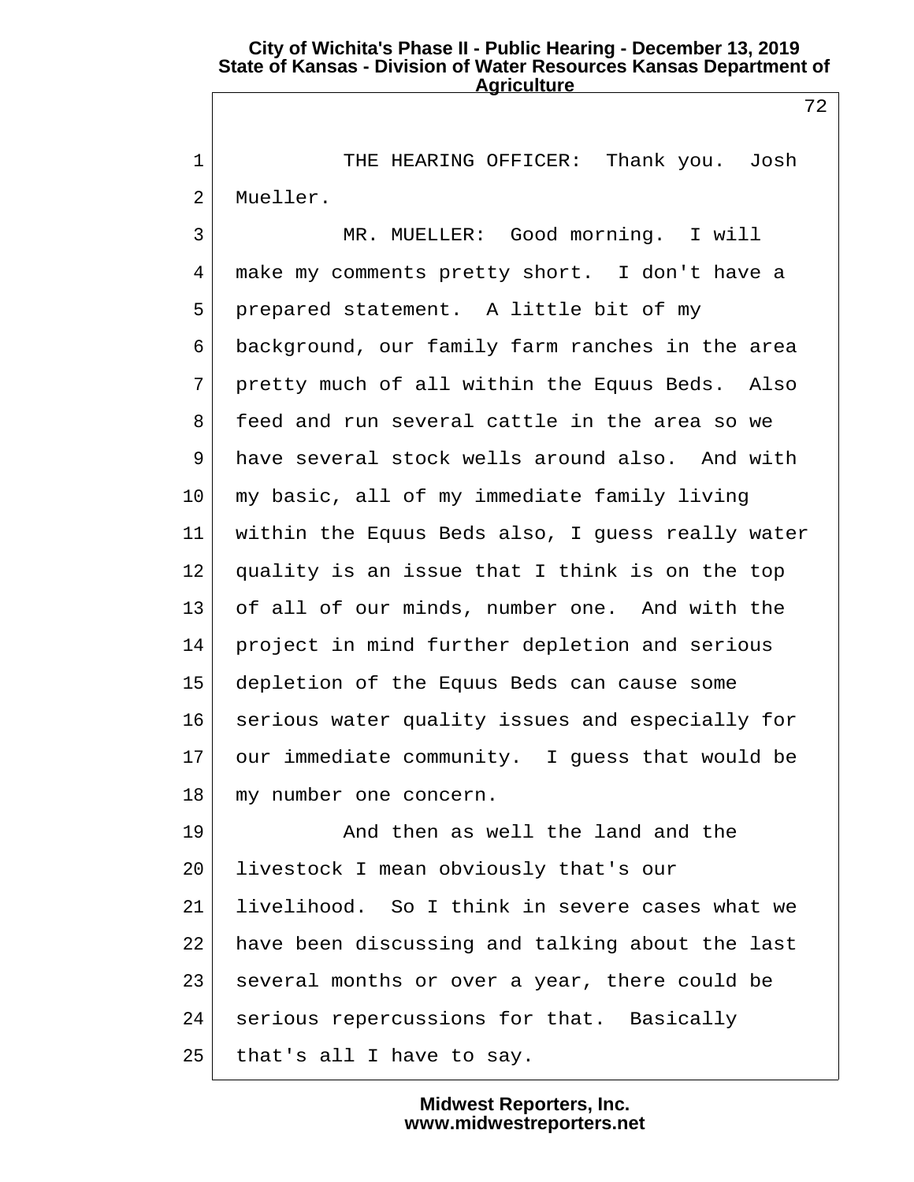THE HEARING OFFICER: Thank you. Josh Mueller.

MR. MUELLER: Good morning. I will make my comments pretty short. I don't have a prepared statement. A little bit of my background, our family farm ranches in the area pretty much of all within the Equus Beds. Also feed and run several cattle in the area so we have several stock wells around also. And with my basic, all of my immediate family living within the Equus Beds also, I guess really water quality is an issue that I think is on the top of all of our minds, number one. And with the project in mind further depletion and serious depletion of the Equus Beds can cause some serious water quality issues and especially for our immediate community. I guess that would be my number one concern.

And then as well the land and the livestock I mean obviously that's our livelihood. So I think in severe cases what we have been discussing and talking about the last several months or over a year, there could be serious repercussions for that. Basically that's all I have to say.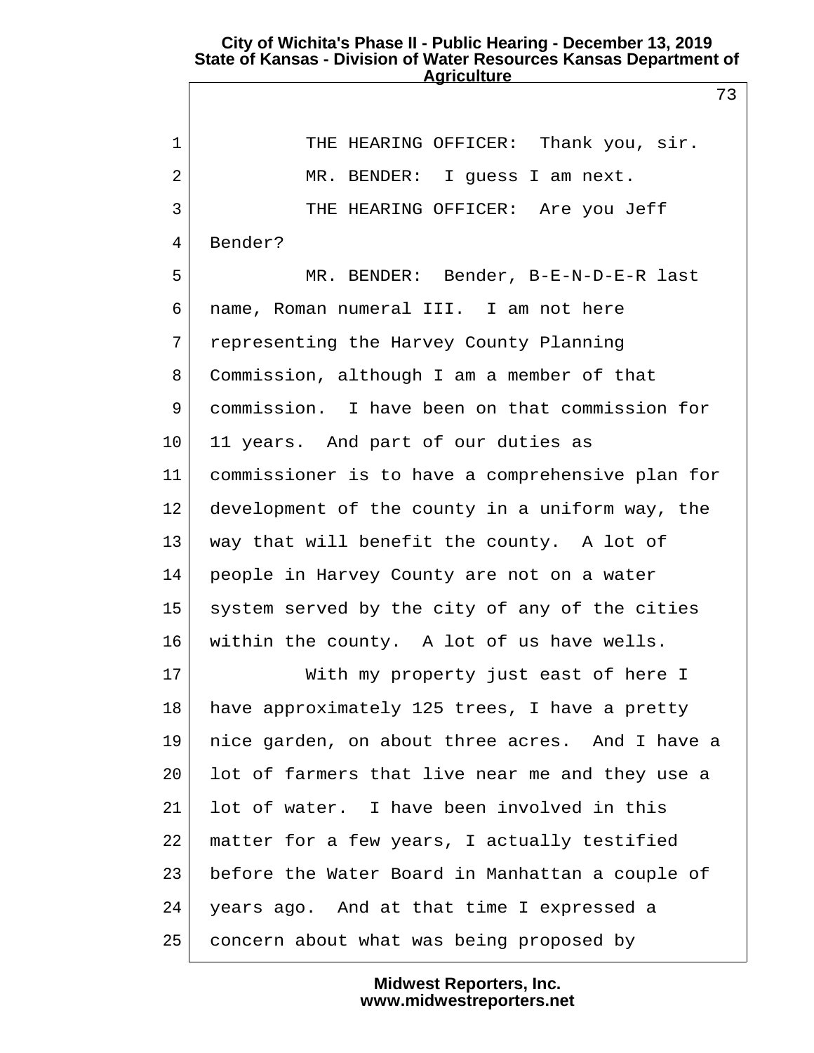THE HEARING OFFICER: Thank you, sir.

MR. BENDER: I guess I am next.

THE HEARING OFFICER: Are you Jeff Bender?

MR. BENDER: Bender, B-E-N-D-E-R last name, Roman numeral III. I am not here representing the Harvey County Planning Commission, although I am a member of that commission. I have been on that commission for 11 years. And part of our duties as commissioner is to have a comprehensive plan for development of the county in a uniform way, the way that will benefit the county. A lot of people in Harvey County are not on a water system served by the city of any of the cities within the county. A lot of us have wells.

With my property just east of here I have approximately 125 trees, I have a pretty nice garden, on about three acres. And I have a lot of farmers that live near me and they use a lot of water. I have been involved in this matter for a few years, I actually testified before the Water Board in Manhattan a couple of years ago. And at that time I expressed a concern about what was being proposed by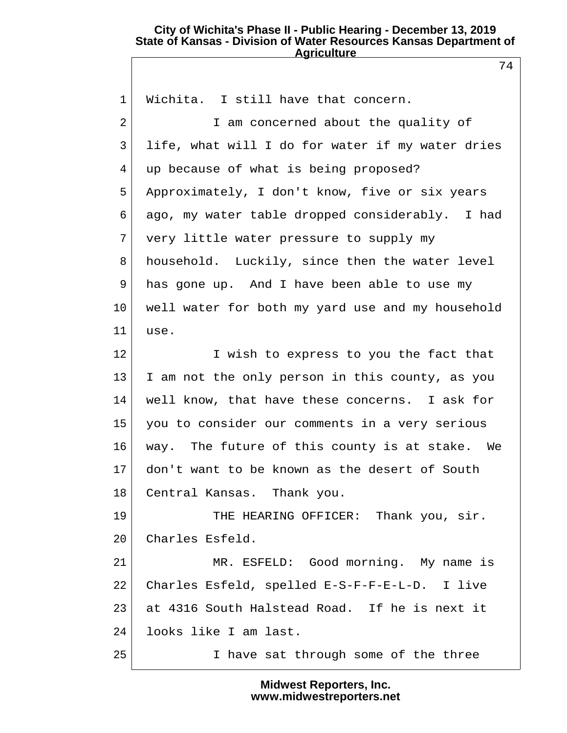Wichita. I still have that concern.

I am concerned about the quality of life, what will I do for water if my water dries up because of what is being proposed? Approximately, I don't know, five or six years ago, my water table dropped considerably. I had very little water pressure to supply my household. Luckily, since then the water level has gone up. And I have been able to use my well water for both my yard use and my household use.

I wish to express to you the fact that I am not the only person in this county, as you well know, that have these concerns. I ask for you to consider our comments in a very serious way. The future of this county is at stake. We don't want to be known as the desert of South Central Kansas. Thank you.

THE HEARING OFFICER: Thank you, sir. Charles Esfeld.

MR. ESFELD: Good morning. My name is Charles Esfeld, spelled E-S-F-F-E-L-D. I live at 4316 South Halstead Road. If he is next it looks like I am last.

I have sat through some of the three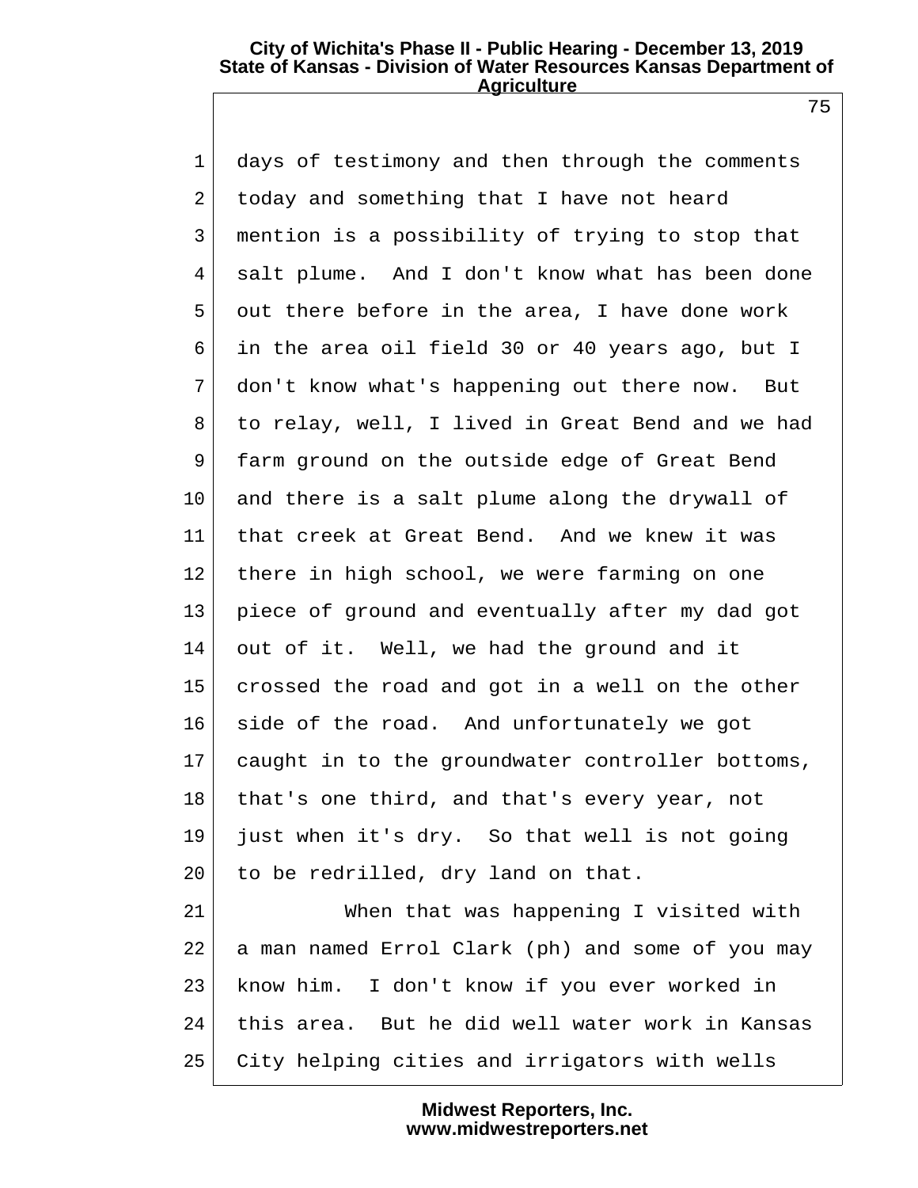days of testimony and then through the comments today and something that I have not heard mention is a possibility of trying to stop that salt plume. And I don't know what has been done out there before in the area, I have done work in the area oil field 30 or 40 years ago, but I don't know what's happening out there now. But to relay, well, I lived in Great Bend and we had farm ground on the outside edge of Great Bend and there is a salt plume along the drywall of that creek at Great Bend. And we knew it was there in high school, we were farming on one piece of ground and eventually after my dad got out of it. Well, we had the ground and it crossed the road and got in a well on the other side of the road. And unfortunately we got caught in to the groundwater controller bottoms, that's one third, and that's every year, not just when it's dry. So that well is not going to be redrilled, dry land on that.

When that was happening I visited with a man named Errol Clark (ph) and some of you may know him. I don't know if you ever worked in this area. But he did well water work in Kansas City helping cities and irrigators with wells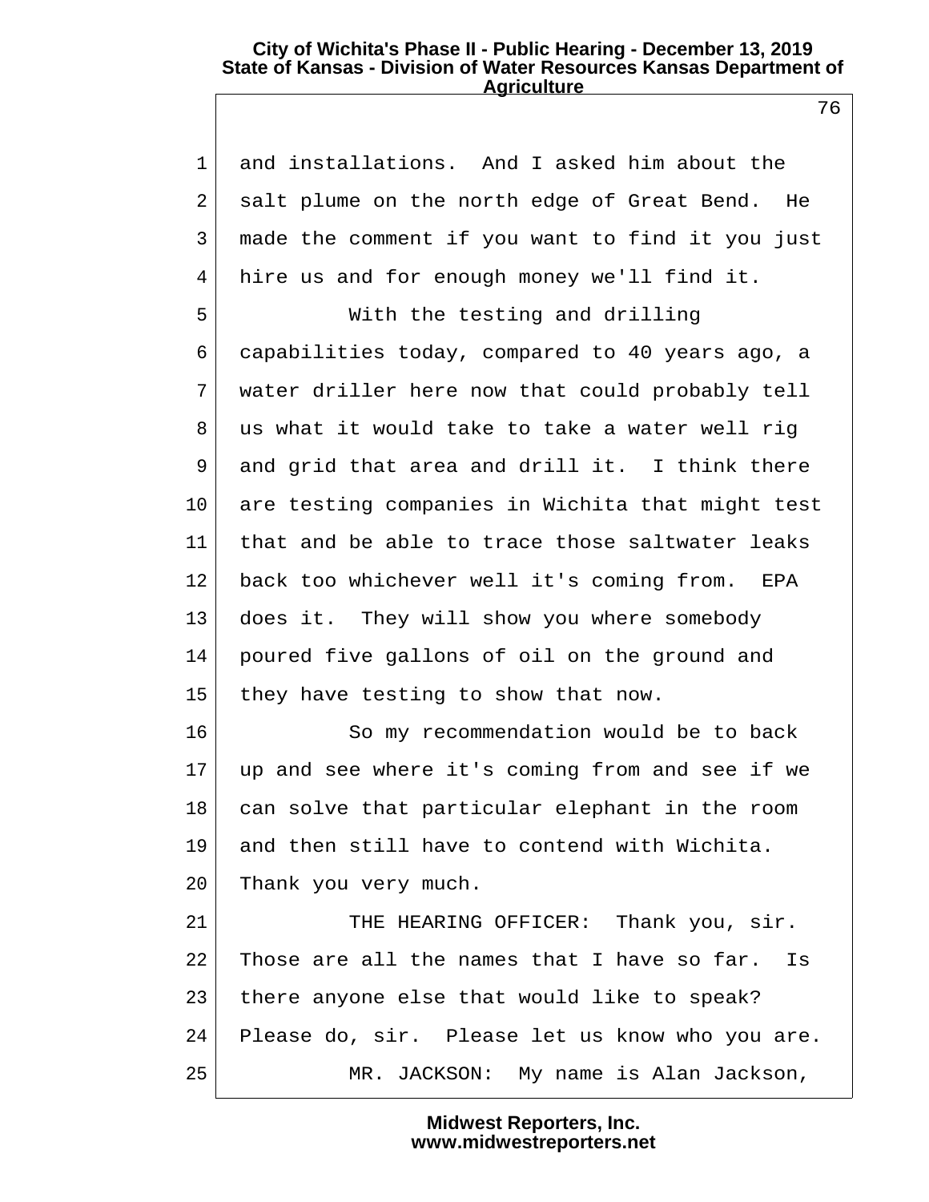and installations. And I asked him about the salt plume on the north edge of Great Bend. He made the comment if you want to find it you just hire us and for enough money we'll find it.

With the testing and drilling capabilities today, compared to 40 years ago, a water driller here now that could probably tell us what it would take to take a water well rig and grid that area and drill it. I think there are testing companies in Wichita that might test that and be able to trace those saltwater leaks back too whichever well it's coming from. EPA does it. They will show you where somebody poured five gallons of oil on the ground and they have testing to show that now.

So my recommendation would be to back up and see where it's coming from and see if we can solve that particular elephant in the room and then still have to contend with Wichita. Thank you very much.

THE HEARING OFFICER: Thank you, sir. Those are all the names that I have so far. Is there anyone else that would like to speak? Please do, sir. Please let us know who you are.

MR. JACKSON: My name is Alan Jackson,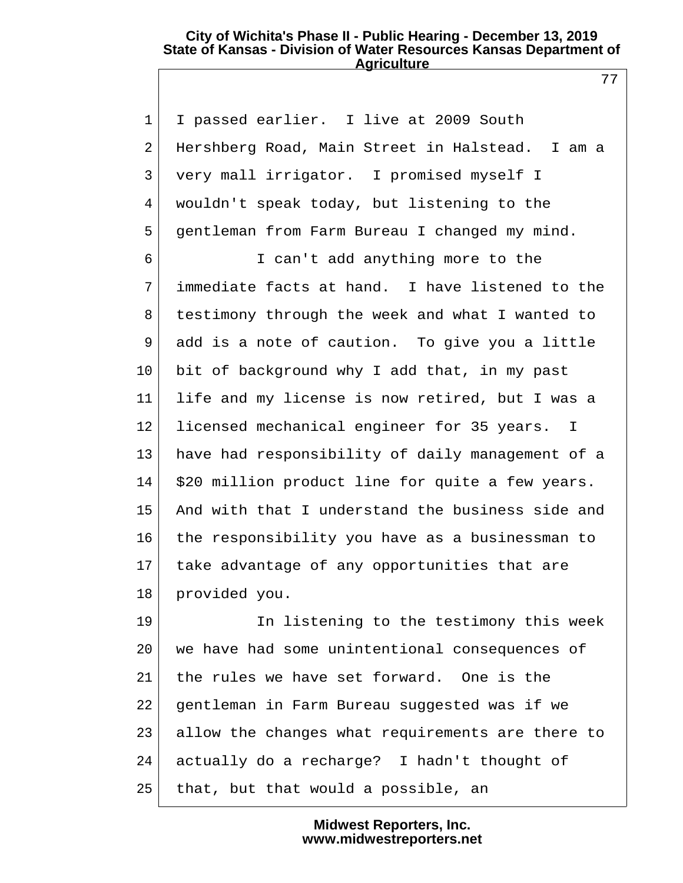I passed earlier. I live at 2009 South Hershberg Road, Main Street in Halstead. I am a very mall irrigator. I promised myself I wouldn't speak today, but listening to the gentleman from Farm Bureau I changed my mind.

I can't add anything more to the immediate facts at hand. I have listened to the testimony through the week and what I wanted to add is a note of caution. To give you a little bit of background why I add that, in my past life and my license is now retired, but I was a licensed mechanical engineer for 35 years. I have had responsibility of daily management of a $20 million product line for quite a few years. And with that I understand the business side and the responsibility you have as a businessman to take advantage of any opportunities that are provided you.

In listening to the testimony this week we have had some unintentional consequences of the rules we have set forward. One is the gentleman in Farm Bureau suggested was if we allow the changes what requirements are there to actually do a recharge? I hadn't thought of that, but that would a possible, an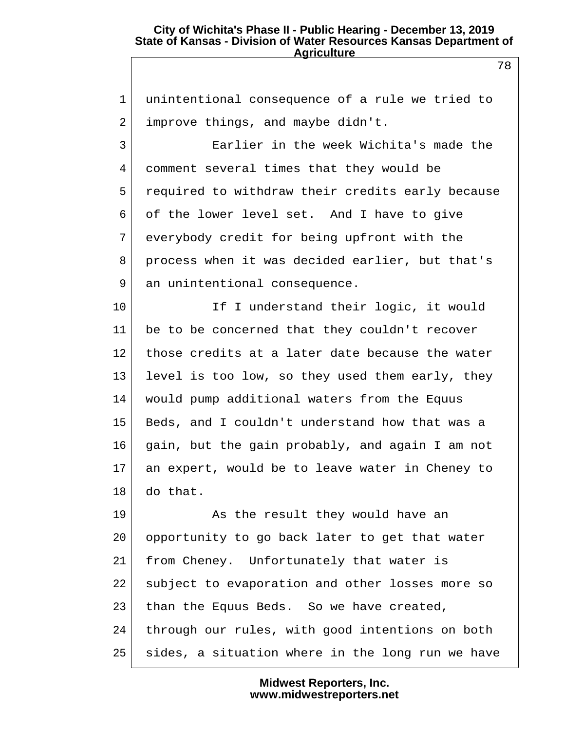unintentional consequence of a rule we tried to improve things, and maybe didn't.

Earlier in the week Wichita's made the comment several times that they would be required to withdraw their credits early because of the lower level set. And I have to give everybody credit for being upfront with the process when it was decided earlier, but that's an unintentional consequence.

If I understand their logic, it would be to be concerned that they couldn't recover those credits at a later date because the water level is too low, so they used them early, they would pump additional waters from the Equus Beds, and I couldn't understand how that was a gain, but the gain probably, and again I am not an expert, would be to leave water in Cheney to do that.

As the result they would have an opportunity to go back later to get that water from Cheney. Unfortunately that water is subject to evaporation and other losses more so than the Equus Beds. So we have created, through our rules, with good intentions on both sides, a situation where in the long run we have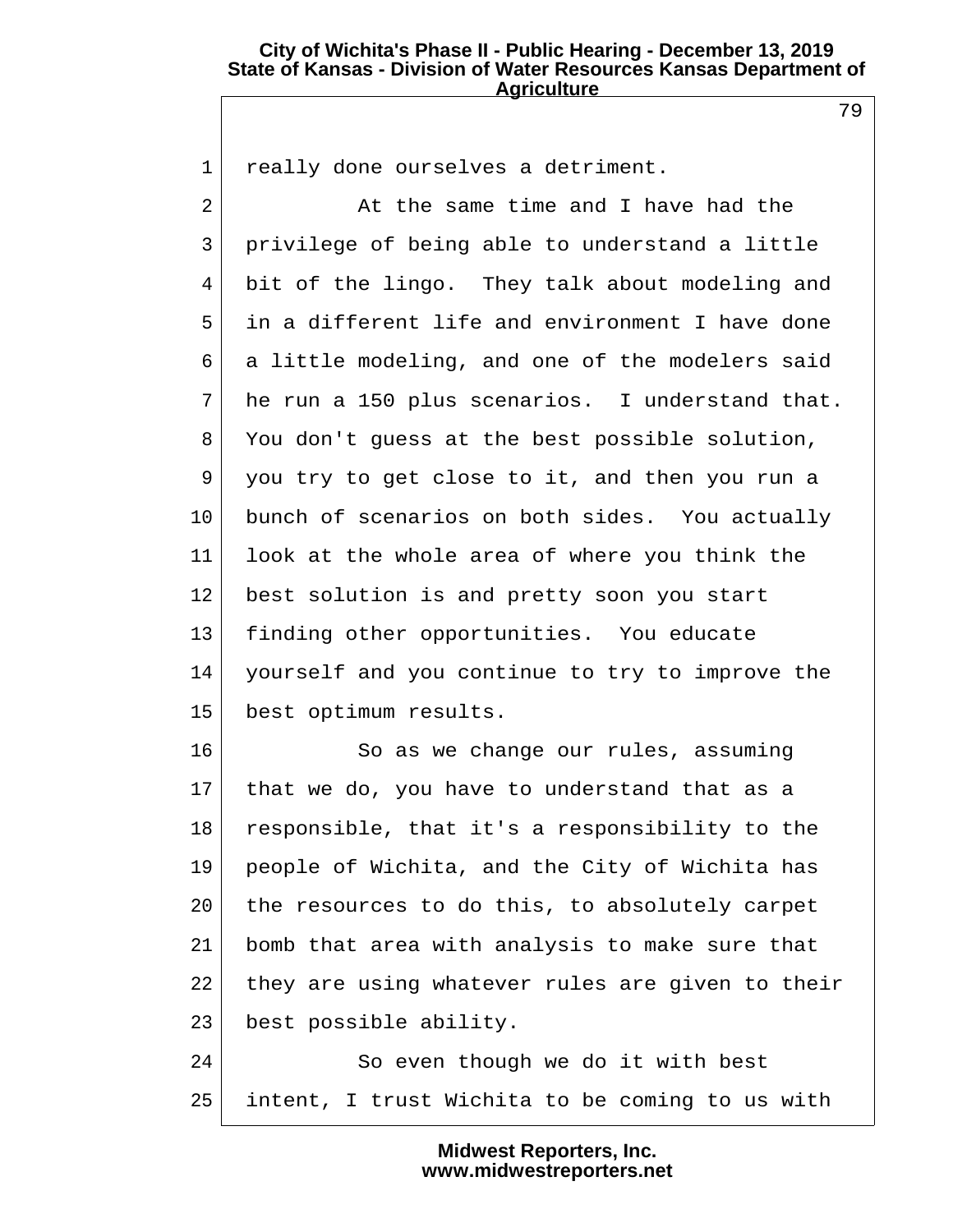really done ourselves a detriment.

At the same time and I have had the privilege of being able to understand a little bit of the lingo. They talk about modeling and in a different life and environment I have done a little modeling, and one of the modelers said he run a 150 plus scenarios. I understand that. You don't guess at the best possible solution, you try to get close to it, and then you run a bunch of scenarios on both sides. You actually look at the whole area of where you think the best solution is and pretty soon you start finding other opportunities. You educate yourself and you continue to try to improve the best optimum results.

So as we change our rules, assuming that we do, you have to understand that as a responsible, that it's a responsibility to the people of Wichita, and the City of Wichita has the resources to do this, to absolutely carpet bomb that area with analysis to make sure that they are using whatever rules are given to their best possible ability.

So even though we do it with best intent, I trust Wichita to be coming to us with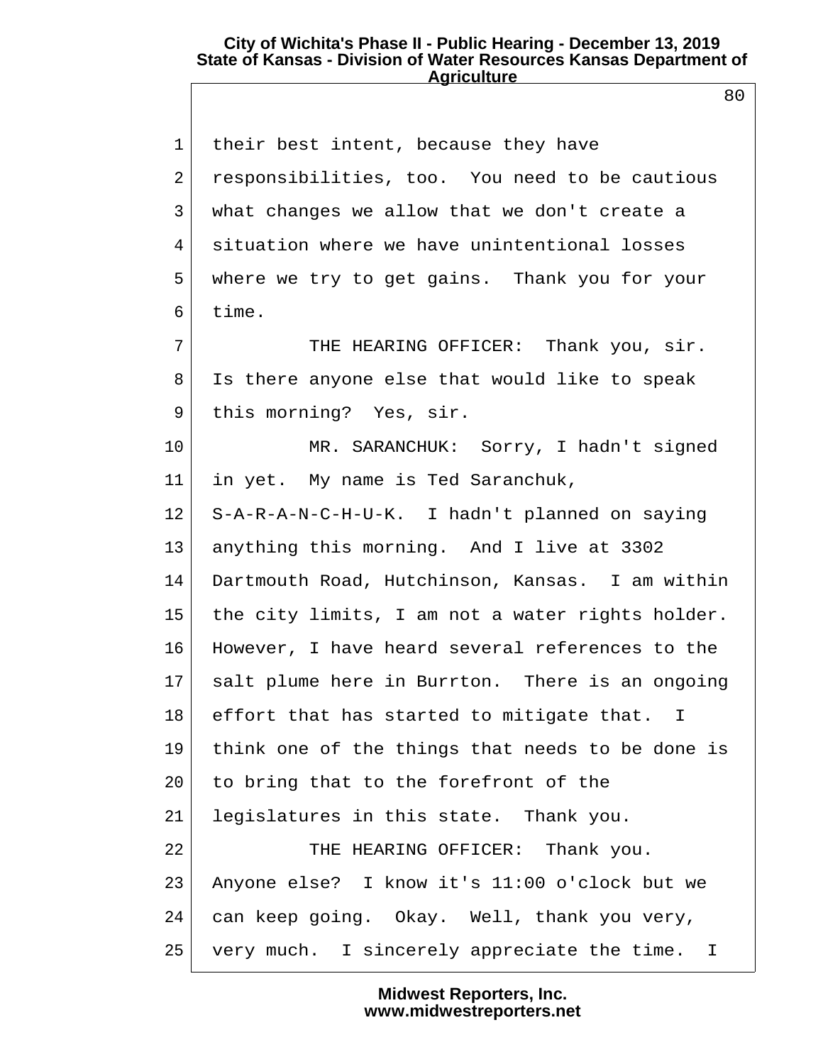their best intent, because they have responsibilities, too. You need to be cautious what changes we allow that we don't create a situation where we have unintentional losses where we try to get gains. Thank you for your time.

THE HEARING OFFICER: Thank you, sir. Is there anyone else that would like to speak this morning? Yes, sir.

MR. SARANCHUK: Sorry, I hadn't signed in yet. My name is Ted Saranchuk, S-A-R-A-N-C-H-U-K. I hadn't planned on saying anything this morning. And I live at 3302 Dartmouth Road, Hutchinson, Kansas. I am within the city limits, I am not a water rights holder. However, I have heard several references to the salt plume here in Burrton. There is an ongoing effort that has started to mitigate that. I think one of the things that needs to be done is to bring that to the forefront of the legislatures in this state. Thank you.

THE HEARING OFFICER: Thank you. Anyone else? I know it's 11:00 o'clock but we can keep going. Okay. Well, thank you very, very much. I sincerely appreciate the time. I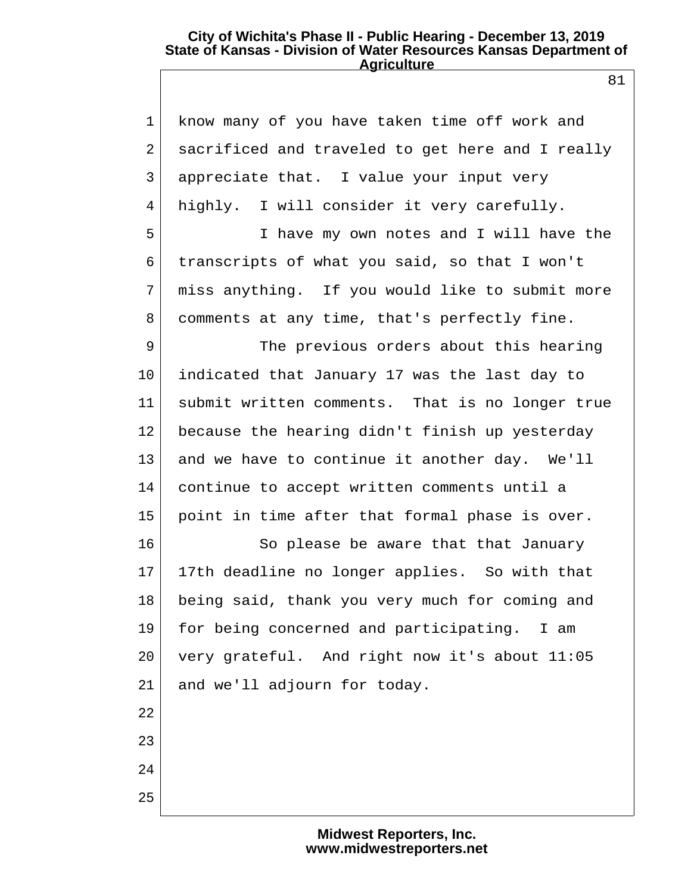know many of you have taken time off work and sacrificed and traveled to get here and I really appreciate that. I value your input very highly. I will consider it very carefully.

I have my own notes and I will have the transcripts of what you said, so that I won't miss anything. If you would like to submit more comments at any time, that's perfectly fine.

The previous orders about this hearing indicated that January 17 was the last day to submit written comments. That is no longer true because the hearing didn't finish up yesterday and we have to continue it another day. We'll continue to accept written comments until a point in time after that formal phase is over.

So please be aware that that January 17th deadline no longer applies. So with that being said, thank you very much for coming and for being concerned and participating. I am very grateful. And right now it's about 11:05 and we'll adjourn for today.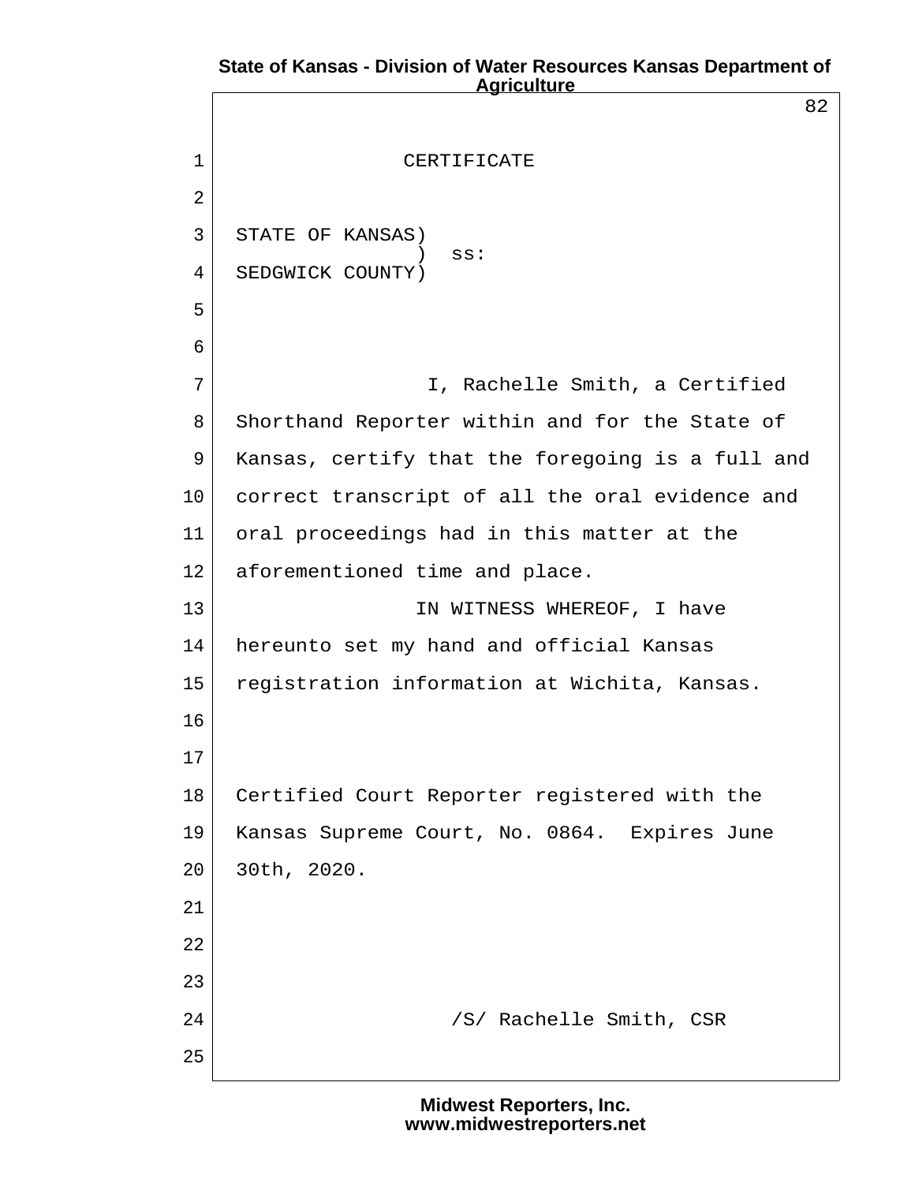# CERTIFICATE

STATE OF KANSAS)
                )  ss:
SEDGWICK COUNTY)

I, Rachelle Smith, a Certified Shorthand Reporter within and for the State of Kansas, certify that the foregoing is a full and correct transcript of all the oral evidence and oral proceedings had in this matter at the aforementioned time and place.

IN WITNESS WHEREOF, I have hereunto set my hand and official Kansas registration information at Wichita, Kansas.

Certified Court Reporter registered with the Kansas Supreme Court, No. 0864. Expires June 30th, 2020.

/S/ Rachelle Smith, CSR